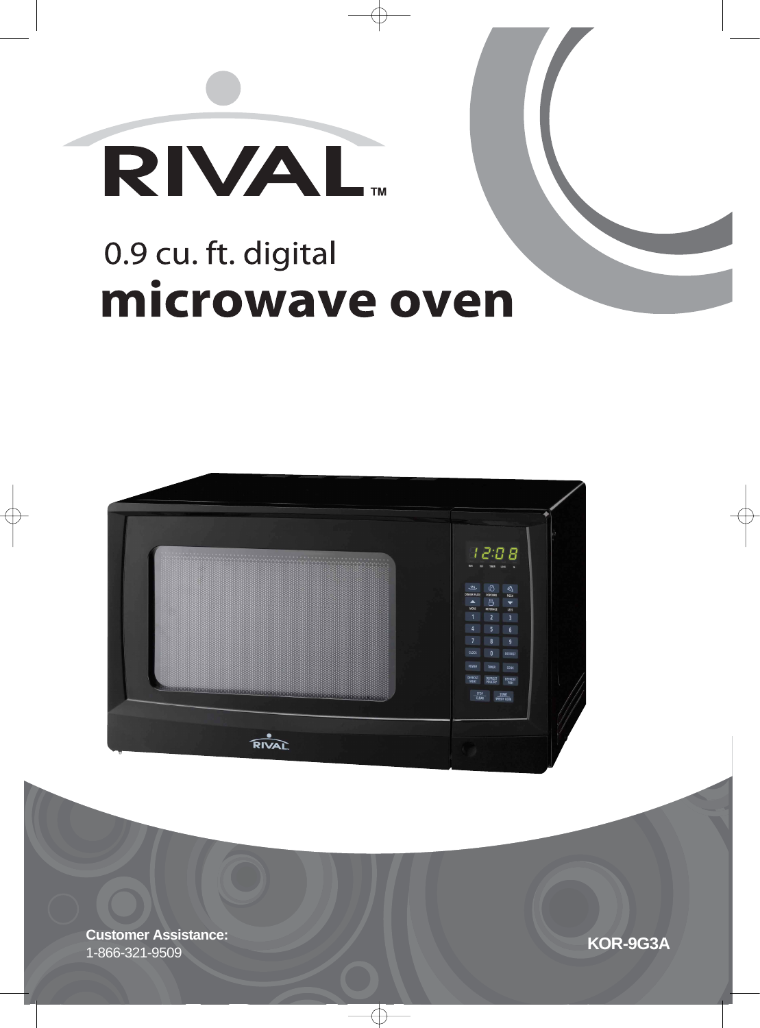# RIVAL™

## 0.9 cu. ft. digital
# microwave oven

**Customer Assistance:**
1-866-321-9509

**KOR-9G3A**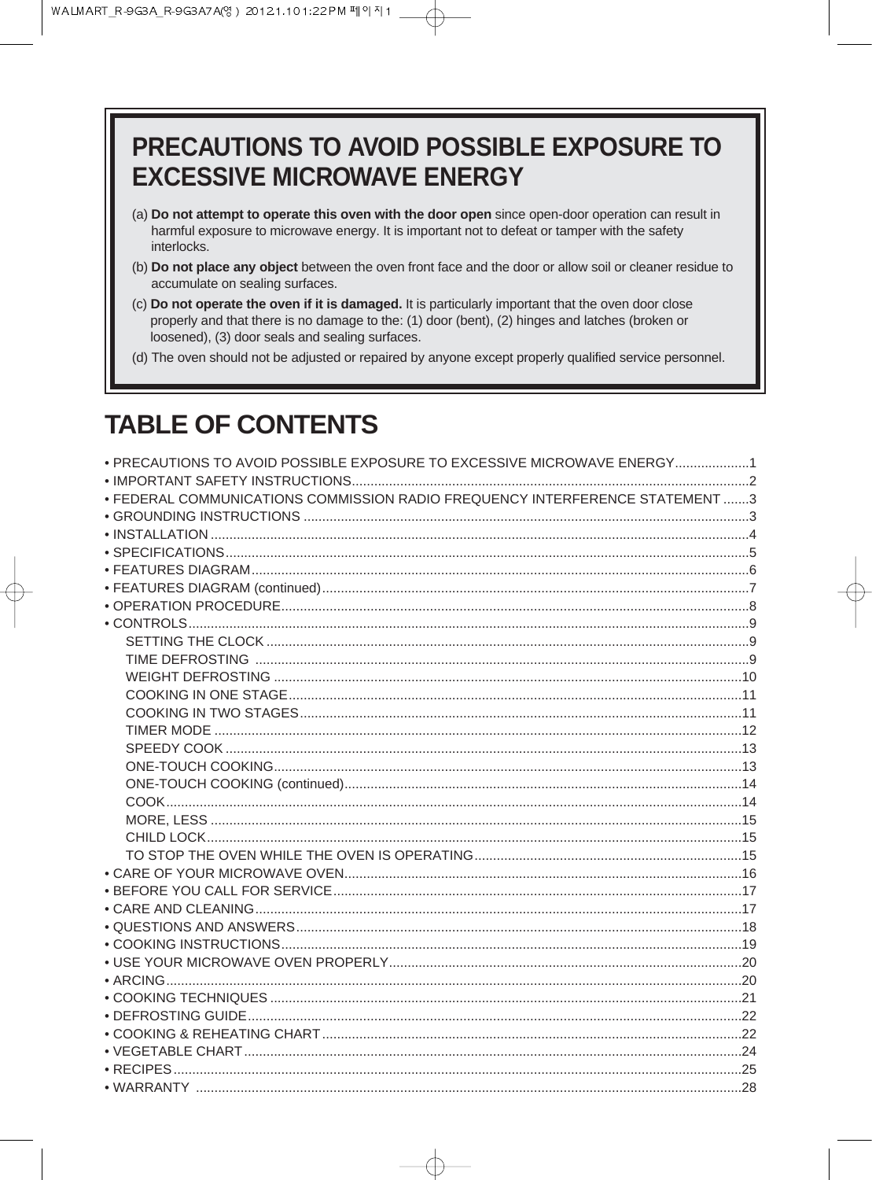# PRECAUTIONS TO AVOID POSSIBLE EXPOSURE TO EXCESSIVE MICROWAVE ENERGY

(a) **Do not attempt to operate this oven with the door open** since open-door operation can result in harmful exposure to microwave energy. It is important not to defeat or tamper with the safety interlocks.

(b) **Do not place any object** between the oven front face and the door or allow soil or cleaner residue to accumulate on sealing surfaces.

(c) **Do not operate the oven if it is damaged.** It is particularly important that the oven door close properly and that there is no damage to the: (1) door (bent), (2) hinges and latches (broken or loosened), (3) door seals and sealing surfaces.

(d) The oven should not be adjusted or repaired by anyone except properly qualified service personnel.

# TABLE OF CONTENTS

- PRECAUTIONS TO AVOID POSSIBLE EXPOSURE TO EXCESSIVE MICROWAVE ENERGY....................1
- IMPORTANT SAFETY INSTRUCTIONS..........2
- FEDERAL COMMUNICATIONS COMMISSION RADIO FREQUENCY INTERFERENCE STATEMENT .......3
- GROUNDING INSTRUCTIONS ..........3
- INSTALLATION ..........4
- SPECIFICATIONS..........5
- FEATURES DIAGRAM..........6
- FEATURES DIAGRAM (continued)..........7
- OPERATION PROCEDURE..........8
- CONTROLS..........9
  - SETTING THE CLOCK ..........9
  - TIME DEFROSTING ..........9
  - WEIGHT DEFROSTING ..........10
  - COOKING IN ONE STAGE..........11
  - COOKING IN TWO STAGES..........11
  - TIMER MODE ..........12
  - SPEEDY COOK ..........13
  - ONE-TOUCH COOKING..........13
  - ONE-TOUCH COOKING (continued)..........14
  - COOK..........14
  - MORE, LESS ..........15
  - CHILD LOCK..........15
  - TO STOP THE OVEN WHILE THE OVEN IS OPERATING..........15
- CARE OF YOUR MICROWAVE OVEN..........16
- BEFORE YOU CALL FOR SERVICE..........17
- CARE AND CLEANING..........17
- QUESTIONS AND ANSWERS..........18
- COOKING INSTRUCTIONS..........19
- USE YOUR MICROWAVE OVEN PROPERLY..........20
- ARCING..........20
- COOKING TECHNIQUES ..........21
- DEFROSTING GUIDE..........22
- COOKING & REHEATING CHART..........22
- VEGETABLE CHART..........24
- RECIPES..........25
- WARRANTY ..........28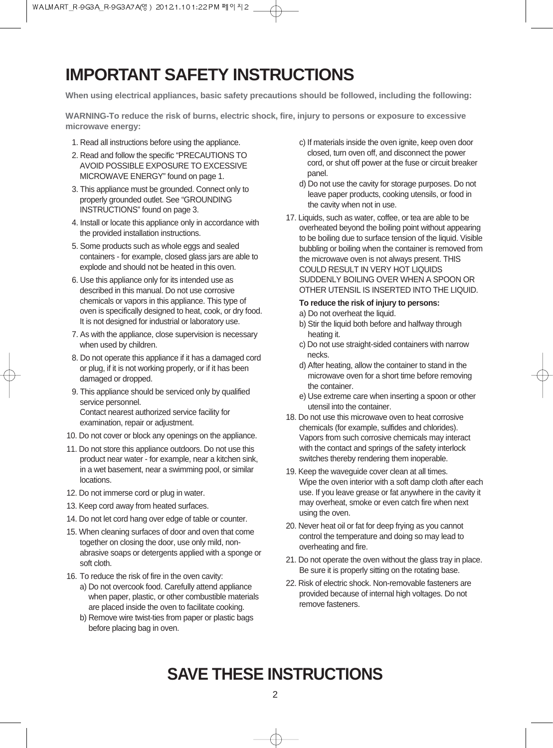# IMPORTANT SAFETY INSTRUCTIONS

**When using electrical appliances, basic safety precautions should be followed, including the following:**

**WARNING-To reduce the risk of burns, electric shock, fire, injury to persons or exposure to excessive microwave energy:**

1. Read all instructions before using the appliance.
2. Read and follow the specific “PRECAUTIONS TO AVOID POSSIBLE EXPOSURE TO EXCESSIVE MICROWAVE ENERGY” found on page 1.
3. This appliance must be grounded. Connect only to properly grounded outlet. See “GROUNDING INSTRUCTIONS” found on page 3.
4. Install or locate this appliance only in accordance with the provided installation instructions.
5. Some products such as whole eggs and sealed containers - for example, closed glass jars are able to explode and should not be heated in this oven.
6. Use this appliance only for its intended use as described in this manual. Do not use corrosive chemicals or vapors in this appliance. This type of oven is specifically designed to heat, cook, or dry food. It is not designed for industrial or laboratory use.
7. As with the appliance, close supervision is necessary when used by children.
8. Do not operate this appliance if it has a damaged cord or plug, if it is not working properly, or if it has been damaged or dropped.
9. This appliance should be serviced only by qualified service personnel.
   Contact nearest authorized service facility for examination, repair or adjustment.
10. Do not cover or block any openings on the appliance.
11. Do not store this appliance outdoors. Do not use this product near water - for example, near a kitchen sink, in a wet basement, near a swimming pool, or similar locations.
12. Do not immerse cord or plug in water.
13. Keep cord away from heated surfaces.
14. Do not let cord hang over edge of table or counter.
15. When cleaning surfaces of door and oven that come together on closing the door, use only mild, non-abrasive soaps or detergents applied with a sponge or soft cloth.
16. To reduce the risk of fire in the oven cavity:
    a) Do not overcook food. Carefully attend appliance when paper, plastic, or other combustible materials are placed inside the oven to facilitate cooking.
    b) Remove wire twist-ties from paper or plastic bags before placing bag in oven.
    c) If materials inside the oven ignite, keep oven door closed, turn oven off, and disconnect the power cord, or shut off power at the fuse or circuit breaker panel.
    d) Do not use the cavity for storage purposes. Do not leave paper products, cooking utensils, or food in the cavity when not in use.
17. Liquids, such as water, coffee, or tea are able to be overheated beyond the boiling point without appearing to be boiling due to surface tension of the liquid. Visible bubbling or boiling when the container is removed from the microwave oven is not always present. THIS COULD RESULT IN VERY HOT LIQUIDS SUDDENLY BOILING OVER WHEN A SPOON OR OTHER UTENSIL IS INSERTED INTO THE LIQUID.

    **To reduce the risk of injury to persons:**
    a) Do not overheat the liquid.
    b) Stir the liquid both before and halfway through heating it.
    c) Do not use straight-sided containers with narrow necks.
    d) After heating, allow the container to stand in the microwave oven for a short time before removing the container.
    e) Use extreme care when inserting a spoon or other utensil into the container.
18. Do not use this microwave oven to heat corrosive chemicals (for example, sulfides and chlorides). Vapors from such corrosive chemicals may interact with the contact and springs of the safety interlock switches thereby rendering them inoperable.
19. Keep the waveguide cover clean at all times.
    Wipe the oven interior with a soft damp cloth after each use. If you leave grease or fat anywhere in the cavity it may overheat, smoke or even catch fire when next using the oven.
20. Never heat oil or fat for deep frying as you cannot control the temperature and doing so may lead to overheating and fire.
21. Do not operate the oven without the glass tray in place. Be sure it is properly sitting on the rotating base.
22. Risk of electric shock. Non-removable fasteners are provided because of internal high voltages. Do not remove fasteners.

# SAVE THESE INSTRUCTIONS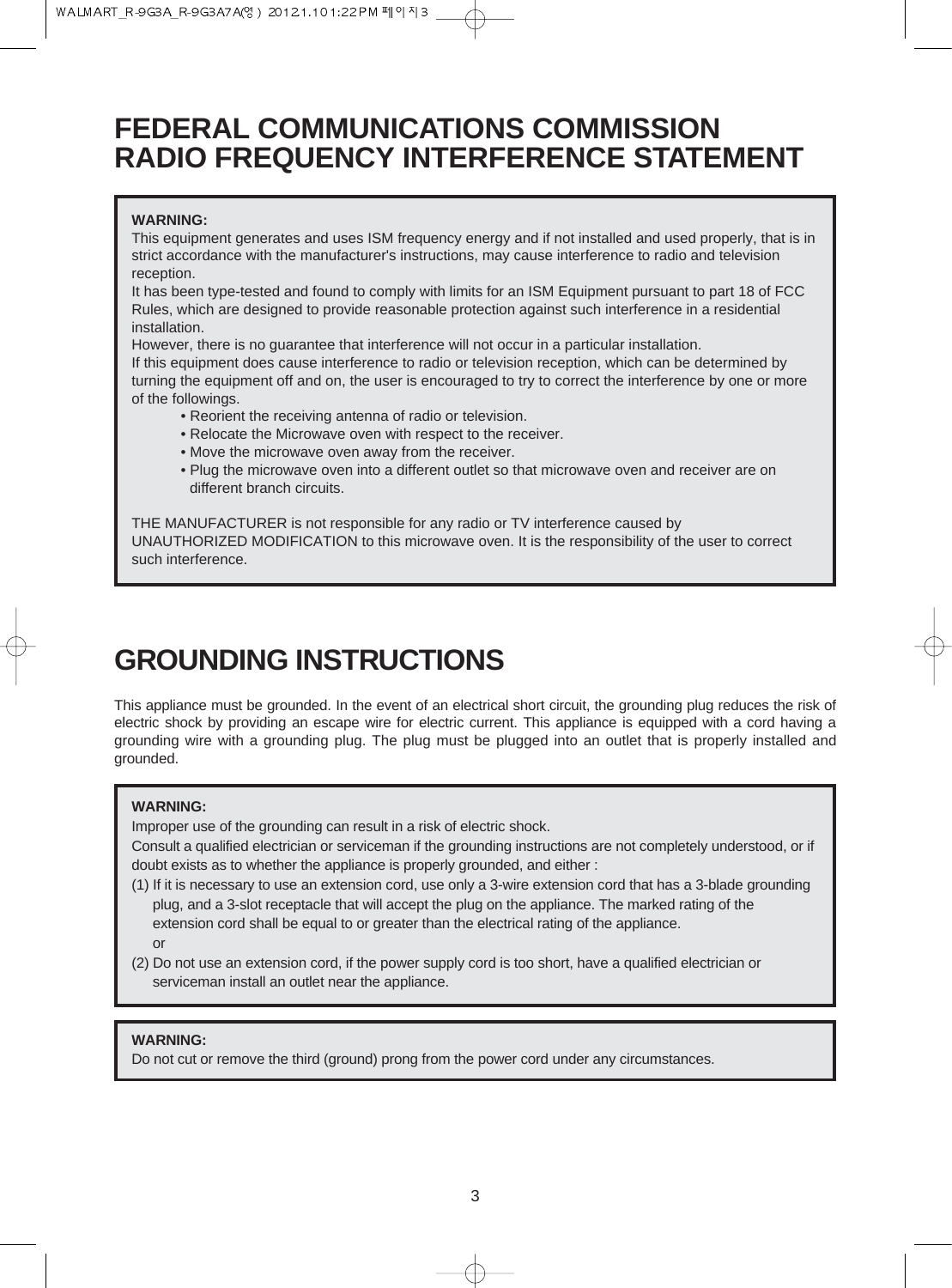# FEDERAL COMMUNICATIONS COMMISSION RADIO FREQUENCY INTERFERENCE STATEMENT

**WARNING:**

This equipment generates and uses ISM frequency energy and if not installed and used properly, that is in strict accordance with the manufacturer's instructions, may cause interference to radio and television reception.

It has been type-tested and found to comply with limits for an ISM Equipment pursuant to part 18 of FCC Rules, which are designed to provide reasonable protection against such interference in a residential installation.

However, there is no guarantee that interference will not occur in a particular installation.

If this equipment does cause interference to radio or television reception, which can be determined by turning the equipment off and on, the user is encouraged to try to correct the interference by one or more of the followings.

- Reorient the receiving antenna of radio or television.
- Relocate the Microwave oven with respect to the receiver.
- Move the microwave oven away from the receiver.
- Plug the microwave oven into a different outlet so that microwave oven and receiver are on different branch circuits.

THE MANUFACTURER is not responsible for any radio or TV interference caused by UNAUTHORIZED MODIFICATION to this microwave oven. It is the responsibility of the user to correct such interference.

# GROUNDING INSTRUCTIONS

This appliance must be grounded. In the event of an electrical short circuit, the grounding plug reduces the risk of electric shock by providing an escape wire for electric current. This appliance is equipped with a cord having a grounding wire with a grounding plug. The plug must be plugged into an outlet that is properly installed and grounded.

**WARNING:**

Improper use of the grounding can result in a risk of electric shock.

Consult a qualified electrician or serviceman if the grounding instructions are not completely understood, or if doubt exists as to whether the appliance is properly grounded, and either :

(1) If it is necessary to use an extension cord, use only a 3-wire extension cord that has a 3-blade grounding plug, and a 3-slot receptacle that will accept the plug on the appliance. The marked rating of the extension cord shall be equal to or greater than the electrical rating of the appliance.

or

(2) Do not use an extension cord, if the power supply cord is too short, have a qualified electrician or serviceman install an outlet near the appliance.

**WARNING:**

Do not cut or remove the third (ground) prong from the power cord under any circumstances.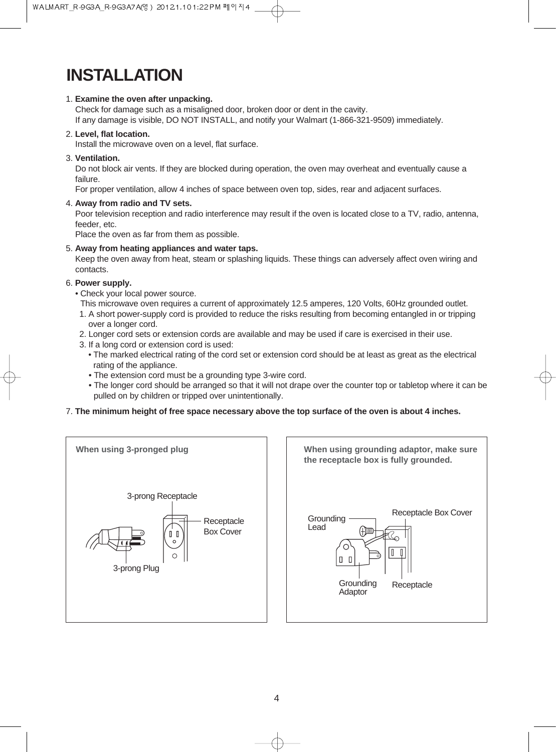# INSTALLATION

1. **Examine the oven after unpacking.**
   Check for damage such as a misaligned door, broken door or dent in the cavity.
   If any damage is visible, DO NOT INSTALL, and notify your Walmart (1-866-321-9509) immediately.
2. **Level, flat location.**
   Install the microwave oven on a level, flat surface.
3. **Ventilation.**
   Do not block air vents. If they are blocked during operation, the oven may overheat and eventually cause a failure.
   For proper ventilation, allow 4 inches of space between oven top, sides, rear and adjacent surfaces.
4. **Away from radio and TV sets.**
   Poor television reception and radio interference may result if the oven is located close to a TV, radio, antenna, feeder, etc.
   Place the oven as far from them as possible.
5. **Away from heating appliances and water taps.**
   Keep the oven away from heat, steam or splashing liquids. These things can adversely affect oven wiring and contacts.
6. **Power supply.**
   - Check your local power source.
     This microwave oven requires a current of approximately 12.5 amperes, 120 Volts, 60Hz grounded outlet.
     1. A short power-supply cord is provided to reduce the risks resulting from becoming entangled in or tripping over a longer cord.
     2. Longer cord sets or extension cords are available and may be used if care is exercised in their use.
     3. If a long cord or extension cord is used:
        - The marked electrical rating of the cord set or extension cord should be at least as great as the electrical rating of the appliance.
        - The extension cord must be a grounding type 3-wire cord.
        - The longer cord should be arranged so that it will not drape over the counter top or tabletop where it can be pulled on by children or tripped over unintentionally.
7. **The minimum height of free space necessary above the top surface of the oven is about 4 inches.**

**When using 3-pronged plug**

3-prong Receptacle
Receptacle Box Cover
3-prong Plug

**When using grounding adaptor, make sure the receptacle box is fully grounded.**

Grounding Lead
Receptacle Box Cover
Grounding Adaptor
Receptacle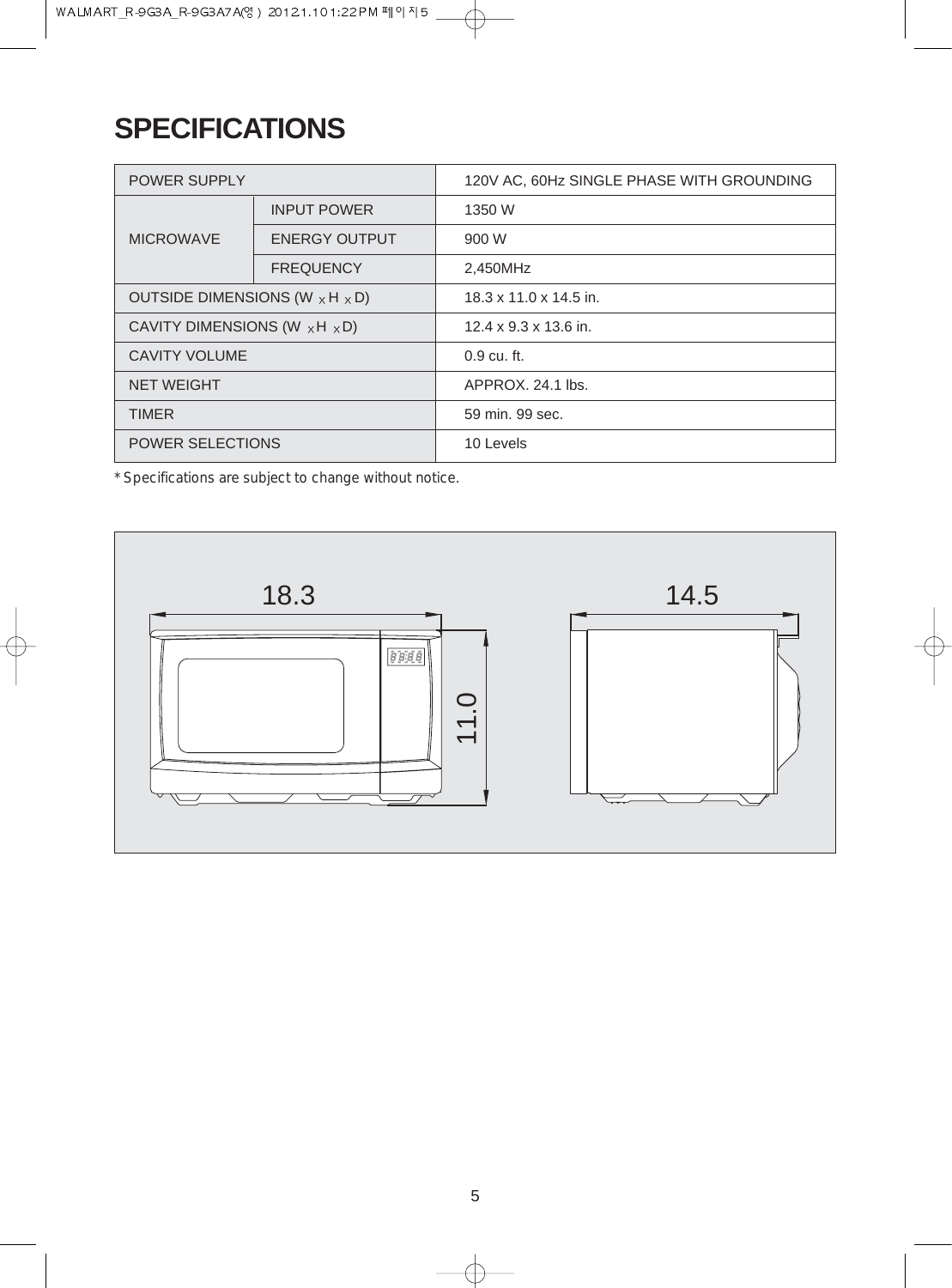# SPECIFICATIONS

| POWER SUPPLY | | 120V AC, 60Hz SINGLE PHASE WITH GROUNDING |
|---|---|---|
| MICROWAVE | INPUT POWER | 1350 W |
| | ENERGY OUTPUT | 900 W |
| | FREQUENCY | 2,450MHz |
| OUTSIDE DIMENSIONS (W x H x D) | | 18.3 x 11.0 x 14.5 in. |
| CAVITY DIMENSIONS (W x H x D) | | 12.4 x 9.3 x 13.6 in. |
| CAVITY VOLUME | | 0.9 cu. ft. |
| NET WEIGHT | | APPROX. 24.1 lbs. |
| TIMER | | 59 min. 99 sec. |
| POWER SELECTIONS | | 10 Levels |

* Specifications are subject to change without notice.

18.3

11.0

14.5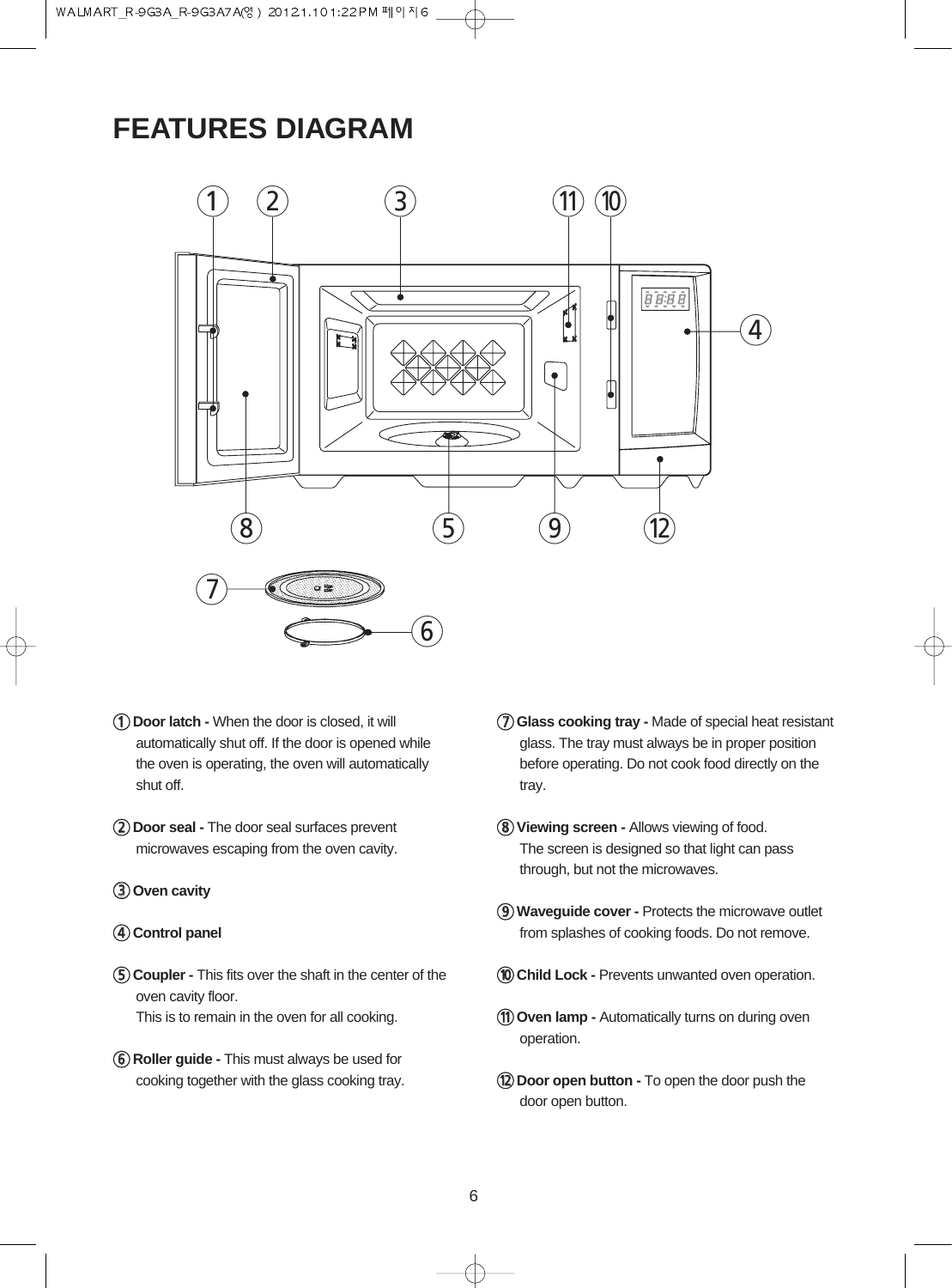# FEATURES DIAGRAM

① **Door latch -** When the door is closed, it will automatically shut off. If the door is opened while the oven is operating, the oven will automatically shut off.

② **Door seal -** The door seal surfaces prevent microwaves escaping from the oven cavity.

③ **Oven cavity**

④ **Control panel**

⑤ **Coupler -** This fits over the shaft in the center of the oven cavity floor.
This is to remain in the oven for all cooking.

⑥ **Roller guide -** This must always be used for cooking together with the glass cooking tray.

⑦ **Glass cooking tray -** Made of special heat resistant glass. The tray must always be in proper position before operating. Do not cook food directly on the tray.

⑧ **Viewing screen -** Allows viewing of food.
The screen is designed so that light can pass through, but not the microwaves.

⑨ **Waveguide cover -** Protects the microwave outlet from splashes of cooking foods. Do not remove.

⑩ **Child Lock -** Prevents unwanted oven operation.

⑪ **Oven lamp -** Automatically turns on during oven operation.

⑫ **Door open button -** To open the door push the door open button.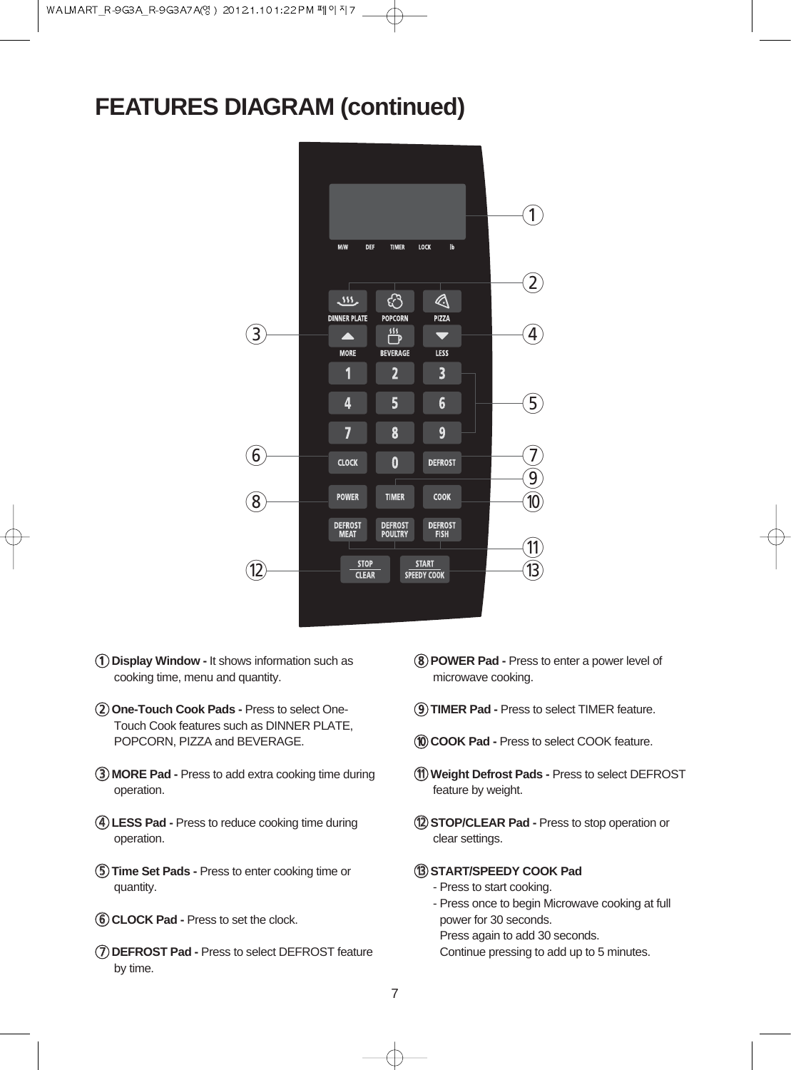# FEATURES DIAGRAM (continued)

① **Display Window -** It shows information such as cooking time, menu and quantity.

② **One-Touch Cook Pads -** Press to select One-Touch Cook features such as DINNER PLATE, POPCORN, PIZZA and BEVERAGE.

③ **MORE Pad -** Press to add extra cooking time during operation.

④ **LESS Pad -** Press to reduce cooking time during operation.

⑤ **Time Set Pads -** Press to enter cooking time or quantity.

⑥ **CLOCK Pad -** Press to set the clock.

⑦ **DEFROST Pad -** Press to select DEFROST feature by time.

⑧ **POWER Pad -** Press to enter a power level of microwave cooking.

⑨ **TIMER Pad -** Press to select TIMER feature.

⑩ **COOK Pad -** Press to select COOK feature.

⑪ **Weight Defrost Pads -** Press to select DEFROST feature by weight.

⑫ **STOP/CLEAR Pad -** Press to stop operation or clear settings.

⑬ **START/SPEEDY COOK Pad**
- Press to start cooking.
- Press once to begin Microwave cooking at full power for 30 seconds.
  Press again to add 30 seconds.
  Continue pressing to add up to 5 minutes.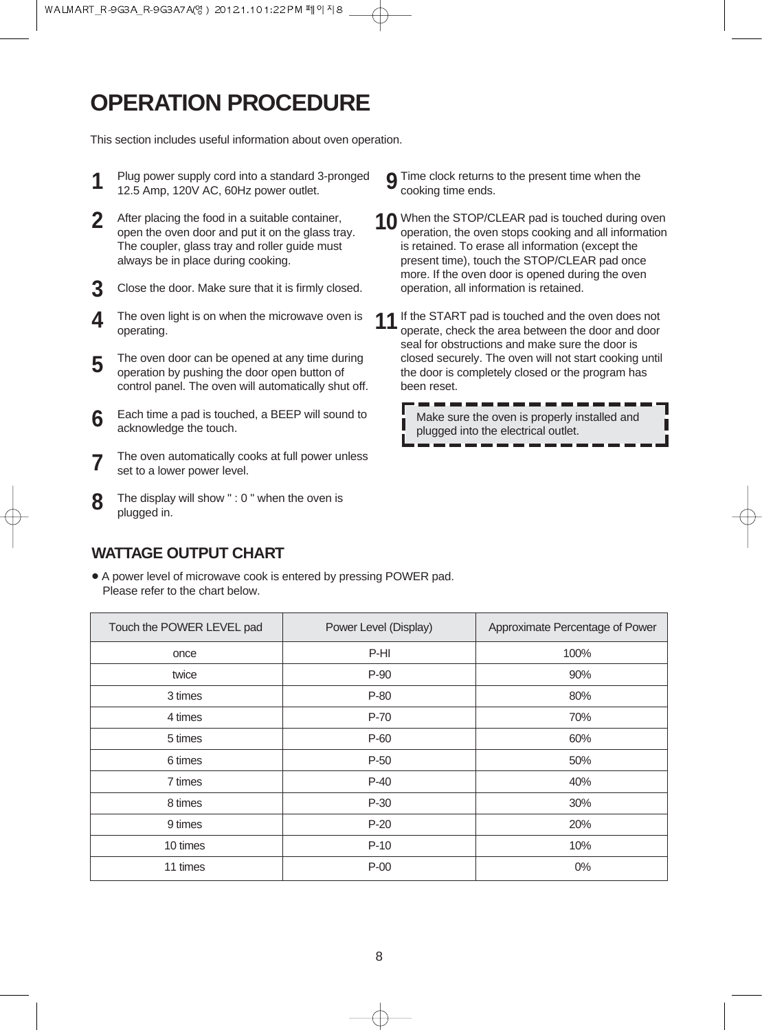# OPERATION PROCEDURE

This section includes useful information about oven operation.

1. Plug power supply cord into a standard 3-pronged 12.5 Amp, 120V AC, 60Hz power outlet.
2. After placing the food in a suitable container, open the oven door and put it on the glass tray. The coupler, glass tray and roller guide must always be in place during cooking.
3. Close the door. Make sure that it is firmly closed.
4. The oven light is on when the microwave oven is operating.
5. The oven door can be opened at any time during operation by pushing the door open button of control panel. The oven will automatically shut off.
6. Each time a pad is touched, a BEEP will sound to acknowledge the touch.
7. The oven automatically cooks at full power unless set to a lower power level.
8. The display will show " : 0 " when the oven is plugged in.
9. Time clock returns to the present time when the cooking time ends.
10. When the STOP/CLEAR pad is touched during oven operation, the oven stops cooking and all information is retained. To erase all information (except the present time), touch the STOP/CLEAR pad once more. If the oven door is opened during the oven operation, all information is retained.
11. If the START pad is touched and the oven does not operate, check the area between the door and door seal for obstructions and make sure the door is closed securely. The oven will not start cooking until the door is completely closed or the program has been reset.

> Make sure the oven is properly installed and plugged into the electrical outlet.

## WATTAGE OUTPUT CHART

- A power level of microwave cook is entered by pressing POWER pad. Please refer to the chart below.

| Touch the POWER LEVEL pad | Power Level (Display) | Approximate Percentage of Power |
|---|---|---|
| once | P-HI | 100% |
| twice | P-90 | 90% |
| 3 times | P-80 | 80% |
| 4 times | P-70 | 70% |
| 5 times | P-60 | 60% |
| 6 times | P-50 | 50% |
| 7 times | P-40 | 40% |
| 8 times | P-30 | 30% |
| 9 times | P-20 | 20% |
| 10 times | P-10 | 10% |
| 11 times | P-00 | 0% |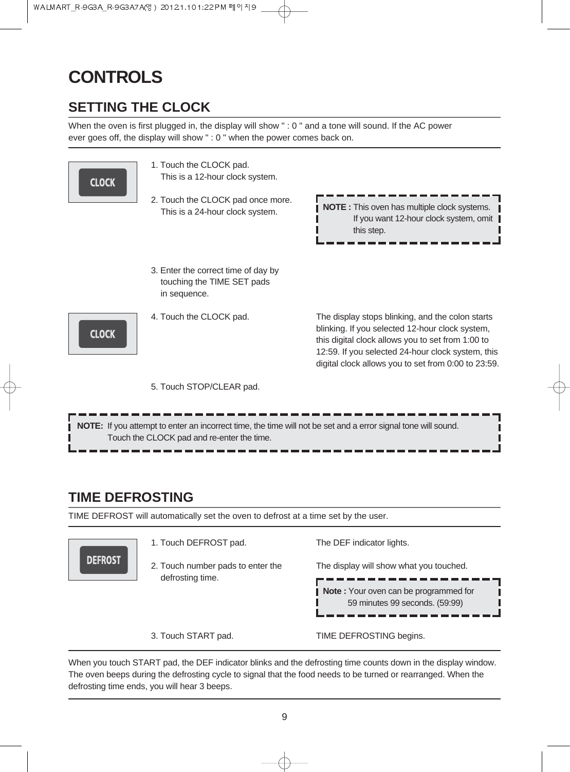# CONTROLS

## SETTING THE CLOCK

When the oven is first plugged in, the display will show " : 0 " and a tone will sound. If the AC power ever goes off, the display will show " : 0 " when the power comes back on.

CLOCK

1. Touch the CLOCK pad.
   This is a 12-hour clock system.

2. Touch the CLOCK pad once more.
   This is a 24-hour clock system.

**NOTE :** This oven has multiple clock systems. If you want 12-hour clock system, omit this step.

3. Enter the correct time of day by touching the TIME SET pads in sequence.

CLOCK

4. Touch the CLOCK pad.

The display stops blinking, and the colon starts blinking. If you selected 12-hour clock system, this digital clock allows you to set from 1:00 to 12:59. If you selected 24-hour clock system, this digital clock allows you to set from 0:00 to 23:59.

5. Touch STOP/CLEAR pad.

**NOTE:** If you attempt to enter an incorrect time, the time will not be set and a error signal tone will sound. Touch the CLOCK pad and re-enter the time.

## TIME DEFROSTING

TIME DEFROST will automatically set the oven to defrost at a time set by the user.

DEFROST

1. Touch DEFROST pad.

The DEF indicator lights.

2. Touch number pads to enter the defrosting time.

The display will show what you touched.

**Note :** Your oven can be programmed for 59 minutes 99 seconds. (59:99)

3. Touch START pad.

TIME DEFROSTING begins.

When you touch START pad, the DEF indicator blinks and the defrosting time counts down in the display window. The oven beeps during the defrosting cycle to signal that the food needs to be turned or rearranged. When the defrosting time ends, you will hear 3 beeps.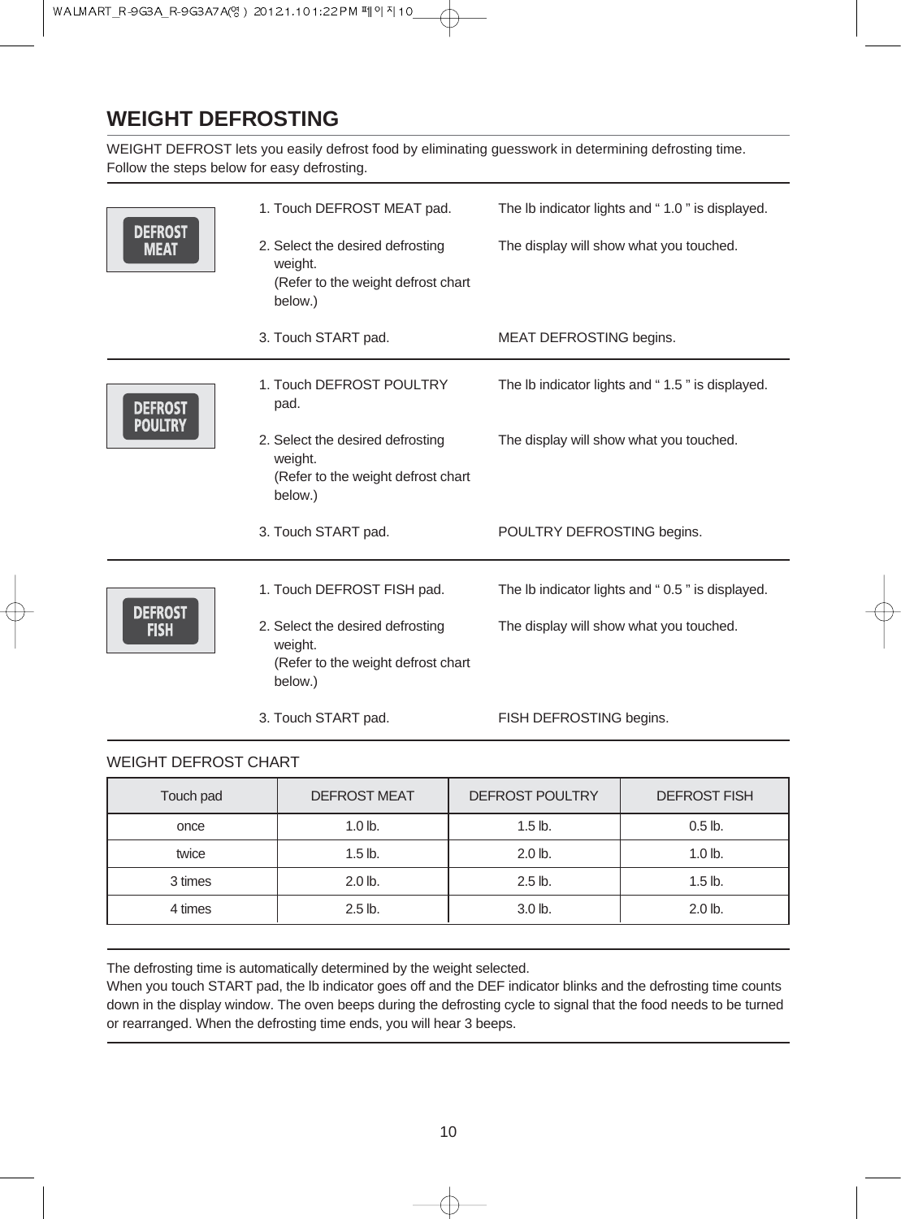# WEIGHT DEFROSTING

WEIGHT DEFROST lets you easily defrost food by eliminating guesswork in determining defrosting time. Follow the steps below for easy defrosting.

**DEFROST MEAT**

| | |
|---|---|
| 1. Touch DEFROST MEAT pad. | The lb indicator lights and " 1.0 " is displayed. |
| 2. Select the desired defrosting weight. (Refer to the weight defrost chart below.) | The display will show what you touched. |
| 3. Touch START pad. | MEAT DEFROSTING begins. |

**DEFROST POULTRY**

| | |
|---|---|
| 1. Touch DEFROST POULTRY pad. | The lb indicator lights and " 1.5 " is displayed. |
| 2. Select the desired defrosting weight. (Refer to the weight defrost chart below.) | The display will show what you touched. |
| 3. Touch START pad. | POULTRY DEFROSTING begins. |

**DEFROST FISH**

| | |
|---|---|
| 1. Touch DEFROST FISH pad. | The lb indicator lights and " 0.5 " is displayed. |
| 2. Select the desired defrosting weight. (Refer to the weight defrost chart below.) | The display will show what you touched. |
| 3. Touch START pad. | FISH DEFROSTING begins. |

WEIGHT DEFROST CHART

| Touch pad | DEFROST MEAT | DEFROST POULTRY | DEFROST FISH |
|---|---|---|---|
| once | 1.0 lb. | 1.5 lb. | 0.5 lb. |
| twice | 1.5 lb. | 2.0 lb. | 1.0 lb. |
| 3 times | 2.0 lb. | 2.5 lb. | 1.5 lb. |
| 4 times | 2.5 lb. | 3.0 lb. | 2.0 lb. |

The defrosting time is automatically determined by the weight selected.
When you touch START pad, the lb indicator goes off and the DEF indicator blinks and the defrosting time counts down in the display window. The oven beeps during the defrosting cycle to signal that the food needs to be turned or rearranged. When the defrosting time ends, you will hear 3 beeps.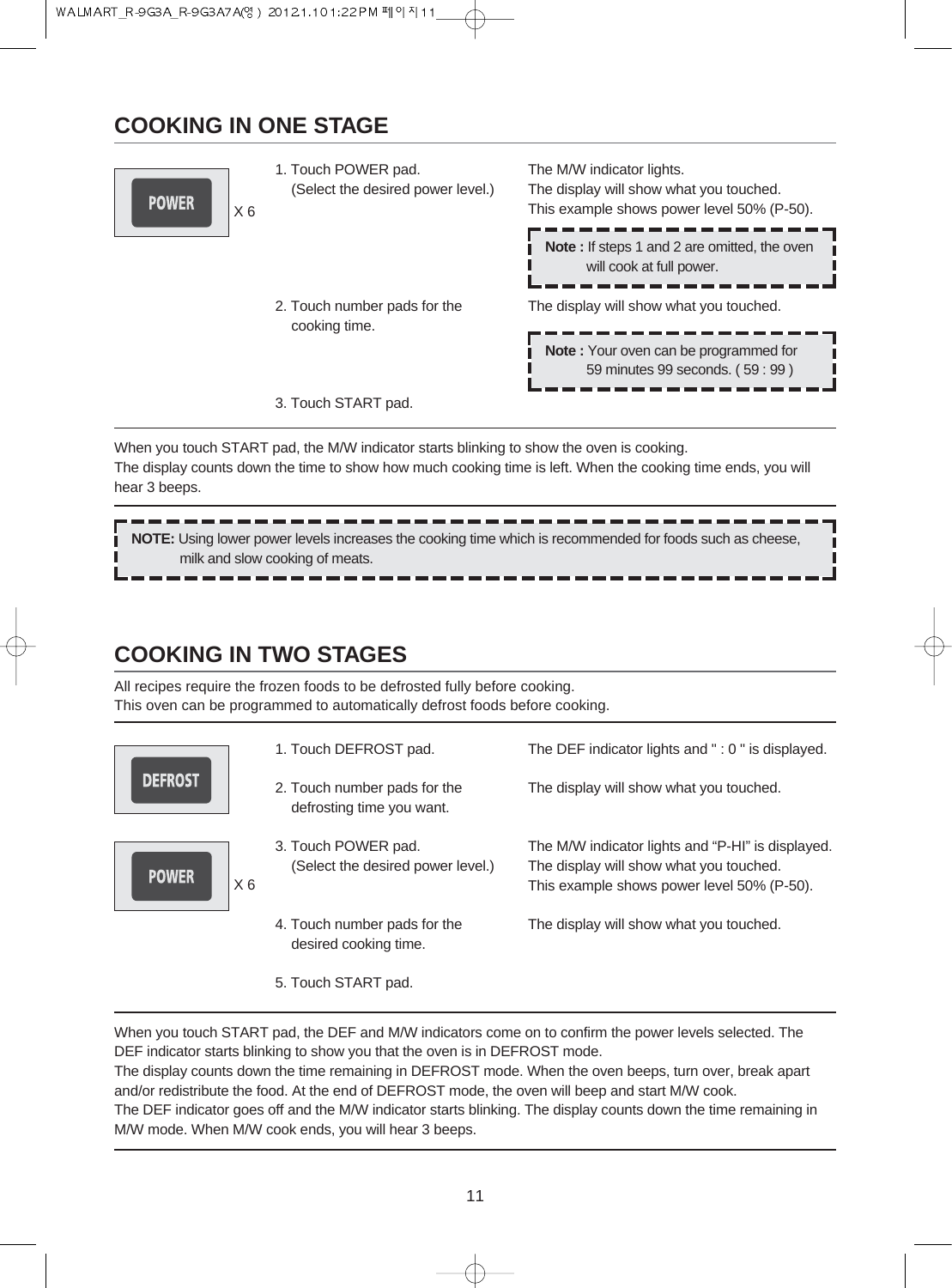## COOKING IN ONE STAGE

| | Step | Result |
|---|---|---|
| POWER X 6 | 1. Touch POWER pad. (Select the desired power level.) | The M/W indicator lights. The display will show what you touched. This example shows power level 50% (P-50). |
| | | **Note :** If steps 1 and 2 are omitted, the oven will cook at full power. |
| | 2. Touch number pads for the cooking time. | The display will show what you touched. |
| | | **Note :** Your oven can be programmed for 59 minutes 99 seconds. ( 59 : 99 ) |
| | 3. Touch START pad. | |

When you touch START pad, the M/W indicator starts blinking to show the oven is cooking.
The display counts down the time to show how much cooking time is left. When the cooking time ends, you will hear 3 beeps.

**NOTE:** Using lower power levels increases the cooking time which is recommended for foods such as cheese, milk and slow cooking of meats.

## COOKING IN TWO STAGES

All recipes require the frozen foods to be defrosted fully before cooking.
This oven can be programmed to automatically defrost foods before cooking.

| | Step | Result |
|---|---|---|
| DEFROST | 1. Touch DEFROST pad. | The DEF indicator lights and " : 0 " is displayed. |
| | 2. Touch number pads for the defrosting time you want. | The display will show what you touched. |
| POWER X 6 | 3. Touch POWER pad. (Select the desired power level.) | The M/W indicator lights and "P-HI" is displayed. The display will show what you touched. This example shows power level 50% (P-50). |
| | 4. Touch number pads for the desired cooking time. | The display will show what you touched. |
| | 5. Touch START pad. | |

When you touch START pad, the DEF and M/W indicators come on to confirm the power levels selected. The DEF indicator starts blinking to show you that the oven is in DEFROST mode.
The display counts down the time remaining in DEFROST mode. When the oven beeps, turn over, break apart and/or redistribute the food. At the end of DEFROST mode, the oven will beep and start M/W cook.
The DEF indicator goes off and the M/W indicator starts blinking. The display counts down the time remaining in M/W mode. When M/W cook ends, you will hear 3 beeps.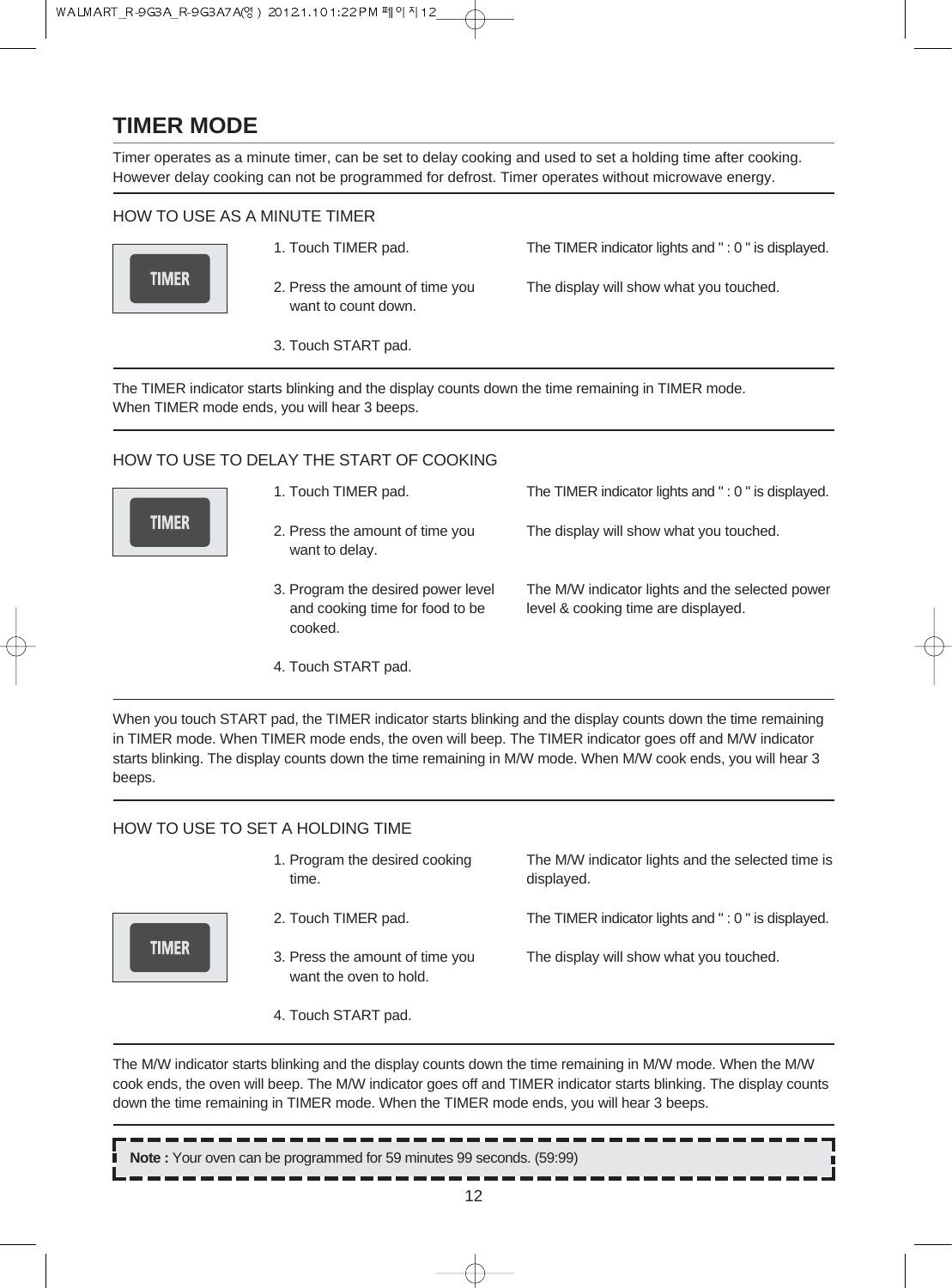# TIMER MODE

Timer operates as a minute timer, can be set to delay cooking and used to set a holding time after cooking. However delay cooking can not be programmed for defrost. Timer operates without microwave energy.

## HOW TO USE AS A MINUTE TIMER

TIMER

| Step | Result |
|---|---|
| 1. Touch TIMER pad. | The TIMER indicator lights and " : 0 " is displayed. |
| 2. Press the amount of time you want to count down. | The display will show what you touched. |
| 3. Touch START pad. | |

The TIMER indicator starts blinking and the display counts down the time remaining in TIMER mode. When TIMER mode ends, you will hear 3 beeps.

## HOW TO USE TO DELAY THE START OF COOKING

TIMER

| Step | Result |
|---|---|
| 1. Touch TIMER pad. | The TIMER indicator lights and " : 0 " is displayed. |
| 2. Press the amount of time you want to delay. | The display will show what you touched. |
| 3. Program the desired power level and cooking time for food to be cooked. | The M/W indicator lights and the selected power level & cooking time are displayed. |
| 4. Touch START pad. | |

When you touch START pad, the TIMER indicator starts blinking and the display counts down the time remaining in TIMER mode. When TIMER mode ends, the oven will beep. The TIMER indicator goes off and M/W indicator starts blinking. The display counts down the time remaining in M/W mode. When M/W cook ends, you will hear 3 beeps.

## HOW TO USE TO SET A HOLDING TIME

TIMER

| Step | Result |
|---|---|
| 1. Program the desired cooking time. | The M/W indicator lights and the selected time is displayed. |
| 2. Touch TIMER pad. | The TIMER indicator lights and " : 0 " is displayed. |
| 3. Press the amount of time you want the oven to hold. | The display will show what you touched. |
| 4. Touch START pad. | |

The M/W indicator starts blinking and the display counts down the time remaining in M/W mode. When the M/W cook ends, the oven will beep. The M/W indicator goes off and TIMER indicator starts blinking. The display counts down the time remaining in TIMER mode. When the TIMER mode ends, you will hear 3 beeps.

**Note :** Your oven can be programmed for 59 minutes 99 seconds. (59:99)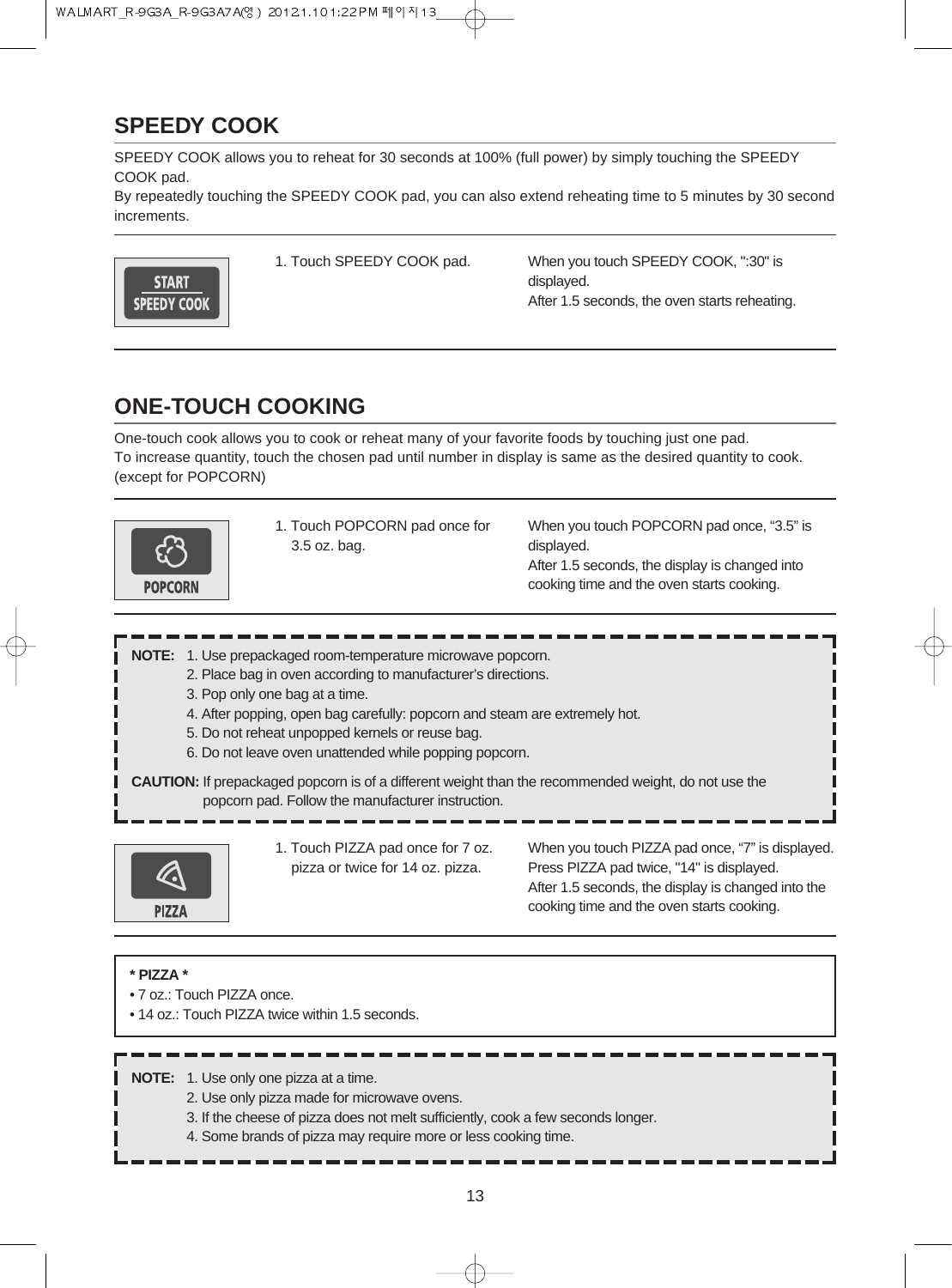## SPEEDY COOK

SPEEDY COOK allows you to reheat for 30 seconds at 100% (full power) by simply touching the SPEEDY COOK pad.
By repeatedly touching the SPEEDY COOK pad, you can also extend reheating time to 5 minutes by 30 second increments.

| | | |
|---|---|---|
| START SPEEDY COOK | 1. Touch SPEEDY COOK pad. | When you touch SPEEDY COOK, ":30" is displayed. After 1.5 seconds, the oven starts reheating. |

## ONE-TOUCH COOKING

One-touch cook allows you to cook or reheat many of your favorite foods by touching just one pad.
To increase quantity, touch the chosen pad until number in display is same as the desired quantity to cook.
(except for POPCORN)

| | | |
|---|---|---|
| POPCORN | 1. Touch POPCORN pad once for 3.5 oz. bag. | When you touch POPCORN pad once, “3.5” is displayed. After 1.5 seconds, the display is changed into cooking time and the oven starts cooking. |

**NOTE:**
1. Use prepackaged room-temperature microwave popcorn.
2. Place bag in oven according to manufacturer’s directions.
3. Pop only one bag at a time.
4. After popping, open bag carefully: popcorn and steam are extremely hot.
5. Do not reheat unpopped kernels or reuse bag.
6. Do not leave oven unattended while popping popcorn.

**CAUTION:** If prepackaged popcorn is of a different weight than the recommended weight, do not use the popcorn pad. Follow the manufacturer instruction.

| | | |
|---|---|---|
| PIZZA | 1. Touch PIZZA pad once for 7 oz. pizza or twice for 14 oz. pizza. | When you touch PIZZA pad once, “7” is displayed. Press PIZZA pad twice, "14" is displayed. After 1.5 seconds, the display is changed into the cooking time and the oven starts cooking. |

**\* PIZZA \***
- 7 oz.: Touch PIZZA once.
- 14 oz.: Touch PIZZA twice within 1.5 seconds.

**NOTE:**
1. Use only one pizza at a time.
2. Use only pizza made for microwave ovens.
3. If the cheese of pizza does not melt sufficiently, cook a few seconds longer.
4. Some brands of pizza may require more or less cooking time.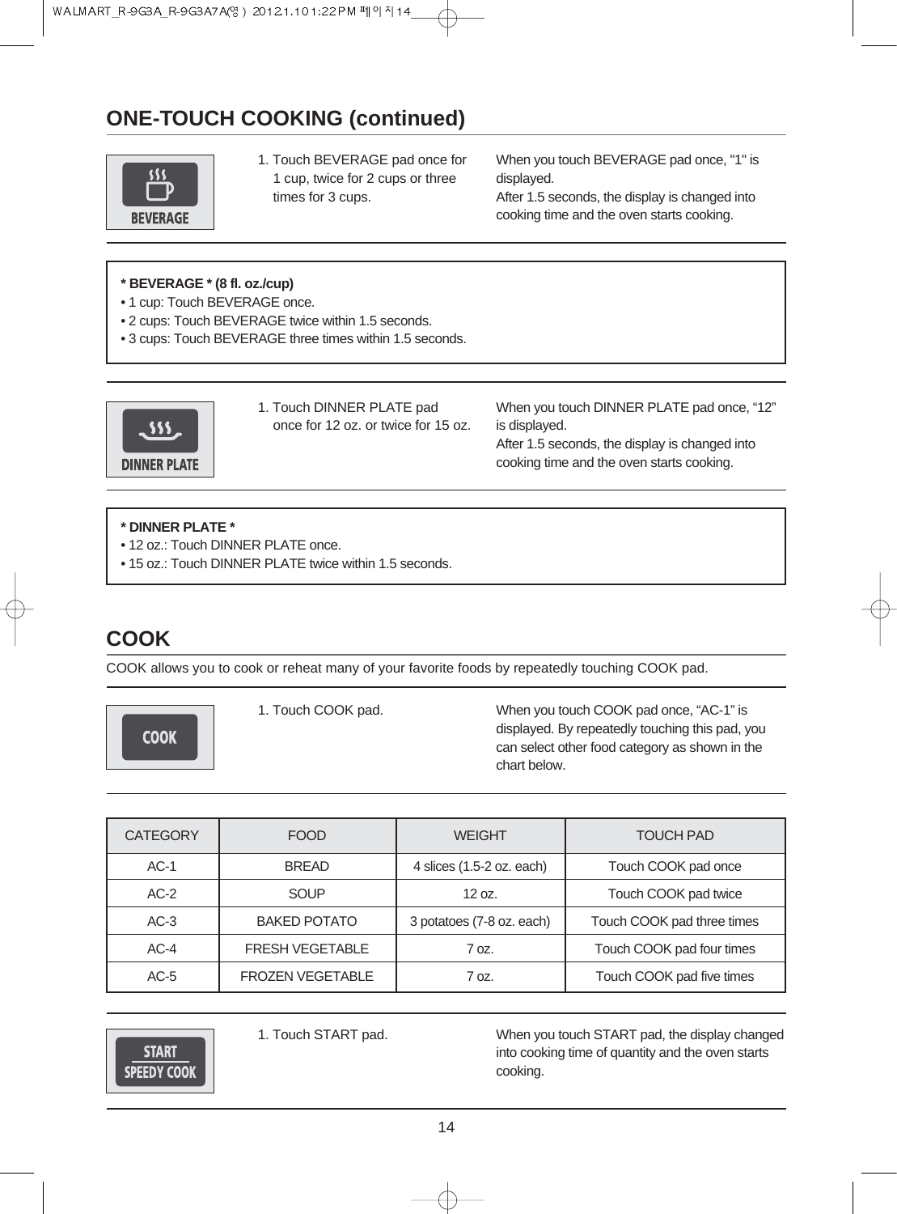## ONE-TOUCH COOKING (continued)

BEVERAGE

1. Touch BEVERAGE pad once for 1 cup, twice for 2 cups or three times for 3 cups.

When you touch BEVERAGE pad once, "1" is displayed.
After 1.5 seconds, the display is changed into cooking time and the oven starts cooking.

**\* BEVERAGE \* (8 fl. oz./cup)**
- 1 cup: Touch BEVERAGE once.
- 2 cups: Touch BEVERAGE twice within 1.5 seconds.
- 3 cups: Touch BEVERAGE three times within 1.5 seconds.

DINNER PLATE

1. Touch DINNER PLATE pad once for 12 oz. or twice for 15 oz.

When you touch DINNER PLATE pad once, “12” is displayed.
After 1.5 seconds, the display is changed into cooking time and the oven starts cooking.

**\* DINNER PLATE \***
- 12 oz.: Touch DINNER PLATE once.
- 15 oz.: Touch DINNER PLATE twice within 1.5 seconds.

## COOK

COOK allows you to cook or reheat many of your favorite foods by repeatedly touching COOK pad.

COOK

1. Touch COOK pad.

When you touch COOK pad once, “AC-1” is displayed. By repeatedly touching this pad, you can select other food category as shown in the chart below.

| CATEGORY | FOOD | WEIGHT | TOUCH PAD |
|---|---|---|---|
| AC-1 | BREAD | 4 slices (1.5-2 oz. each) | Touch COOK pad once |
| AC-2 | SOUP | 12 oz. | Touch COOK pad twice |
| AC-3 | BAKED POTATO | 3 potatoes (7-8 oz. each) | Touch COOK pad three times |
| AC-4 | FRESH VEGETABLE | 7 oz. | Touch COOK pad four times |
| AC-5 | FROZEN VEGETABLE | 7 oz. | Touch COOK pad five times |

START SPEEDY COOK

1. Touch START pad.

When you touch START pad, the display changed into cooking time of quantity and the oven starts cooking.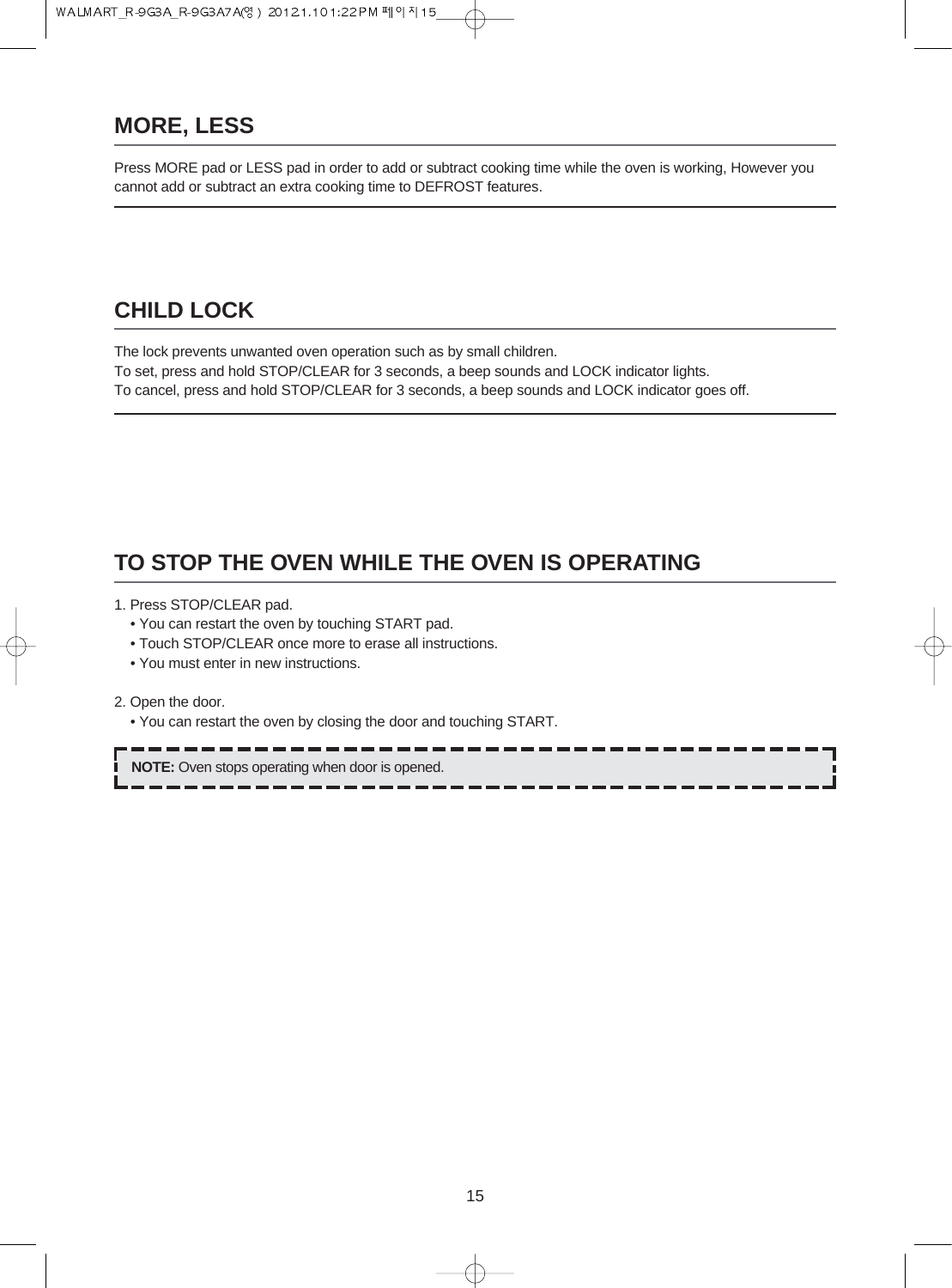## MORE, LESS

Press MORE pad or LESS pad in order to add or subtract cooking time while the oven is working, However you cannot add or subtract an extra cooking time to DEFROST features.

## CHILD LOCK

The lock prevents unwanted oven operation such as by small children.
To set, press and hold STOP/CLEAR for 3 seconds, a beep sounds and LOCK indicator lights.
To cancel, press and hold STOP/CLEAR for 3 seconds, a beep sounds and LOCK indicator goes off.

## TO STOP THE OVEN WHILE THE OVEN IS OPERATING

1. Press STOP/CLEAR pad.
   - You can restart the oven by touching START pad.
   - Touch STOP/CLEAR once more to erase all instructions.
   - You must enter in new instructions.

2. Open the door.
   - You can restart the oven by closing the door and touching START.

**NOTE:** Oven stops operating when door is opened.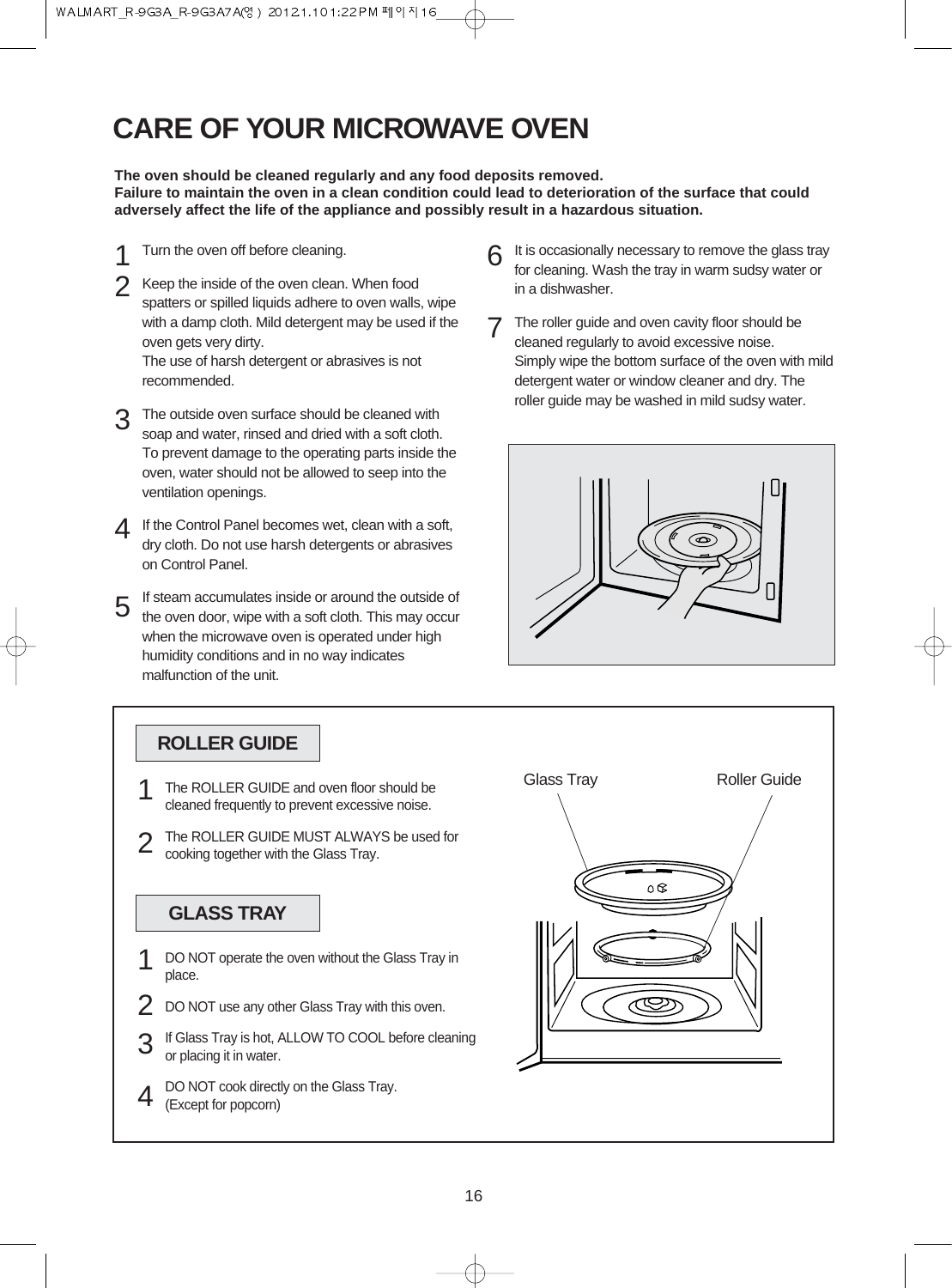# CARE OF YOUR MICROWAVE OVEN

**The oven should be cleaned regularly and any food deposits removed.**
**Failure to maintain the oven in a clean condition could lead to deterioration of the surface that could adversely affect the life of the appliance and possibly result in a hazardous situation.**

1. Turn the oven off before cleaning.
2. Keep the inside of the oven clean. When food spatters or spilled liquids adhere to oven walls, wipe with a damp cloth. Mild detergent may be used if the oven gets very dirty.
   The use of harsh detergent or abrasives is not recommended.
3. The outside oven surface should be cleaned with soap and water, rinsed and dried with a soft cloth. To prevent damage to the operating parts inside the oven, water should not be allowed to seep into the ventilation openings.
4. If the Control Panel becomes wet, clean with a soft, dry cloth. Do not use harsh detergents or abrasives on Control Panel.
5. If steam accumulates inside or around the outside of the oven door, wipe with a soft cloth. This may occur when the microwave oven is operated under high humidity conditions and in no way indicates malfunction of the unit.
6. It is occasionally necessary to remove the glass tray for cleaning. Wash the tray in warm sudsy water or in a dishwasher.
7. The roller guide and oven cavity floor should be cleaned regularly to avoid excessive noise.
   Simply wipe the bottom surface of the oven with mild detergent water or window cleaner and dry. The roller guide may be washed in mild sudsy water.

## ROLLER GUIDE

1. The ROLLER GUIDE and oven floor should be cleaned frequently to prevent excessive noise.
2. The ROLLER GUIDE MUST ALWAYS be used for cooking together with the Glass Tray.

## GLASS TRAY

1. DO NOT operate the oven without the Glass Tray in place.
2. DO NOT use any other Glass Tray with this oven.
3. If Glass Tray is hot, ALLOW TO COOL before cleaning or placing it in water.
4. DO NOT cook directly on the Glass Tray.
   (Except for popcorn)

Glass Tray

Roller Guide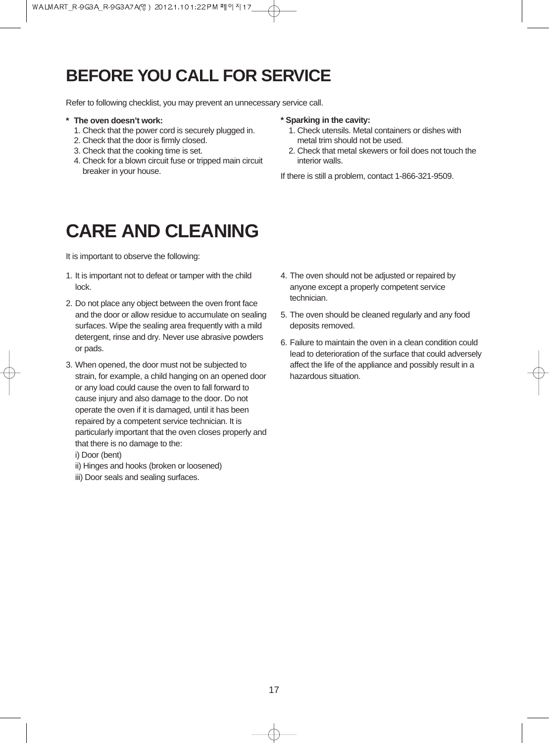# BEFORE YOU CALL FOR SERVICE

Refer to following checklist, you may prevent an unnecessary service call.

**\* The oven doesn't work:**

1. Check that the power cord is securely plugged in.
2. Check that the door is firmly closed.
3. Check that the cooking time is set.
4. Check for a blown circuit fuse or tripped main circuit breaker in your house.

**\* Sparking in the cavity:**

1. Check utensils. Metal containers or dishes with metal trim should not be used.
2. Check that metal skewers or foil does not touch the interior walls.

If there is still a problem, contact 1-866-321-9509.

# CARE AND CLEANING

It is important to observe the following:

1. It is important not to defeat or tamper with the child lock.
2. Do not place any object between the oven front face and the door or allow residue to accumulate on sealing surfaces. Wipe the sealing area frequently with a mild detergent, rinse and dry. Never use abrasive powders or pads.
3. When opened, the door must not be subjected to strain, for example, a child hanging on an opened door or any load could cause the oven to fall forward to cause injury and also damage to the door. Do not operate the oven if it is damaged, until it has been repaired by a competent service technician. It is particularly important that the oven closes properly and that there is no damage to the:
   i) Door (bent)
   ii) Hinges and hooks (broken or loosened)
   iii) Door seals and sealing surfaces.
4. The oven should not be adjusted or repaired by anyone except a properly competent service technician.
5. The oven should be cleaned regularly and any food deposits removed.
6. Failure to maintain the oven in a clean condition could lead to deterioration of the surface that could adversely affect the life of the appliance and possibly result in a hazardous situation.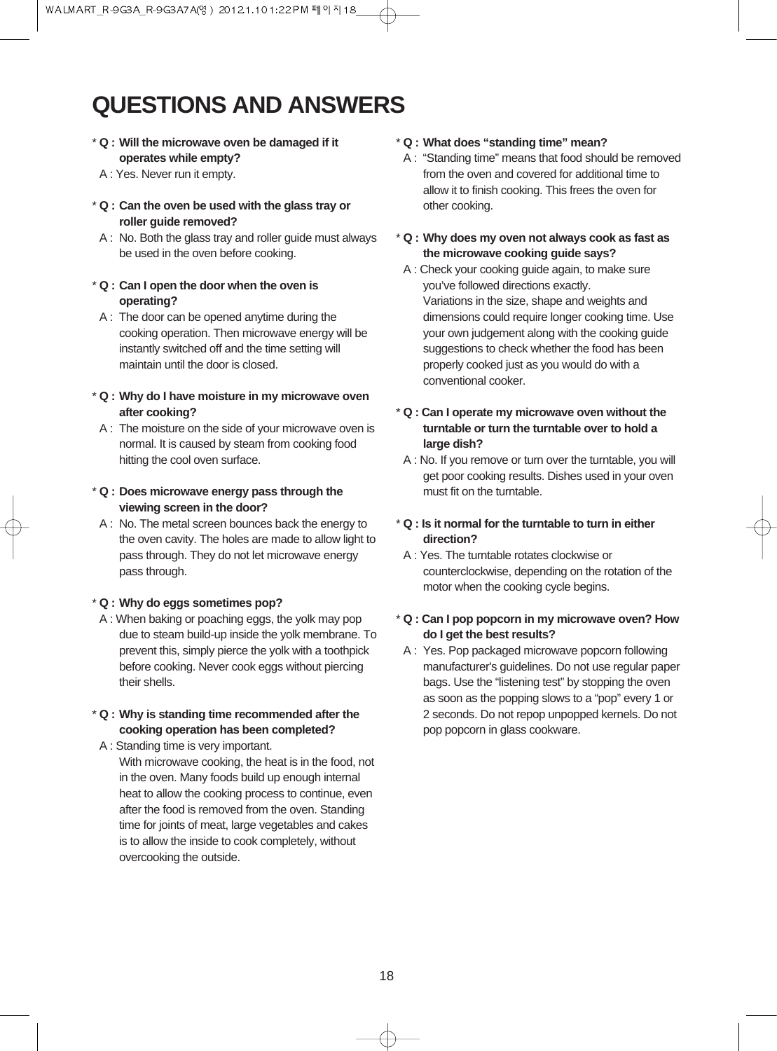# QUESTIONS AND ANSWERS

* **Q : Will the microwave oven be damaged if it operates while empty?**

  A : Yes. Never run it empty.

* **Q : Can the oven be used with the glass tray or roller guide removed?**

  A : No. Both the glass tray and roller guide must always be used in the oven before cooking.

* **Q : Can I open the door when the oven is operating?**

  A : The door can be opened anytime during the cooking operation. Then microwave energy will be instantly switched off and the time setting will maintain until the door is closed.

* **Q : Why do I have moisture in my microwave oven after cooking?**

  A : The moisture on the side of your microwave oven is normal. It is caused by steam from cooking food hitting the cool oven surface.

* **Q : Does microwave energy pass through the viewing screen in the door?**

  A : No. The metal screen bounces back the energy to the oven cavity. The holes are made to allow light to pass through. They do not let microwave energy pass through.

* **Q : Why do eggs sometimes pop?**

  A : When baking or poaching eggs, the yolk may pop due to steam build-up inside the yolk membrane. To prevent this, simply pierce the yolk with a toothpick before cooking. Never cook eggs without piercing their shells.

* **Q : Why is standing time recommended after the cooking operation has been completed?**

  A : Standing time is very important.
  With microwave cooking, the heat is in the food, not in the oven. Many foods build up enough internal heat to allow the cooking process to continue, even after the food is removed from the oven. Standing time for joints of meat, large vegetables and cakes is to allow the inside to cook completely, without overcooking the outside.

* **Q : What does "standing time" mean?**

  A : "Standing time" means that food should be removed from the oven and covered for additional time to allow it to finish cooking. This frees the oven for other cooking.

* **Q : Why does my oven not always cook as fast as the microwave cooking guide says?**

  A : Check your cooking guide again, to make sure you've followed directions exactly.
  Variations in the size, shape and weights and dimensions could require longer cooking time. Use your own judgement along with the cooking guide suggestions to check whether the food has been properly cooked just as you would do with a conventional cooker.

* **Q : Can I operate my microwave oven without the turntable or turn the turntable over to hold a large dish?**

  A : No. If you remove or turn over the turntable, you will get poor cooking results. Dishes used in your oven must fit on the turntable.

* **Q : Is it normal for the turntable to turn in either direction?**

  A : Yes. The turntable rotates clockwise or counterclockwise, depending on the rotation of the motor when the cooking cycle begins.

* **Q : Can I pop popcorn in my microwave oven? How do I get the best results?**

  A : Yes. Pop packaged microwave popcorn following manufacturer's guidelines. Do not use regular paper bags. Use the "listening test" by stopping the oven as soon as the popping slows to a "pop" every 1 or 2 seconds. Do not repop unpopped kernels. Do not pop popcorn in glass cookware.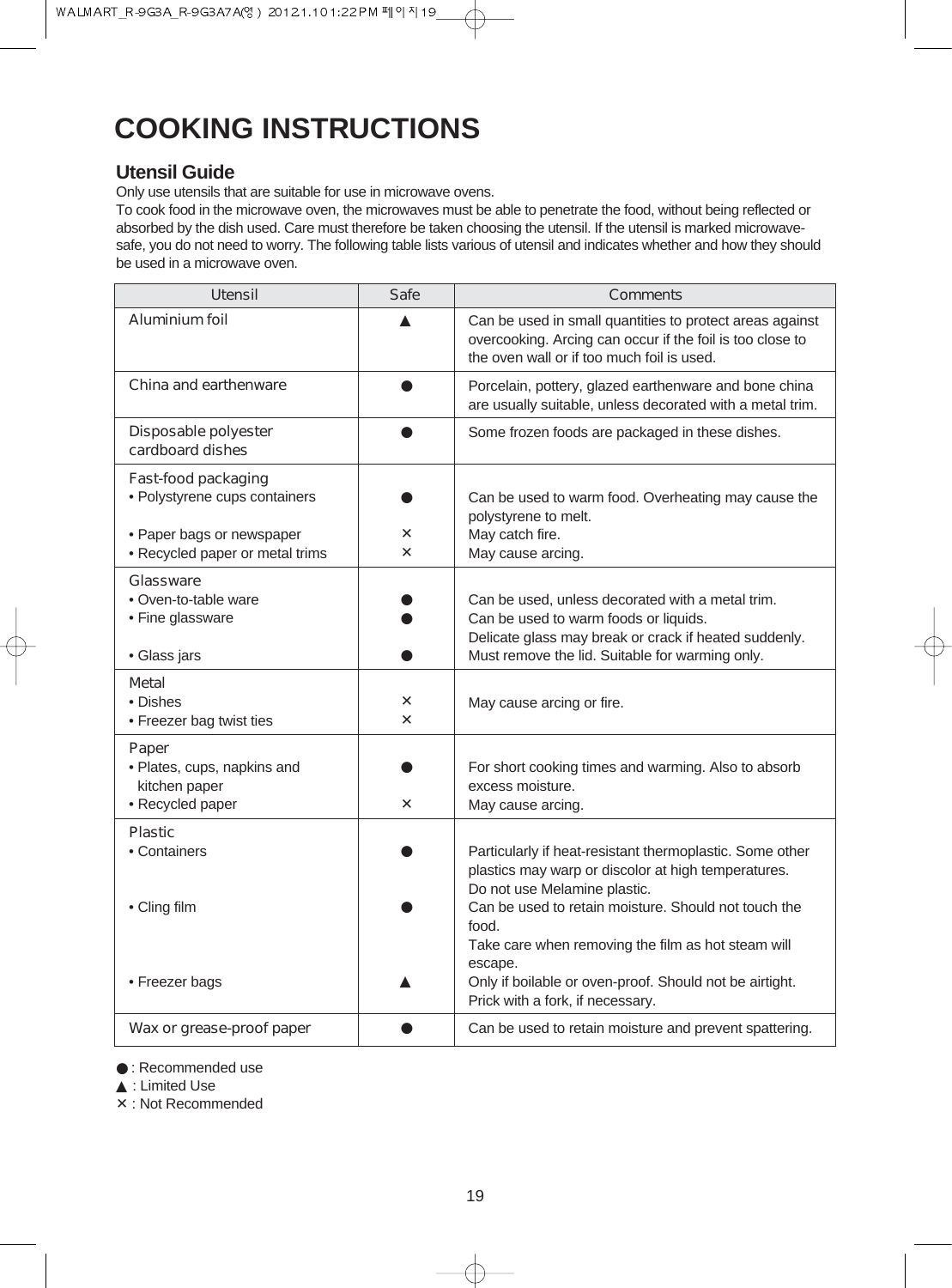# COOKING INSTRUCTIONS

## Utensil Guide

Only use utensils that are suitable for use in microwave ovens.
To cook food in the microwave oven, the microwaves must be able to penetrate the food, without being reflected or absorbed by the dish used. Care must therefore be taken choosing the utensil. If the utensil is marked microwave-safe, you do not need to worry. The following table lists various of utensil and indicates whether and how they should be used in a microwave oven.

| Utensil | Safe | Comments |
|---|---|---|
| Aluminium foil | ▲ | Can be used in small quantities to protect areas against overcooking. Arcing can occur if the foil is too close to the oven wall or if too much foil is used. |
| China and earthenware | ● | Porcelain, pottery, glazed earthenware and bone china are usually suitable, unless decorated with a metal trim. |
| Disposable polyester cardboard dishes | ● | Some frozen foods are packaged in these dishes. |
| Fast-food packaging | | |
| • Polystyrene cups containers | ● | Can be used to warm food. Overheating may cause the polystyrene to melt. |
| • Paper bags or newspaper | × | May catch fire. |
| • Recycled paper or metal trims | × | May cause arcing. |
| Glassware | | |
| • Oven-to-table ware | ● | Can be used, unless decorated with a metal trim. |
| • Fine glassware | ● | Can be used to warm foods or liquids. Delicate glass may break or crack if heated suddenly. |
| • Glass jars | ● | Must remove the lid. Suitable for warming only. |
| Metal | | |
| • Dishes | × | May cause arcing or fire. |
| • Freezer bag twist ties | × | |
| Paper | | |
| • Plates, cups, napkins and kitchen paper | ● | For short cooking times and warming. Also to absorb excess moisture. |
| • Recycled paper | × | May cause arcing. |
| Plastic | | |
| • Containers | ● | Particularly if heat-resistant thermoplastic. Some other plastics may warp or discolor at high temperatures. Do not use Melamine plastic. |
| • Cling film | ● | Can be used to retain moisture. Should not touch the food. Take care when removing the film as hot steam will escape. |
| • Freezer bags | ▲ | Only if boilable or oven-proof. Should not be airtight. Prick with a fork, if necessary. |
| Wax or grease-proof paper | ● | Can be used to retain moisture and prevent spattering. |

● : Recommended use
▲ : Limited Use
× : Not Recommended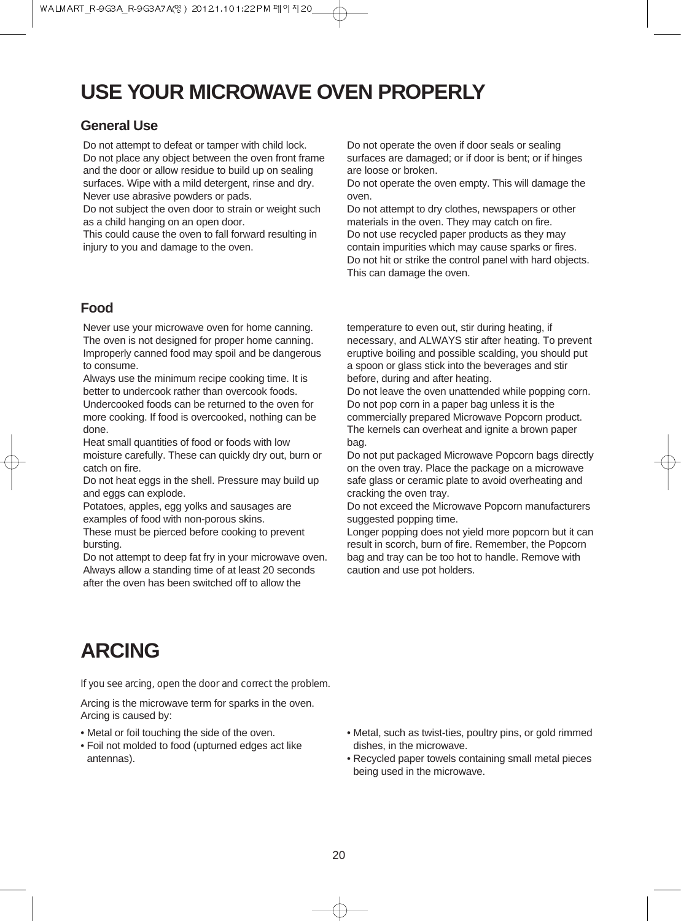# USE YOUR MICROWAVE OVEN PROPERLY

## General Use

Do not attempt to defeat or tamper with child lock.
Do not place any object between the oven front frame and the door or allow residue to build up on sealing surfaces. Wipe with a mild detergent, rinse and dry. Never use abrasive powders or pads.
Do not subject the oven door to strain or weight such as a child hanging on an open door.
This could cause the oven to fall forward resulting in injury to you and damage to the oven.

Do not operate the oven if door seals or sealing surfaces are damaged; or if door is bent; or if hinges are loose or broken.
Do not operate the oven empty. This will damage the oven.
Do not attempt to dry clothes, newspapers or other materials in the oven. They may catch on fire.
Do not use recycled paper products as they may contain impurities which may cause sparks or fires.
Do not hit or strike the control panel with hard objects. This can damage the oven.

## Food

Never use your microwave oven for home canning. The oven is not designed for proper home canning. Improperly canned food may spoil and be dangerous to consume.
Always use the minimum recipe cooking time. It is better to undercook rather than overcook foods. Undercooked foods can be returned to the oven for more cooking. If food is overcooked, nothing can be done.
Heat small quantities of food or foods with low moisture carefully. These can quickly dry out, burn or catch on fire.
Do not heat eggs in the shell. Pressure may build up and eggs can explode.
Potatoes, apples, egg yolks and sausages are examples of food with non-porous skins.
These must be pierced before cooking to prevent bursting.
Do not attempt to deep fat fry in your microwave oven.
Always allow a standing time of at least 20 seconds after the oven has been switched off to allow the temperature to even out, stir during heating, if necessary, and ALWAYS stir after heating. To prevent eruptive boiling and possible scalding, you should put a spoon or glass stick into the beverages and stir before, during and after heating.
Do not leave the oven unattended while popping corn.
Do not pop corn in a paper bag unless it is the commercially prepared Microwave Popcorn product. The kernels can overheat and ignite a brown paper bag.
Do not put packaged Microwave Popcorn bags directly on the oven tray. Place the package on a microwave safe glass or ceramic plate to avoid overheating and cracking the oven tray.
Do not exceed the Microwave Popcorn manufacturers suggested popping time.
Longer popping does not yield more popcorn but it can result in scorch, burn of fire. Remember, the Popcorn bag and tray can be too hot to handle. Remove with caution and use pot holders.

# ARCING

*If you see arcing, open the door and correct the problem.*

Arcing is the microwave term for sparks in the oven.
Arcing is caused by:

- Metal or foil touching the side of the oven.
- Foil not molded to food (upturned edges act like antennas).
- Metal, such as twist-ties, poultry pins, or gold rimmed dishes, in the microwave.
- Recycled paper towels containing small metal pieces being used in the microwave.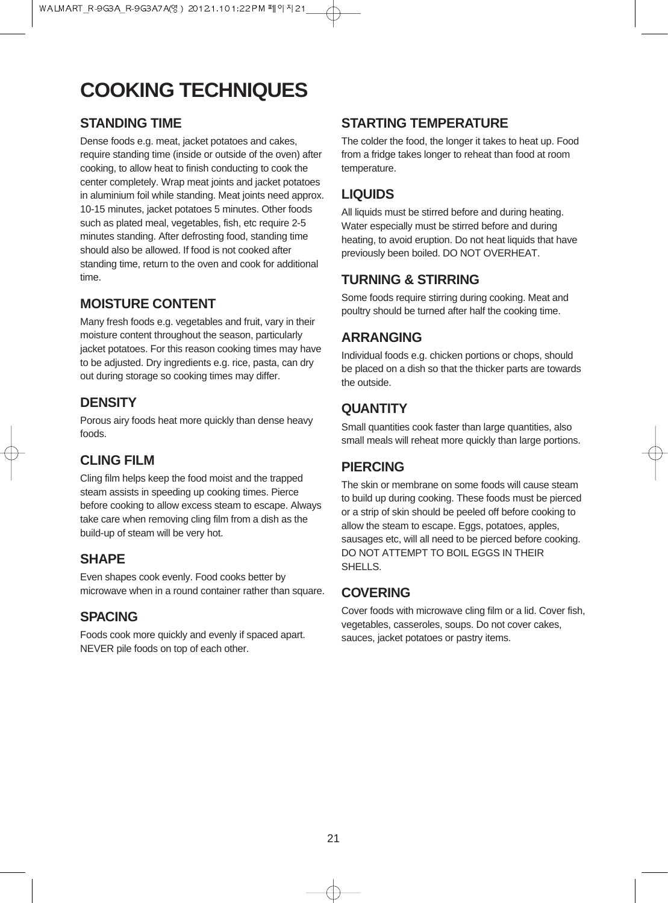# COOKING TECHNIQUES

## STANDING TIME

Dense foods e.g. meat, jacket potatoes and cakes, require standing time (inside or outside of the oven) after cooking, to allow heat to finish conducting to cook the center completely. Wrap meat joints and jacket potatoes in aluminium foil while standing. Meat joints need approx. 10-15 minutes, jacket potatoes 5 minutes. Other foods such as plated meal, vegetables, fish, etc require 2-5 minutes standing. After defrosting food, standing time should also be allowed. If food is not cooked after standing time, return to the oven and cook for additional time.

## MOISTURE CONTENT

Many fresh foods e.g. vegetables and fruit, vary in their moisture content throughout the season, particularly jacket potatoes. For this reason cooking times may have to be adjusted. Dry ingredients e.g. rice, pasta, can dry out during storage so cooking times may differ.

## DENSITY

Porous airy foods heat more quickly than dense heavy foods.

## CLING FILM

Cling film helps keep the food moist and the trapped steam assists in speeding up cooking times. Pierce before cooking to allow excess steam to escape. Always take care when removing cling film from a dish as the build-up of steam will be very hot.

## SHAPE

Even shapes cook evenly. Food cooks better by microwave when in a round container rather than square.

## SPACING

Foods cook more quickly and evenly if spaced apart. NEVER pile foods on top of each other.

## STARTING TEMPERATURE

The colder the food, the longer it takes to heat up. Food from a fridge takes longer to reheat than food at room temperature.

## LIQUIDS

All liquids must be stirred before and during heating. Water especially must be stirred before and during heating, to avoid eruption. Do not heat liquids that have previously been boiled. DO NOT OVERHEAT.

## TURNING & STIRRING

Some foods require stirring during cooking. Meat and poultry should be turned after half the cooking time.

## ARRANGING

Individual foods e.g. chicken portions or chops, should be placed on a dish so that the thicker parts are towards the outside.

## QUANTITY

Small quantities cook faster than large quantities, also small meals will reheat more quickly than large portions.

## PIERCING

The skin or membrane on some foods will cause steam to build up during cooking. These foods must be pierced or a strip of skin should be peeled off before cooking to allow the steam to escape. Eggs, potatoes, apples, sausages etc, will all need to be pierced before cooking. DO NOT ATTEMPT TO BOIL EGGS IN THEIR SHELLS.

## COVERING

Cover foods with microwave cling film or a lid. Cover fish, vegetables, casseroles, soups. Do not cover cakes, sauces, jacket potatoes or pastry items.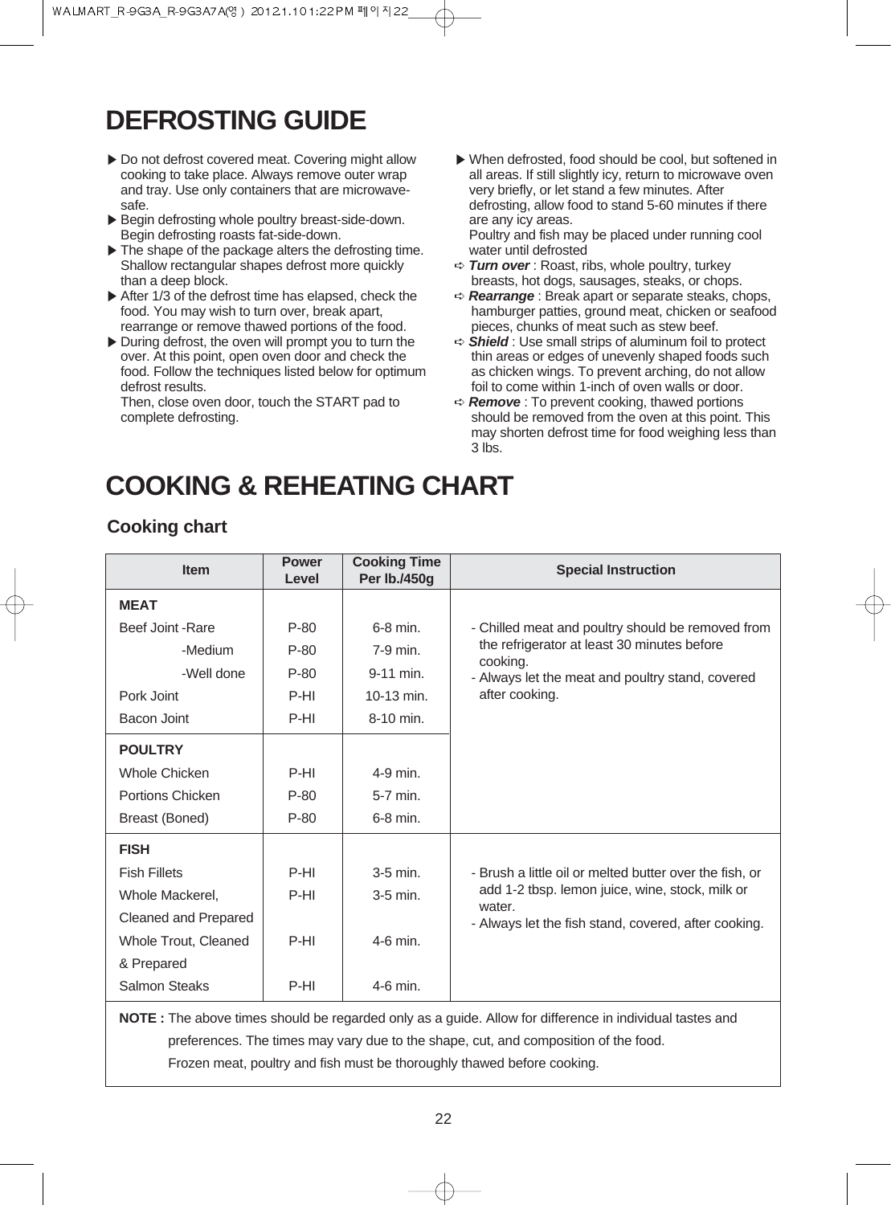# DEFROSTING GUIDE

- Do not defrost covered meat. Covering might allow cooking to take place. Always remove outer wrap and tray. Use only containers that are microwave-safe.
- Begin defrosting whole poultry breast-side-down. Begin defrosting roasts fat-side-down.
- The shape of the package alters the defrosting time. Shallow rectangular shapes defrost more quickly than a deep block.
- After 1/3 of the defrost time has elapsed, check the food. You may wish to turn over, break apart, rearrange or remove thawed portions of the food.
- During defrost, the oven will prompt you to turn the over. At this point, open oven door and check the food. Follow the techniques listed below for optimum defrost results.
  Then, close oven door, touch the START pad to complete defrosting.
- When defrosted, food should be cool, but softened in all areas. If still slightly icy, return to microwave oven very briefly, or let stand a few minutes. After defrosting, allow food to stand 5-60 minutes if there are any icy areas.
  Poultry and fish may be placed under running cool water until defrosted
  - ***Turn over*** : Roast, ribs, whole poultry, turkey breasts, hot dogs, sausages, steaks, or chops.
  - ***Rearrange*** : Break apart or separate steaks, chops, hamburger patties, ground meat, chicken or seafood pieces, chunks of meat such as stew beef.
  - ***Shield*** : Use small strips of aluminum foil to protect thin areas or edges of unevenly shaped foods such as chicken wings. To prevent arching, do not allow foil to come within 1-inch of oven walls or door.
  - ***Remove*** : To prevent cooking, thawed portions should be removed from the oven at this point. This may shorten defrost time for food weighing less than 3 lbs.

# COOKING & REHEATING CHART

## Cooking chart

| Item | Power Level | Cooking Time Per lb./450g | Special Instruction |
|---|---|---|---|
| **MEAT** | | | - Chilled meat and poultry should be removed from the refrigerator at least 30 minutes before cooking.<br>- Always let the meat and poultry stand, covered after cooking. |
| Beef Joint -Rare | P-80 | 6-8 min. | |
| -Medium | P-80 | 7-9 min. | |
| -Well done | P-80 | 9-11 min. | |
| Pork Joint | P-HI | 10-13 min. | |
| Bacon Joint | P-HI | 8-10 min. | |
| **POULTRY** | | | |
| Whole Chicken | P-HI | 4-9 min. | |
| Portions Chicken | P-80 | 5-7 min. | |
| Breast (Boned) | P-80 | 6-8 min. | |
| **FISH** | | | - Brush a little oil or melted butter over the fish, or add 1-2 tbsp. lemon juice, wine, stock, milk or water.<br>- Always let the fish stand, covered, after cooking. |
| Fish Fillets | P-HI | 3-5 min. | |
| Whole Mackerel, Cleaned and Prepared | P-HI | 3-5 min. | |
| Whole Trout, Cleaned & Prepared | P-HI | 4-6 min. | |
| Salmon Steaks | P-HI | 4-6 min. | |

**NOTE :** The above times should be regarded only as a guide. Allow for difference in individual tastes and preferences. The times may vary due to the shape, cut, and composition of the food.
Frozen meat, poultry and fish must be thoroughly thawed before cooking.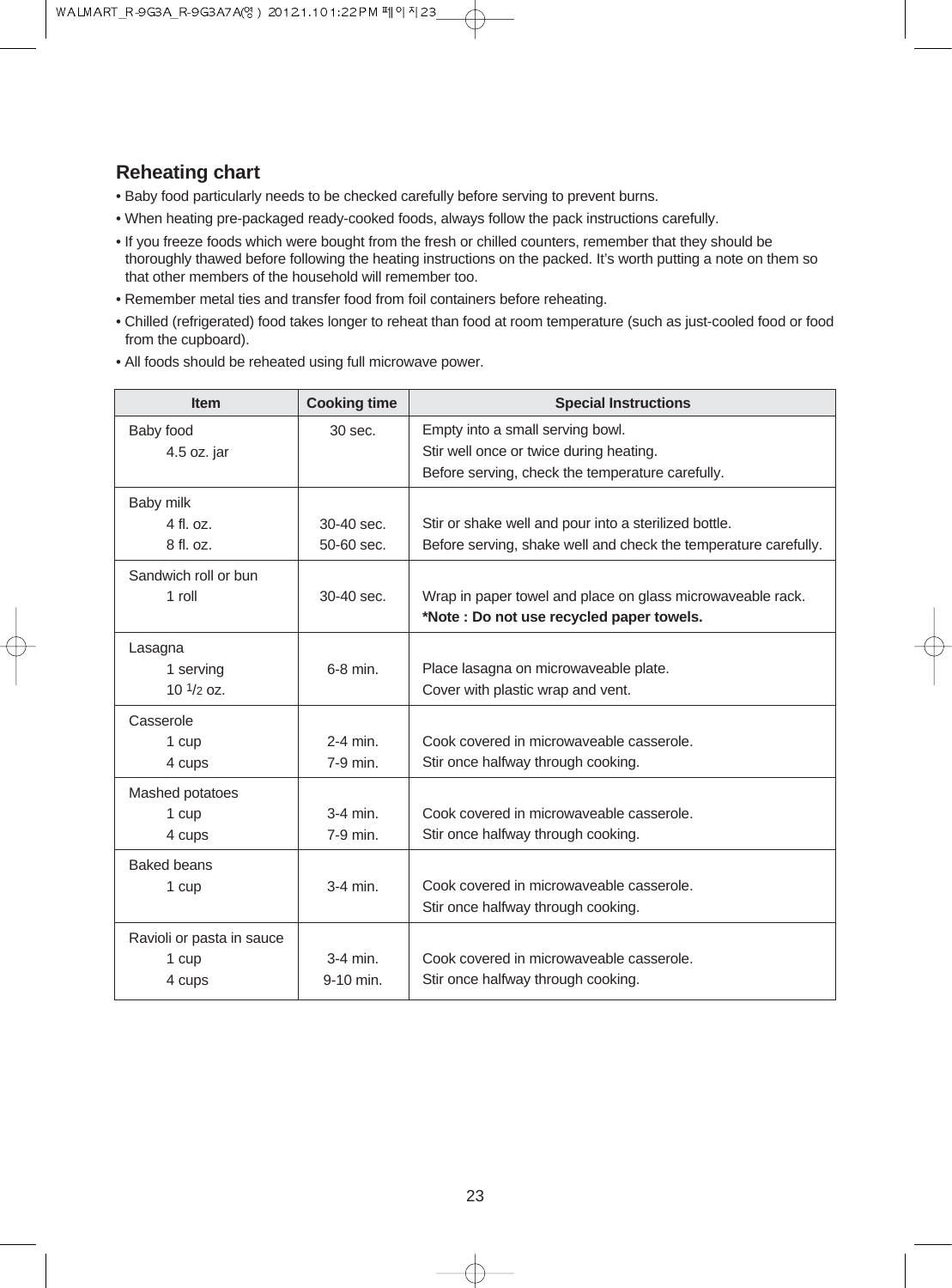## Reheating chart

- Baby food particularly needs to be checked carefully before serving to prevent burns.
- When heating pre-packaged ready-cooked foods, always follow the pack instructions carefully.
- If you freeze foods which were bought from the fresh or chilled counters, remember that they should be thoroughly thawed before following the heating instructions on the packed. It's worth putting a note on them so that other members of the household will remember too.
- Remember metal ties and transfer food from foil containers before reheating.
- Chilled (refrigerated) food takes longer to reheat than food at room temperature (such as just-cooled food or food from the cupboard).
- All foods should be reheated using full microwave power.

| Item | Cooking time | Special Instructions |
|---|---|---|
| Baby food<br>4.5 oz. jar | 30 sec. | Empty into a small serving bowl.<br>Stir well once or twice during heating.<br>Before serving, check the temperature carefully. |
| Baby milk<br>4 fl. oz.<br>8 fl. oz. | <br>30-40 sec.<br>50-60 sec. | <br>Stir or shake well and pour into a sterilized bottle.<br>Before serving, shake well and check the temperature carefully. |
| Sandwich roll or bun<br>1 roll | <br>30-40 sec. | <br>Wrap in paper towel and place on glass microwaveable rack.<br>**\*Note : Do not use recycled paper towels.** |
| Lasagna<br>1 serving<br>10 1/2 oz. | <br>6-8 min. | <br>Place lasagna on microwaveable plate.<br>Cover with plastic wrap and vent. |
| Casserole<br>1 cup<br>4 cups | <br>2-4 min.<br>7-9 min. | <br>Cook covered in microwaveable casserole.<br>Stir once halfway through cooking. |
| Mashed potatoes<br>1 cup<br>4 cups | <br>3-4 min.<br>7-9 min. | <br>Cook covered in microwaveable casserole.<br>Stir once halfway through cooking. |
| Baked beans<br>1 cup | <br>3-4 min. | <br>Cook covered in microwaveable casserole.<br>Stir once halfway through cooking. |
| Ravioli or pasta in sauce<br>1 cup<br>4 cups | <br>3-4 min.<br>9-10 min. | <br>Cook covered in microwaveable casserole.<br>Stir once halfway through cooking. |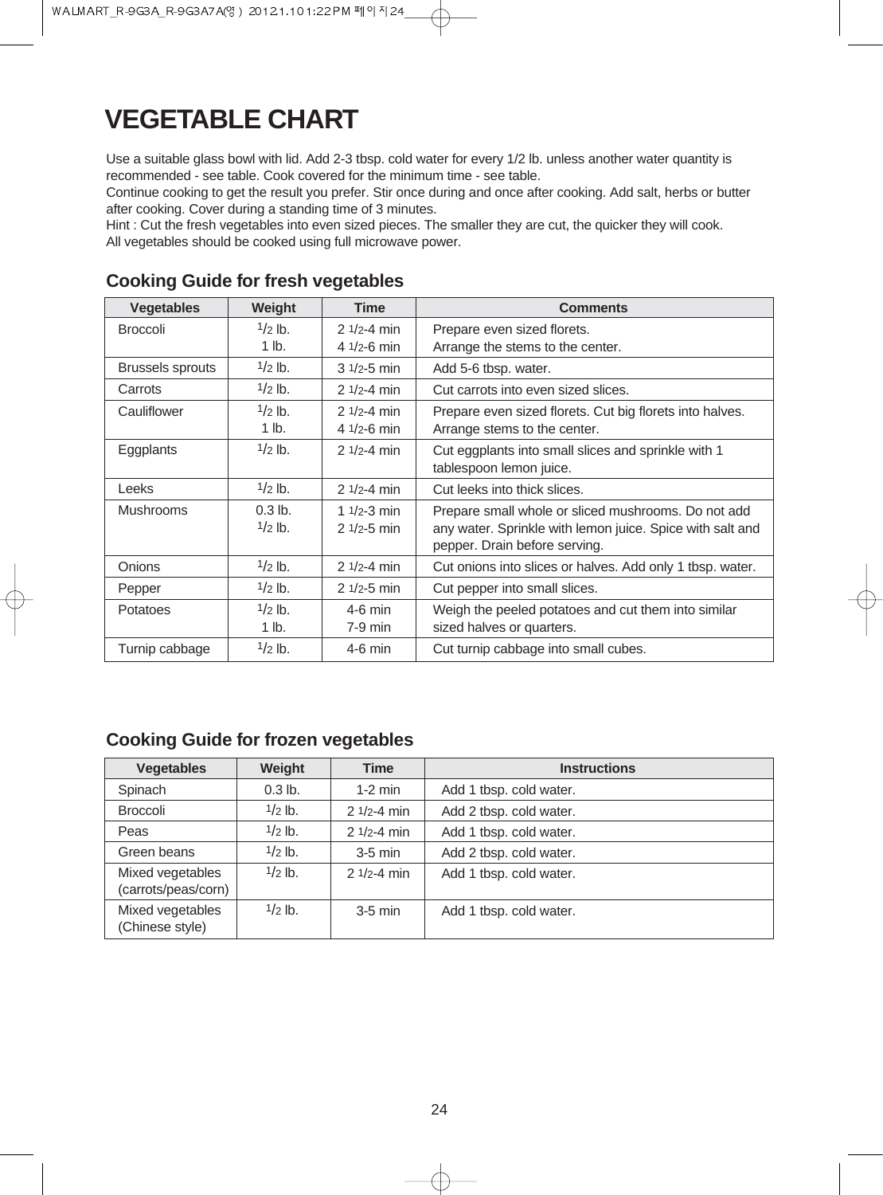# VEGETABLE CHART

Use a suitable glass bowl with lid. Add 2-3 tbsp. cold water for every 1/2 lb. unless another water quantity is recommended - see table. Cook covered for the minimum time - see table.
Continue cooking to get the result you prefer. Stir once during and once after cooking. Add salt, herbs or butter after cooking. Cover during a standing time of 3 minutes.
Hint : Cut the fresh vegetables into even sized pieces. The smaller they are cut, the quicker they will cook.
All vegetables should be cooked using full microwave power.

## Cooking Guide for fresh vegetables

| Vegetables | Weight | Time | Comments |
|---|---|---|---|
| Broccoli | 1/2 lb.<br>1 lb. | 2 1/2-4 min<br>4 1/2-6 min | Prepare even sized florets.<br>Arrange the stems to the center. |
| Brussels sprouts | 1/2 lb. | 3 1/2-5 min | Add 5-6 tbsp. water. |
| Carrots | 1/2 lb. | 2 1/2-4 min | Cut carrots into even sized slices. |
| Cauliflower | 1/2 lb.<br>1 lb. | 2 1/2-4 min<br>4 1/2-6 min | Prepare even sized florets. Cut big florets into halves.<br>Arrange stems to the center. |
| Eggplants | 1/2 lb. | 2 1/2-4 min | Cut eggplants into small slices and sprinkle with 1 tablespoon lemon juice. |
| Leeks | 1/2 lb. | 2 1/2-4 min | Cut leeks into thick slices. |
| Mushrooms | 0.3 lb.<br>1/2 lb. | 1 1/2-3 min<br>2 1/2-5 min | Prepare small whole or sliced mushrooms. Do not add any water. Sprinkle with lemon juice. Spice with salt and pepper. Drain before serving. |
| Onions | 1/2 lb. | 2 1/2-4 min | Cut onions into slices or halves. Add only 1 tbsp. water. |
| Pepper | 1/2 lb. | 2 1/2-5 min | Cut pepper into small slices. |
| Potatoes | 1/2 lb.<br>1 lb. | 4-6 min<br>7-9 min | Weigh the peeled potatoes and cut them into similar sized halves or quarters. |
| Turnip cabbage | 1/2 lb. | 4-6 min | Cut turnip cabbage into small cubes. |

## Cooking Guide for frozen vegetables

| Vegetables | Weight | Time | Instructions |
|---|---|---|---|
| Spinach | 0.3 lb. | 1-2 min | Add 1 tbsp. cold water. |
| Broccoli | 1/2 lb. | 2 1/2-4 min | Add 2 tbsp. cold water. |
| Peas | 1/2 lb. | 2 1/2-4 min | Add 1 tbsp. cold water. |
| Green beans | 1/2 lb. | 3-5 min | Add 2 tbsp. cold water. |
| Mixed vegetables (carrots/peas/corn) | 1/2 lb. | 2 1/2-4 min | Add 1 tbsp. cold water. |
| Mixed vegetables (Chinese style) | 1/2 lb. | 3-5 min | Add 1 tbsp. cold water. |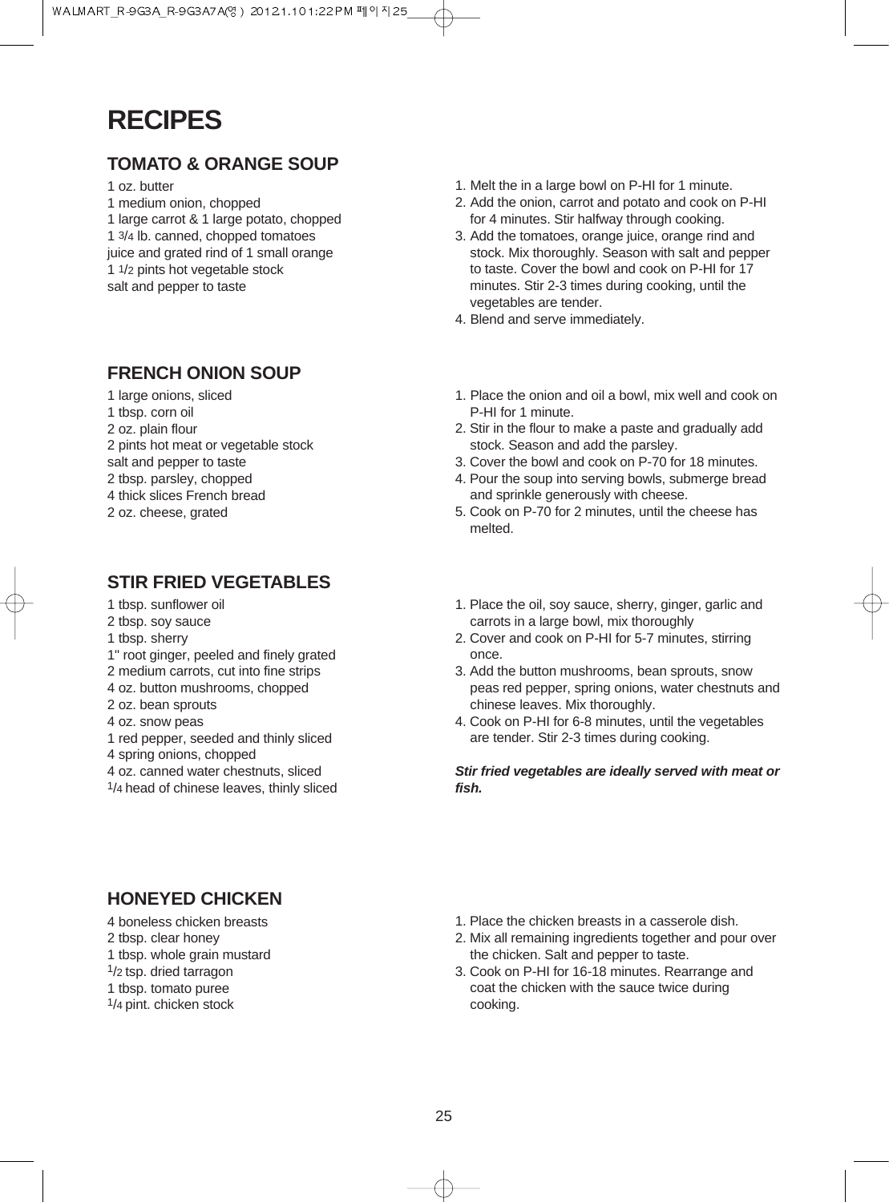# RECIPES

## TOMATO & ORANGE SOUP

1 oz. butter
1 medium onion, chopped
1 large carrot & 1 large potato, chopped
1 3/4 lb. canned, chopped tomatoes
juice and grated rind of 1 small orange
1 1/2 pints hot vegetable stock
salt and pepper to taste

1. Melt the in a large bowl on P-HI for 1 minute.
2. Add the onion, carrot and potato and cook on P-HI for 4 minutes. Stir halfway through cooking.
3. Add the tomatoes, orange juice, orange rind and stock. Mix thoroughly. Season with salt and pepper to taste. Cover the bowl and cook on P-HI for 17 minutes. Stir 2-3 times during cooking, until the vegetables are tender.
4. Blend and serve immediately.

## FRENCH ONION SOUP

1 large onions, sliced
1 tbsp. corn oil
2 oz. plain flour
2 pints hot meat or vegetable stock
salt and pepper to taste
2 tbsp. parsley, chopped
4 thick slices French bread
2 oz. cheese, grated

1. Place the onion and oil a bowl, mix well and cook on P-HI for 1 minute.
2. Stir in the flour to make a paste and gradually add stock. Season and add the parsley.
3. Cover the bowl and cook on P-70 for 18 minutes.
4. Pour the soup into serving bowls, submerge bread and sprinkle generously with cheese.
5. Cook on P-70 for 2 minutes, until the cheese has melted.

## STIR FRIED VEGETABLES

1 tbsp. sunflower oil
2 tbsp. soy sauce
1 tbsp. sherry
1" root ginger, peeled and finely grated
2 medium carrots, cut into fine strips
4 oz. button mushrooms, chopped
2 oz. bean sprouts
4 oz. snow peas
1 red pepper, seeded and thinly sliced
4 spring onions, chopped
4 oz. canned water chestnuts, sliced
1/4 head of chinese leaves, thinly sliced

1. Place the oil, soy sauce, sherry, ginger, garlic and carrots in a large bowl, mix thoroughly
2. Cover and cook on P-HI for 5-7 minutes, stirring once.
3. Add the button mushrooms, bean sprouts, snow peas red pepper, spring onions, water chestnuts and chinese leaves. Mix thoroughly.
4. Cook on P-HI for 6-8 minutes, until the vegetables are tender. Stir 2-3 times during cooking.

***Stir fried vegetables are ideally served with meat or fish.***

## HONEYED CHICKEN

4 boneless chicken breasts
2 tbsp. clear honey
1 tbsp. whole grain mustard
1/2 tsp. dried tarragon
1 tbsp. tomato puree
1/4 pint. chicken stock

1. Place the chicken breasts in a casserole dish.
2. Mix all remaining ingredients together and pour over the chicken. Salt and pepper to taste.
3. Cook on P-HI for 16-18 minutes. Rearrange and coat the chicken with the sauce twice during cooking.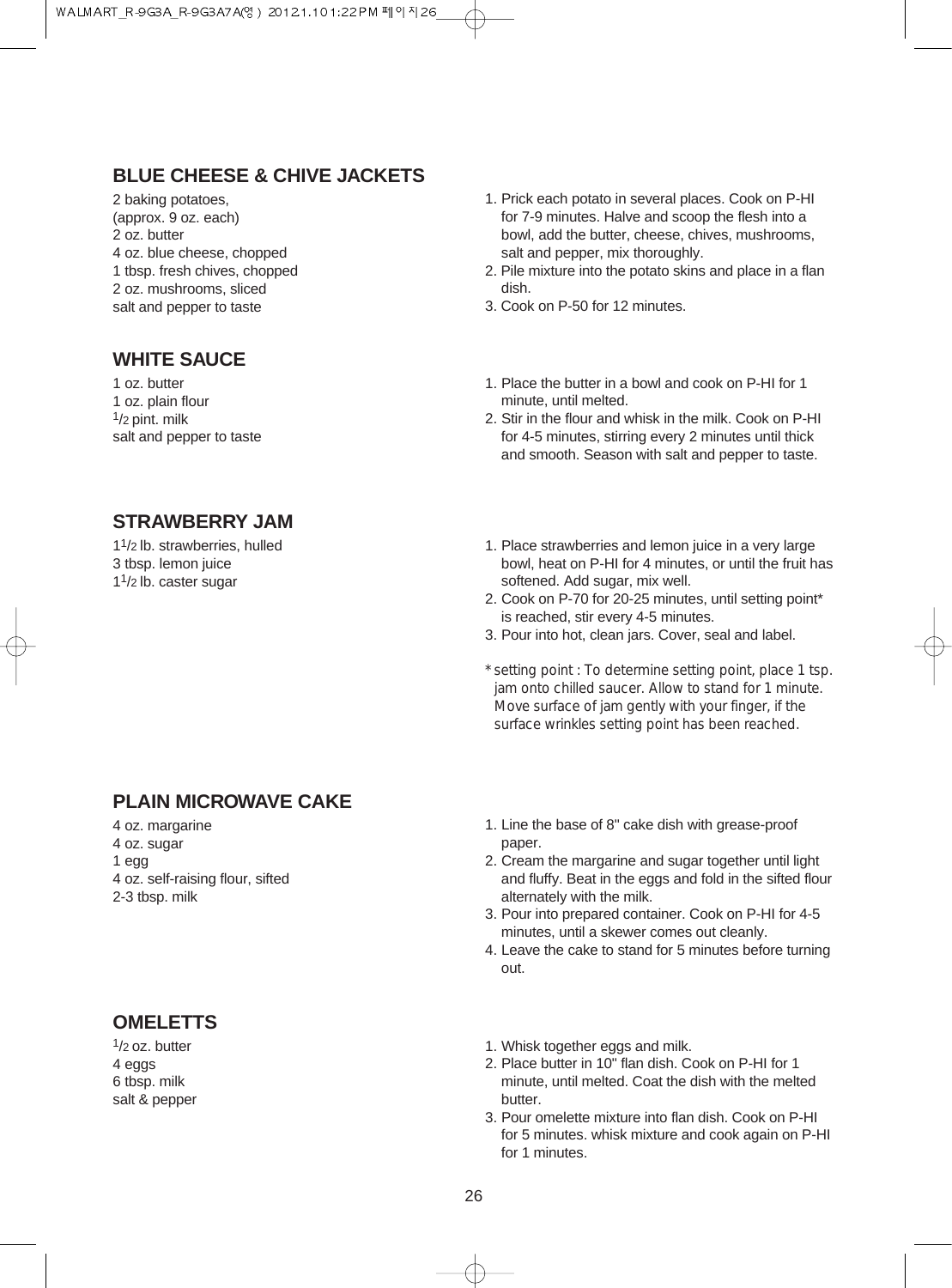## BLUE CHEESE & CHIVE JACKETS

2 baking potatoes,
(approx. 9 oz. each)
2 oz. butter
4 oz. blue cheese, chopped
1 tbsp. fresh chives, chopped
2 oz. mushrooms, sliced
salt and pepper to taste

1. Prick each potato in several places. Cook on P-HI for 7-9 minutes. Halve and scoop the flesh into a bowl, add the butter, cheese, chives, mushrooms, salt and pepper, mix thoroughly.
2. Pile mixture into the potato skins and place in a flan dish.
3. Cook on P-50 for 12 minutes.

## WHITE SAUCE

1 oz. butter
1 oz. plain flour
1/2 pint. milk
salt and pepper to taste

1. Place the butter in a bowl and cook on P-HI for 1 minute, until melted.
2. Stir in the flour and whisk in the milk. Cook on P-HI for 4-5 minutes, stirring every 2 minutes until thick and smooth. Season with salt and pepper to taste.

## STRAWBERRY JAM

1 1/2 lb. strawberries, hulled
3 tbsp. lemon juice
1 1/2 lb. caster sugar

1. Place strawberries and lemon juice in a very large bowl, heat on P-HI for 4 minutes, or until the fruit has softened. Add sugar, mix well.
2. Cook on P-70 for 20-25 minutes, until setting point* is reached, stir every 4-5 minutes.
3. Pour into hot, clean jars. Cover, seal and label.

* setting point : To determine setting point, place 1 tsp. jam onto chilled saucer. Allow to stand for 1 minute. Move surface of jam gently with your finger, if the surface wrinkles setting point has been reached.

## PLAIN MICROWAVE CAKE

4 oz. margarine
4 oz. sugar
1 egg
4 oz. self-raising flour, sifted
2-3 tbsp. milk

1. Line the base of 8" cake dish with grease-proof paper.
2. Cream the margarine and sugar together until light and fluffy. Beat in the eggs and fold in the sifted flour alternately with the milk.
3. Pour into prepared container. Cook on P-HI for 4-5 minutes, until a skewer comes out cleanly.
4. Leave the cake to stand for 5 minutes before turning out.

## OMELETTS

1/2 oz. butter
4 eggs
6 tbsp. milk
salt & pepper

1. Whisk together eggs and milk.
2. Place butter in 10" flan dish. Cook on P-HI for 1 minute, until melted. Coat the dish with the melted butter.
3. Pour omelette mixture into flan dish. Cook on P-HI for 5 minutes. whisk mixture and cook again on P-HI for 1 minutes.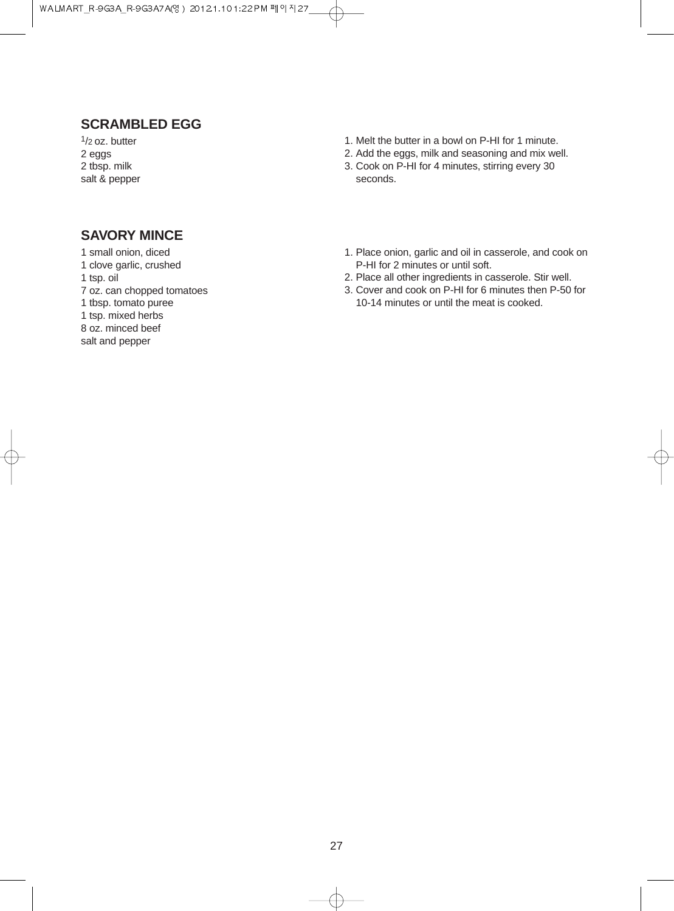## SCRAMBLED EGG

$^{1}/_{2}$ oz. butter
2 eggs
2 tbsp. milk
salt & pepper

1. Melt the butter in a bowl on P-HI for 1 minute.
2. Add the eggs, milk and seasoning and mix well.
3. Cook on P-HI for 4 minutes, stirring every 30 seconds.

## SAVORY MINCE

1 small onion, diced
1 clove garlic, crushed
1 tsp. oil
7 oz. can chopped tomatoes
1 tbsp. tomato puree
1 tsp. mixed herbs
8 oz. minced beef
salt and pepper

1. Place onion, garlic and oil in casserole, and cook on P-HI for 2 minutes or until soft.
2. Place all other ingredients in casserole. Stir well.
3. Cover and cook on P-HI for 6 minutes then P-50 for 10-14 minutes or until the meat is cooked.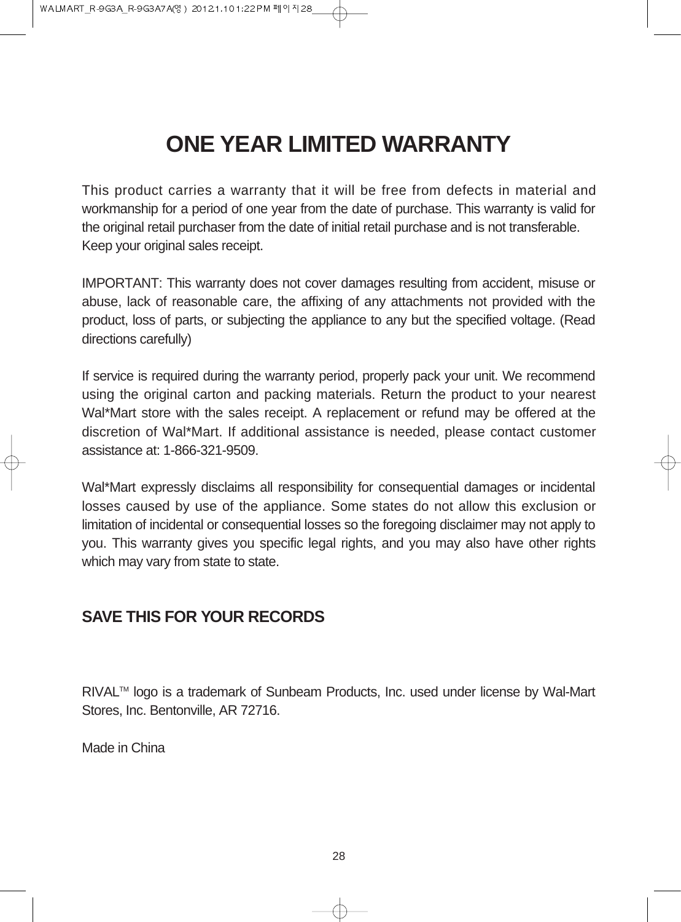# ONE YEAR LIMITED WARRANTY

This product carries a warranty that it will be free from defects in material and workmanship for a period of one year from the date of purchase. This warranty is valid for the original retail purchaser from the date of initial retail purchase and is not transferable. Keep your original sales receipt.

IMPORTANT: This warranty does not cover damages resulting from accident, misuse or abuse, lack of reasonable care, the affixing of any attachments not provided with the product, loss of parts, or subjecting the appliance to any but the specified voltage. (Read directions carefully)

If service is required during the warranty period, properly pack your unit. We recommend using the original carton and packing materials. Return the product to your nearest Wal*Mart store with the sales receipt. A replacement or refund may be offered at the discretion of Wal*Mart. If additional assistance is needed, please contact customer assistance at: 1-866-321-9509.

Wal*Mart expressly disclaims all responsibility for consequential damages or incidental losses caused by use of the appliance. Some states do not allow this exclusion or limitation of incidental or consequential losses so the foregoing disclaimer may not apply to you. This warranty gives you specific legal rights, and you may also have other rights which may vary from state to state.

## SAVE THIS FOR YOUR RECORDS

RIVAL™ logo is a trademark of Sunbeam Products, Inc. used under license by Wal-Mart Stores, Inc. Bentonville, AR 72716.

Made in China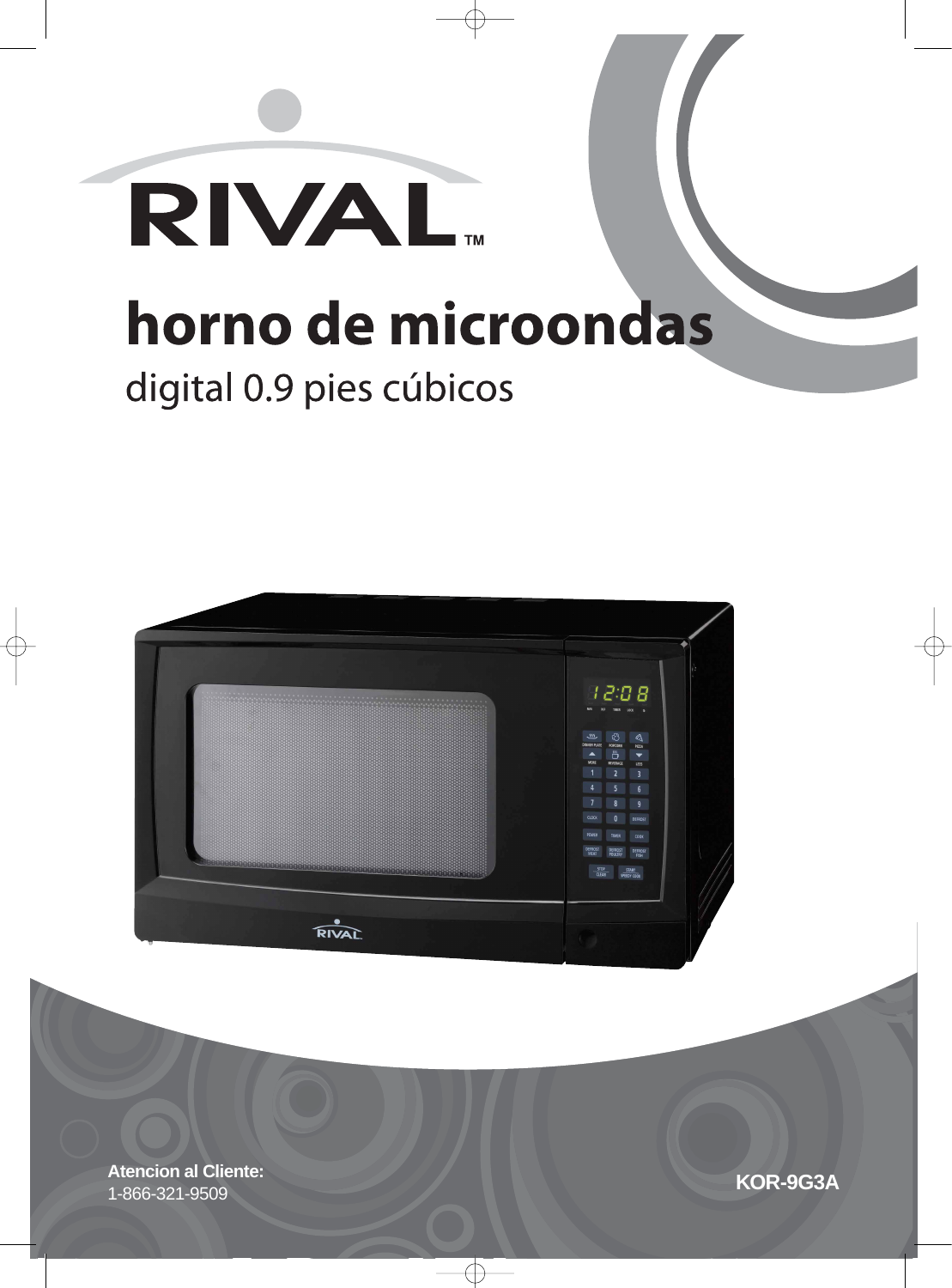# RIVAL™

# horno de microondas

## digital 0.9 pies cúbicos

**Atencion al Cliente:**
1-866-321-9509

**KOR-9G3A**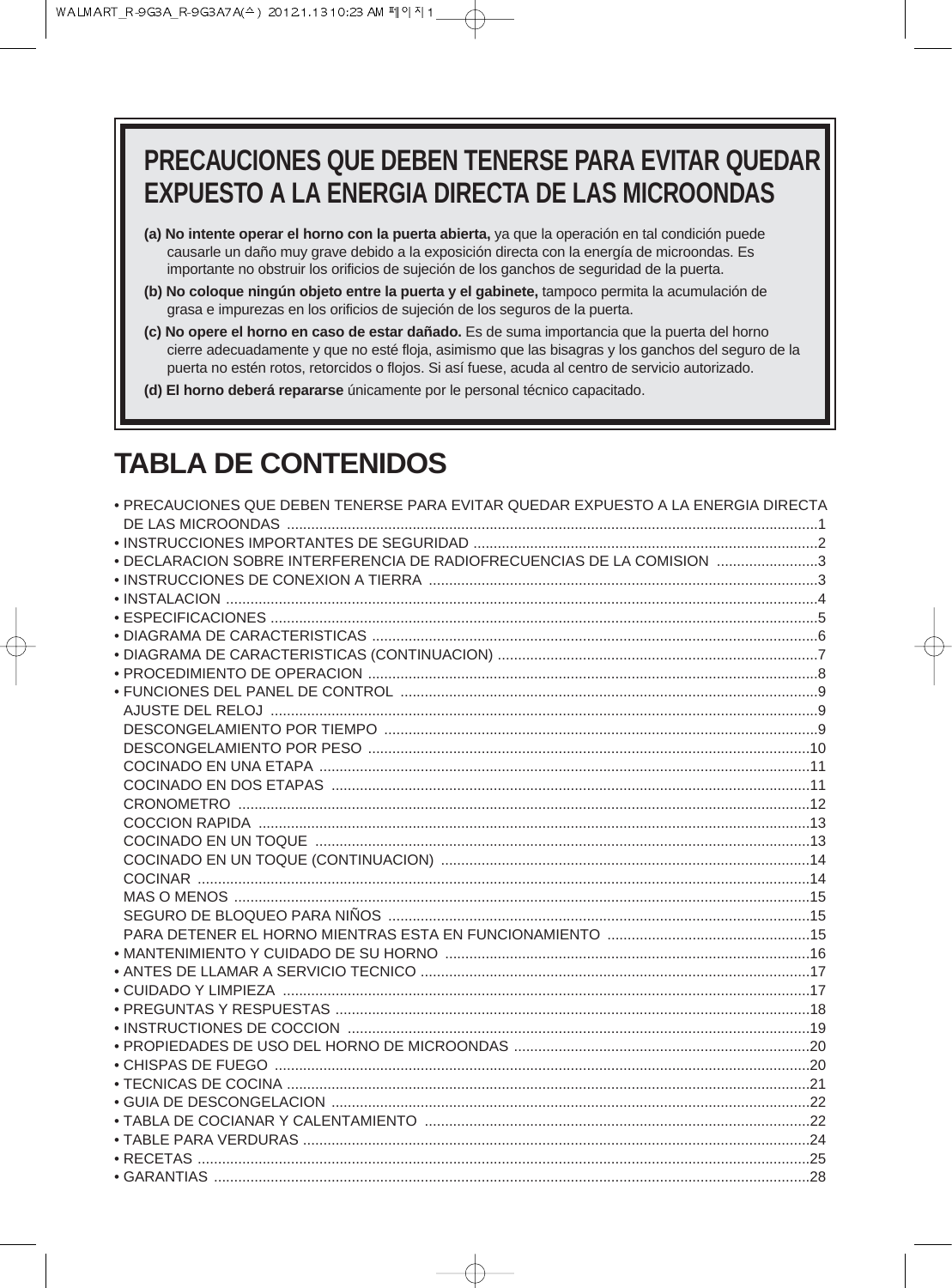## PRECAUCIONES QUE DEBEN TENERSE PARA EVITAR QUEDAR EXPUESTO A LA ENERGIA DIRECTA DE LAS MICROONDAS

**(a) No intente operar el horno con la puerta abierta,** ya que la operación en tal condición puede causarle un daño muy grave debido a la exposición directa con la energía de microondas. Es importante no obstruir los orificios de sujeción de los ganchos de seguridad de la puerta.

**(b) No coloque ningún objeto entre la puerta y el gabinete,** tampoco permita la acumulación de grasa e impurezas en los orificios de sujeción de los seguros de la puerta.

**(c) No opere el horno en caso de estar dañado.** Es de suma importancia que la puerta del horno cierre adecuadamente y que no esté floja, asimismo que las bisagras y los ganchos del seguro de la puerta no estén rotos, retorcidos o flojos. Si así fuese, acuda al centro de servicio autorizado.

**(d) El horno deberá repararse** únicamente por le personal técnico capacitado.

# TABLA DE CONTENIDOS

- PRECAUCIONES QUE DEBEN TENERSE PARA EVITAR QUEDAR EXPUESTO A LA ENERGIA DIRECTA DE LAS MICROONDAS ....1
- INSTRUCCIONES IMPORTANTES DE SEGURIDAD ....2
- DECLARACION SOBRE INTERFERENCIA DE RADIOFRECUENCIAS DE LA COMISION ....3
- INSTRUCCIONES DE CONEXION A TIERRA ....3
- INSTALACION ....4
- ESPECIFICACIONES ....5
- DIAGRAMA DE CARACTERISTICAS ....6
- DIAGRAMA DE CARACTERISTICAS (CONTINUACION) ....7
- PROCEDIMIENTO DE OPERACION ....8
- FUNCIONES DEL PANEL DE CONTROL ....9
  - AJUSTE DEL RELOJ ....9
  - DESCONGELAMIENTO POR TIEMPO ....9
  - DESCONGELAMIENTO POR PESO ....10
  - COCINADO EN UNA ETAPA ....11
  - COCINADO EN DOS ETAPAS ....11
  - CRONOMETRO ....12
  - COCCION RAPIDA ....13
  - COCINADO EN UN TOQUE ....13
  - COCINADO EN UN TOQUE (CONTINUACION) ....14
  - COCINAR ....14
  - MAS O MENOS ....15
  - SEGURO DE BLOQUEO PARA NIÑOS ....15
  - PARA DETENER EL HORNO MIENTRAS ESTA EN FUNCIONAMIENTO ....15
- MANTENIMIENTO Y CUIDADO DE SU HORNO ....16
- ANTES DE LLAMAR A SERVICIO TECNICO ....17
- CUIDADO Y LIMPIEZA ....17
- PREGUNTAS Y RESPUESTAS ....18
- INSTRUCTIONES DE COCCION ....19
- PROPIEDADES DE USO DEL HORNO DE MICROONDAS ....20
- CHISPAS DE FUEGO ....20
- TECNICAS DE COCINA ....21
- GUIA DE DESCONGELACION ....22
- TABLA DE COCIANAR Y CALENTAMIENTO ....22
- TABLE PARA VERDURAS ....24
- RECETAS ....25
- GARANTIAS ....28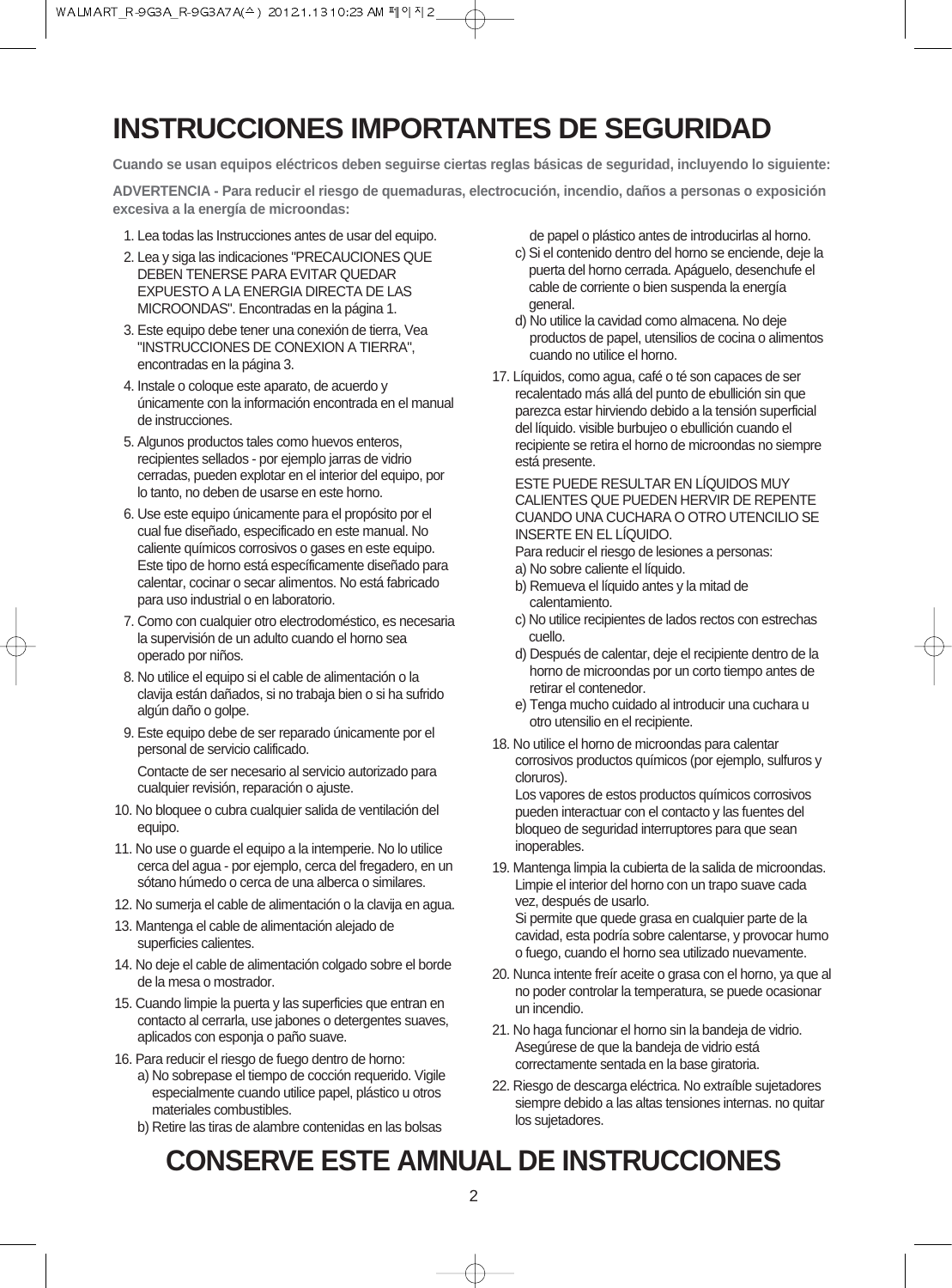# INSTRUCCIONES IMPORTANTES DE SEGURIDAD

**Cuando se usan equipos eléctricos deben seguirse ciertas reglas básicas de seguridad, incluyendo lo siguiente:**

**ADVERTENCIA - Para reducir el riesgo de quemaduras, electrocución, incendio, daños a personas o exposición excesiva a la energía de microondas:**

1. Lea todas las Instrucciones antes de usar del equipo.
2. Lea y siga las indicaciones "PRECAUCIONES QUE DEBEN TENERSE PARA EVITAR QUEDAR EXPUESTO A LA ENERGIA DIRECTA DE LAS MICROONDAS". Encontradas en la página 1.
3. Este equipo debe tener una conexión de tierra, Vea "INSTRUCCIONES DE CONEXION A TIERRA", encontradas en la página 3.
4. Instale o coloque este aparato, de acuerdo y únicamente con la información encontrada en el manual de instrucciones.
5. Algunos productos tales como huevos enteros, recipientes sellados - por ejemplo jarras de vidrio cerradas, pueden explotar en el interior del equipo, por lo tanto, no deben de usarse en este horno.
6. Use este equipo únicamente para el propósito por el cual fue diseñado, especificado en este manual. No caliente químicos corrosivos o gases en este equipo. Este tipo de horno está específicamente diseñado para calentar, cocinar o secar alimentos. No está fabricado para uso industrial o en laboratorio.
7. Como con cualquier otro electrodoméstico, es necesaria la supervisión de un adulto cuando el horno sea operado por niños.
8. No utilice el equipo si el cable de alimentación o la clavija están dañados, si no trabaja bien o si ha sufrido algún daño o golpe.
9. Este equipo debe de ser reparado únicamente por el personal de servicio calificado.

   Contacte de ser necesario al servicio autorizado para cualquier revisión, reparación o ajuste.
10. No bloquee o cubra cualquier salida de ventilación del equipo.
11. No use o guarde el equipo a la intemperie. No lo utilice cerca del agua - por ejemplo, cerca del fregadero, en un sótano húmedo o cerca de una alberca o similares.
12. No sumerja el cable de alimentación o la clavija en agua.
13. Mantenga el cable de alimentación alejado de superficies calientes.
14. No deje el cable de alimentación colgado sobre el borde de la mesa o mostrador.
15. Cuando limpie la puerta y las superficies que entran en contacto al cerrarla, use jabones o detergentes suaves, aplicados con esponja o paño suave.
16. Para reducir el riesgo de fuego dentro de horno:
    a) No sobrepase el tiempo de cocción requerido. Vigile especialmente cuando utilice papel, plástico u otros materiales combustibles.
    b) Retire las tiras de alambre contenidas en las bolsas de papel o plástico antes de introducirlas al horno.
    c) Si el contenido dentro del horno se enciende, deje la puerta del horno cerrada. Apáguelo, desenchufe el cable de corriente o bien suspenda la energía general.
    d) No utilice la cavidad como almacena. No deje productos de papel, utensilios de cocina o alimentos cuando no utilice el horno.
17. Líquidos, como agua, café o té son capaces de ser recalentado más allá del punto de ebullición sin que parezca estar hirviendo debido a la tensión superficial del líquido. visible burbujeo o ebullición cuando el recipiente se retira el horno de microondas no siempre está presente.

    ESTE PUEDE RESULTAR EN LÍQUIDOS MUY CALIENTES QUE PUEDEN HERVIR DE REPENTE CUANDO UNA CUCHARA O OTRO UTENCILIO SE INSERTE EN EL LÍQUIDO.
    Para reducir el riesgo de lesiones a personas:
    a) No sobre caliente el líquido.
    b) Remueva el líquido antes y la mitad de calentamiento.
    c) No utilice recipientes de lados rectos con estrechas cuello.
    d) Después de calentar, deje el recipiente dentro de la horno de microondas por un corto tiempo antes de retirar el contenedor.
    e) Tenga mucho cuidado al introducir una cuchara u otro utensilio en el recipiente.
18. No utilice el horno de microondas para calentar corrosivos productos químicos (por ejemplo, sulfuros y cloruros).
    Los vapores de estos productos químicos corrosivos pueden interactuar con el contacto y las fuentes del bloqueo de seguridad interruptores para que sean inoperables.
19. Mantenga limpia la cubierta de la salida de microondas. Limpie el interior del horno con un trapo suave cada vez, después de usarlo.
    Si permite que quede grasa en cualquier parte de la cavidad, esta podría sobre calentarse, y provocar humo o fuego, cuando el horno sea utilizado nuevamente.
20. Nunca intente freír aceite o grasa con el horno, ya que al no poder controlar la temperatura, se puede ocasionar un incendio.
21. No haga funcionar el horno sin la bandeja de vidrio. Asegúrese de que la bandeja de vidrio está correctamente sentada en la base giratoria.
22. Riesgo de descarga eléctrica. No extraíble sujetadores siempre debido a las altas tensiones internas. no quitar los sujetadores.

# CONSERVE ESTE AMNUAL DE INSTRUCCIONES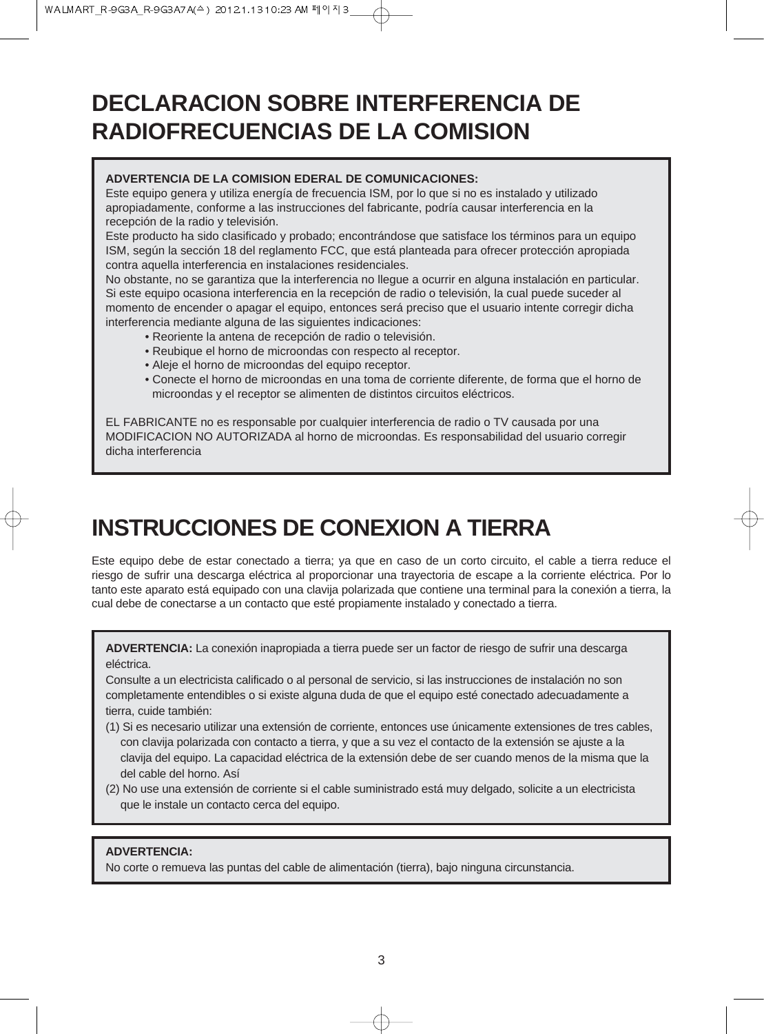# DECLARACION SOBRE INTERFERENCIA DE RADIOFRECUENCIAS DE LA COMISION

**ADVERTENCIA DE LA COMISION EDERAL DE COMUNICACIONES:**
Este equipo genera y utiliza energía de frecuencia ISM, por lo que si no es instalado y utilizado apropiadamente, conforme a las instrucciones del fabricante, podría causar interferencia en la recepción de la radio y televisión.
Este producto ha sido clasificado y probado; encontrándose que satisface los términos para un equipo ISM, según la sección 18 del reglamento FCC, que está planteada para ofrecer protección apropiada contra aquella interferencia en instalaciones residenciales.
No obstante, no se garantiza que la interferencia no llegue a ocurrir en alguna instalación en particular. Si este equipo ocasiona interferencia en la recepción de radio o televisión, la cual puede suceder al momento de encender o apagar el equipo, entonces será preciso que el usuario intente corregir dicha interferencia mediante alguna de las siguientes indicaciones:

- Reoriente la antena de recepción de radio o televisión.
- Reubique el horno de microondas con respecto al receptor.
- Aleje el horno de microondas del equipo receptor.
- Conecte el horno de microondas en una toma de corriente diferente, de forma que el horno de microondas y el receptor se alimenten de distintos circuitos eléctricos.

EL FABRICANTE no es responsable por cualquier interferencia de radio o TV causada por una MODIFICACION NO AUTORIZADA al horno de microondas. Es responsabilidad del usuario corregir dicha interferencia

# INSTRUCCIONES DE CONEXION A TIERRA

Este equipo debe de estar conectado a tierra; ya que en caso de un corto circuito, el cable a tierra reduce el riesgo de sufrir una descarga eléctrica al proporcionar una trayectoria de escape a la corriente eléctrica. Por lo tanto este aparato está equipado con una clavija polarizada que contiene una terminal para la conexión a tierra, la cual debe de conectarse a un contacto que esté propiamente instalado y conectado a tierra.

**ADVERTENCIA:** La conexión inapropiada a tierra puede ser un factor de riesgo de sufrir una descarga eléctrica.
Consulte a un electricista calificado o al personal de servicio, si las instrucciones de instalación no son completamente entendibles o si existe alguna duda de que el equipo esté conectado adecuadamente a tierra, cuide también:

(1) Si es necesario utilizar una extensión de corriente, entonces use únicamente extensiones de tres cables, con clavija polarizada con contacto a tierra, y que a su vez el contacto de la extensión se ajuste a la clavija del equipo. La capacidad eléctrica de la extensión debe de ser cuando menos de la misma que la del cable del horno. Así
(2) No use una extensión de corriente si el cable suministrado está muy delgado, solicite a un electricista que le instale un contacto cerca del equipo.

**ADVERTENCIA:**
No corte o remueva las puntas del cable de alimentación (tierra), bajo ninguna circunstancia.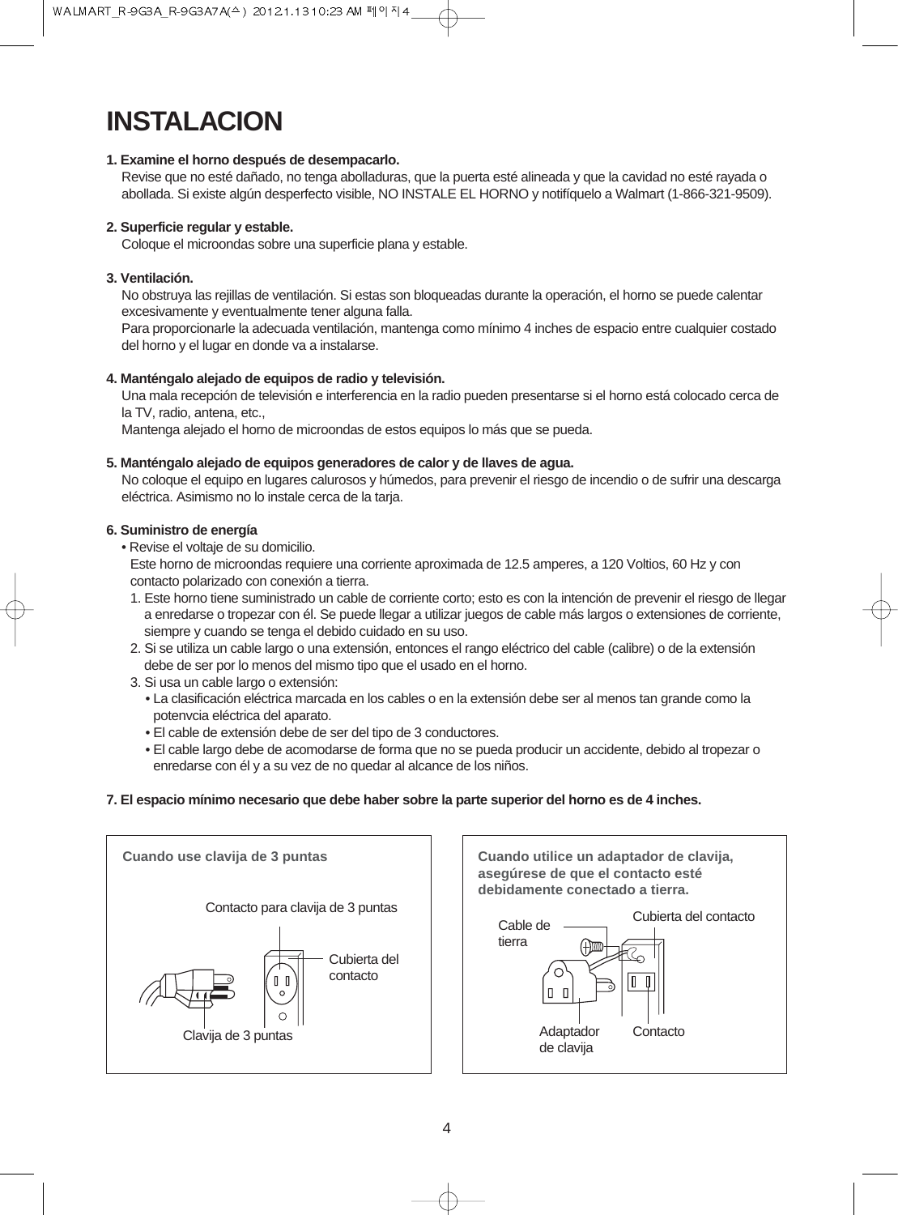# INSTALACION

**1. Examine el horno después de desempacarlo.**
Revise que no esté dañado, no tenga abolladuras, que la puerta esté alineada y que la cavidad no esté rayada o abollada. Si existe algún desperfecto visible, NO INSTALE EL HORNO y notifíquelo a Walmart (1-866-321-9509).

**2. Superficie regular y estable.**
Coloque el microondas sobre una superficie plana y estable.

**3. Ventilación.**
No obstruya las rejillas de ventilación. Si estas son bloqueadas durante la operación, el horno se puede calentar excesivamente y eventualmente tener alguna falla.
Para proporcionarle la adecuada ventilación, mantenga como mínimo 4 inches de espacio entre cualquier costado del horno y el lugar en donde va a instalarse.

**4. Manténgalo alejado de equipos de radio y televisión.**
Una mala recepción de televisión e interferencia en la radio pueden presentarse si el horno está colocado cerca de la TV, radio, antena, etc.,
Mantenga alejado el horno de microondas de estos equipos lo más que se pueda.

**5. Manténgalo alejado de equipos generadores de calor y de llaves de agua.**
No coloque el equipo en lugares calurosos y húmedos, para prevenir el riesgo de incendio o de sufrir una descarga eléctrica. Asimismo no lo instale cerca de la tarja.

**6. Suministro de energía**

- Revise el voltaje de su domicilio.
  Este horno de microondas requiere una corriente aproximada de 12.5 amperes, a 120 Voltios, 60 Hz y con contacto polarizado con conexión a tierra.
  1. Este horno tiene suministrado un cable de corriente corto; esto es con la intención de prevenir el riesgo de llegar a enredarse o tropezar con él. Se puede llegar a utilizar juegos de cable más largos o extensiones de corriente, siempre y cuando se tenga el debido cuidado en su uso.
  2. Si se utiliza un cable largo o una extensión, entonces el rango eléctrico del cable (calibre) o de la extensión debe de ser por lo menos del mismo tipo que el usado en el horno.
  3. Si usa un cable largo o extensión:
     - La clasificación eléctrica marcada en los cables o en la extensión debe ser al menos tan grande como la potenvcia eléctrica del aparato.
     - El cable de extensión debe de ser del tipo de 3 conductores.
     - El cable largo debe de acomodarse de forma que no se pueda producir un accidente, debido al tropezar o enredarse con él y a su vez de no quedar al alcance de los niños.

**7. El espacio mínimo necesario que debe haber sobre la parte superior del horno es de 4 inches.**

**Cuando use clavija de 3 puntas**

Contacto para clavija de 3 puntas
Cubierta del contacto
Clavija de 3 puntas

**Cuando utilice un adaptador de clavija, asegúrese de que el contacto esté debidamente conectado a tierra.**

Cable de tierra
Cubierta del contacto
Adaptador de clavija
Contacto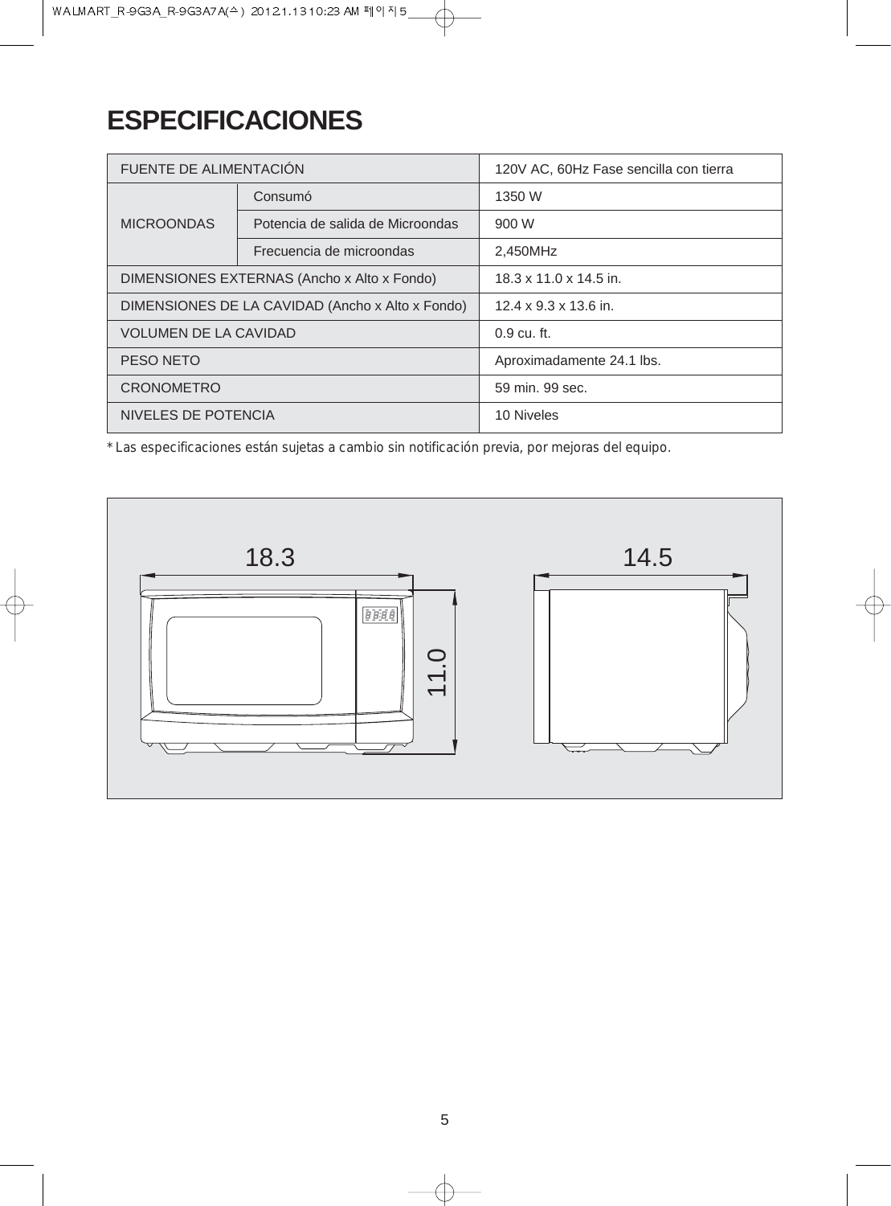# ESPECIFICACIONES

| FUENTE DE ALIMENTACIÓN | | 120V AC, 60Hz Fase sencilla con tierra |
|---|---|---|
| MICROONDAS | Consumó | 1350 W |
| | Potencia de salida de Microondas | 900 W |
| | Frecuencia de microondas | 2,450MHz |
| DIMENSIONES EXTERNAS (Ancho x Alto x Fondo) | | 18.3 x 11.0 x 14.5 in. |
| DIMENSIONES DE LA CAVIDAD (Ancho x Alto x Fondo) | | 12.4 x 9.3 x 13.6 in. |
| VOLUMEN DE LA CAVIDAD | | 0.9 cu. ft. |
| PESO NETO | | Aproximadamente 24.1 lbs. |
| CRONOMETRO | | 59 min. 99 sec. |
| NIVELES DE POTENCIA | | 10 Niveles |

* Las especificaciones están sujetas a cambio sin notificación previa, por mejoras del equipo.

18.3 11.0 14.5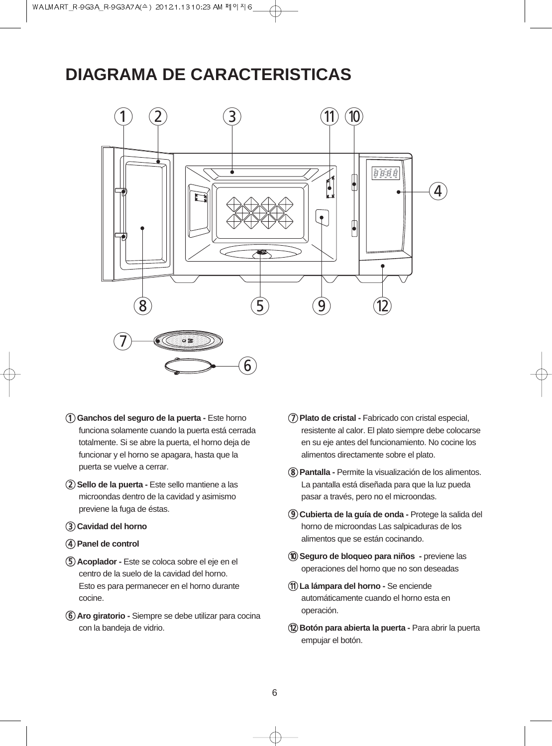# DIAGRAMA DE CARACTERISTICAS

1. **Ganchos del seguro de la puerta -** Este horno funciona solamente cuando la puerta está cerrada totalmente. Si se abre la puerta, el horno deja de funcionar y el horno se apagara, hasta que la puerta se vuelve a cerrar.
2. **Sello de la puerta -** Este sello mantiene a las microondas dentro de la cavidad y asimismo previene la fuga de éstas.
3. **Cavidad del horno**
4. **Panel de control**
5. **Acoplador -** Este se coloca sobre el eje en el centro de la suelo de la cavidad del horno. Esto es para permanecer en el horno durante cocine.
6. **Aro giratorio -** Siempre se debe utilizar para cocina con la bandeja de vidrio.
7. **Plato de cristal -** Fabricado con cristal especial, resistente al calor. El plato siempre debe colocarse en su eje antes del funcionamiento. No cocine los alimentos directamente sobre el plato.
8. **Pantalla -** Permite la visualización de los alimentos. La pantalla está diseñada para que la luz pueda pasar a través, pero no el microondas.
9. **Cubierta de la guía de onda -** Protege la salida del horno de microondas Las salpicaduras de los alimentos que se están cocinando.
10. **Seguro de bloqueo para niños -** previene las operaciones del horno que no son deseadas
11. **La lámpara del horno -** Se enciende automáticamente cuando el horno esta en operación.
12. **Botón para abierta la puerta -** Para abrir la puerta empujar el botón.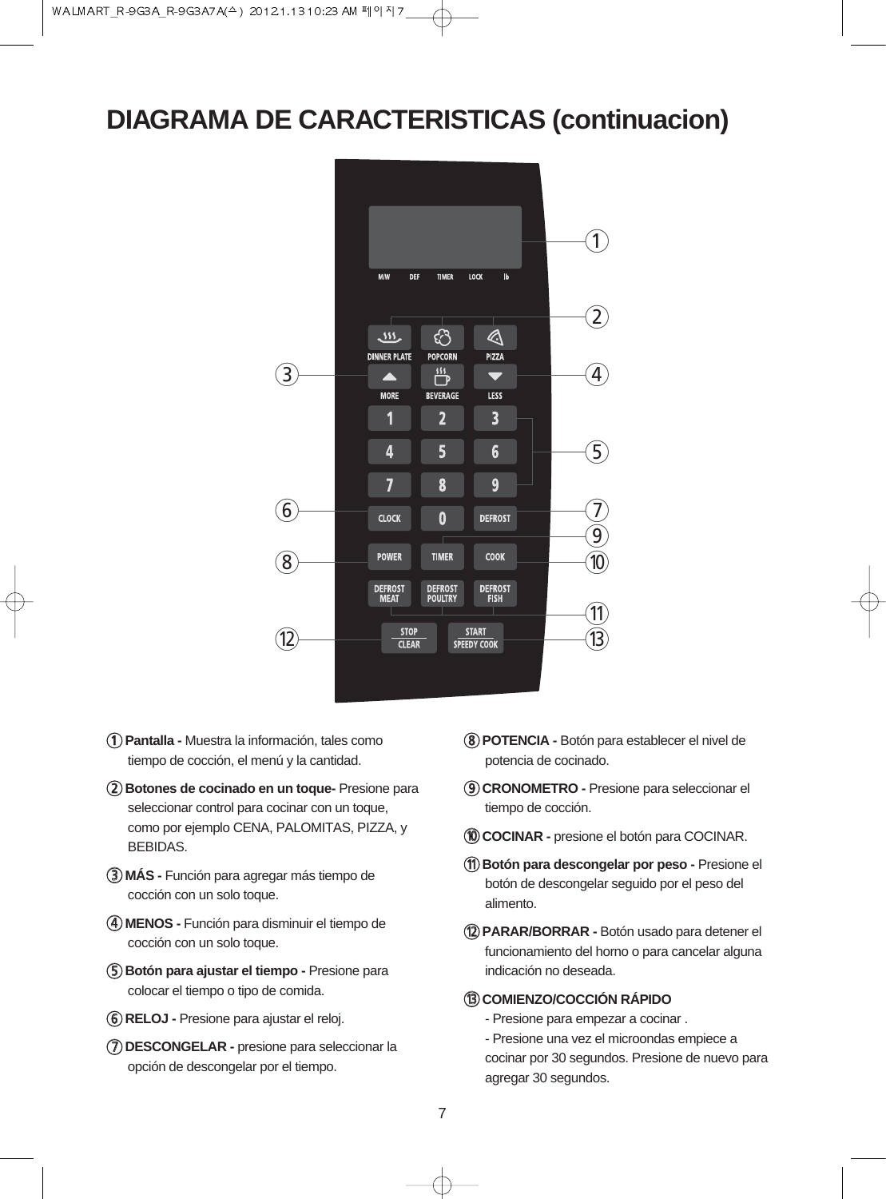# DIAGRAMA DE CARACTERISTICAS (continuacion)

M/W DEF TIMER LOCK lb

DINNER PLATE | POPCORN | PIZZA
MORE | BEVERAGE | LESS
1 2 3
4 5 6
7 8 9
CLOCK | 0 | DEFROST
POWER | TIMER | COOK
DEFROST MEAT | DEFROST POULTRY | DEFROST FISH
STOP CLEAR | START SPEEDY COOK

① **Pantalla -** Muestra la información, tales como tiempo de cocción, el menú y la cantidad.

② **Botones de cocinado en un toque-** Presione para seleccionar control para cocinar con un toque, como por ejemplo CENA, PALOMITAS, PIZZA, y BEBIDAS.

③ **MÁS -** Función para agregar más tiempo de cocción con un solo toque.

④ **MENOS -** Función para disminuir el tiempo de cocción con un solo toque.

⑤ **Botón para ajustar el tiempo -** Presione para colocar el tiempo o tipo de comida.

⑥ **RELOJ -** Presione para ajustar el reloj.

⑦ **DESCONGELAR -** presione para seleccionar la opción de descongelar por el tiempo.

⑧ **POTENCIA -** Botón para establecer el nivel de potencia de cocinado.

⑨ **CRONOMETRO -** Presione para seleccionar el tiempo de cocción.

⑩ **COCINAR -** presione el botón para COCINAR.

⑪ **Botón para descongelar por peso -** Presione el botón de descongelar seguido por el peso del alimento.

⑫ **PARAR/BORRAR -** Botón usado para detener el funcionamiento del horno o para cancelar alguna indicación no deseada.

⑬ **COMIENZO/COCCIÓN RÁPIDO**
- Presione para empezar a cocinar .
- Presione una vez el microondas empiece a cocinar por 30 segundos. Presione de nuevo para agregar 30 segundos.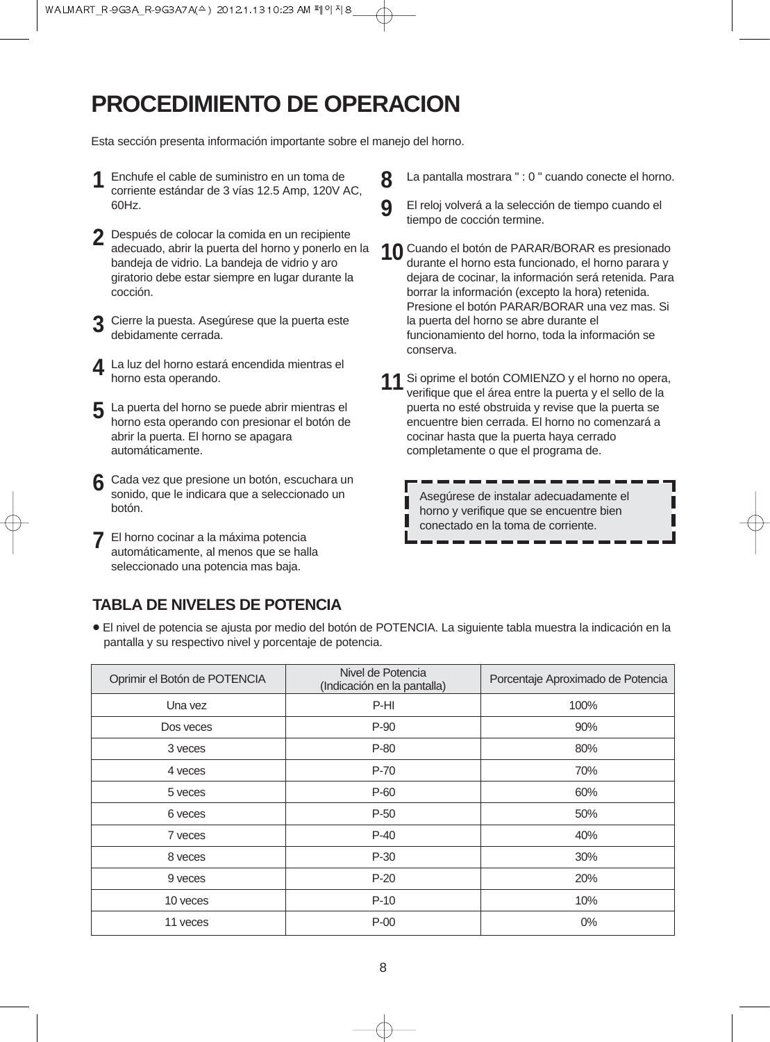# PROCEDIMIENTO DE OPERACION

Esta sección presenta información importante sobre el manejo del horno.

**1** Enchufe el cable de suministro en un toma de corriente estándar de 3 vías 12.5 Amp, 120V AC, 60Hz.

**2** Después de colocar la comida en un recipiente adecuado, abrir la puerta del horno y ponerlo en la bandeja de vidrio. La bandeja de vidrio y aro giratorio debe estar siempre en lugar durante la cocción.

**3** Cierre la puesta. Asegúrese que la puerta este debidamente cerrada.

**4** La luz del horno estará encendida mientras el horno esta operando.

**5** La puerta del horno se puede abrir mientras el horno esta operando con presionar el botón de abrir la puerta. El horno se apagara automáticamente.

**6** Cada vez que presione un botón, escuchara un sonido, que le indicara que a seleccionado un botón.

**7** El horno cocinar a la máxima potencia automáticamente, al menos que se halla seleccionado una potencia mas baja.

**8** La pantalla mostrara " : 0 " cuando conecte el horno.

**9** El reloj volverá a la selección de tiempo cuando el tiempo de cocción termine.

**10** Cuando el botón de PARAR/BORAR es presionado durante el horno esta funcionado, el horno parara y dejara de cocinar, la información será retenida. Para borrar la información (excepto la hora) retenida. Presione el botón PARAR/BORAR una vez mas. Si la puerta del horno se abre durante el funcionamiento del horno, toda la información se conserva.

**11** Si oprime el botón COMIENZO y el horno no opera, verifique que el área entre la puerta y el sello de la puerta no esté obstruida y revise que la puerta se encuentre bien cerrada. El horno no comenzará a cocinar hasta que la puerta haya cerrado completamente o que el programa de.

> Asegúrese de instalar adecuadamente el horno y verifique que se encuentre bien conectado en la toma de corriente.

## TABLA DE NIVELES DE POTENCIA

- El nivel de potencia se ajusta por medio del botón de POTENCIA. La siguiente tabla muestra la indicación en la pantalla y su respectivo nivel y porcentaje de potencia.

| Oprimir el Botón de POTENCIA | Nivel de Potencia (Indicación en la pantalla) | Porcentaje Aproximado de Potencia |
|---|---|---|
| Una vez | P-HI | 100% |
| Dos veces | P-90 | 90% |
| 3 veces | P-80 | 80% |
| 4 veces | P-70 | 70% |
| 5 veces | P-60 | 60% |
| 6 veces | P-50 | 50% |
| 7 veces | P-40 | 40% |
| 8 veces | P-30 | 30% |
| 9 veces | P-20 | 20% |
| 10 veces | P-10 | 10% |
| 11 veces | P-00 | 0% |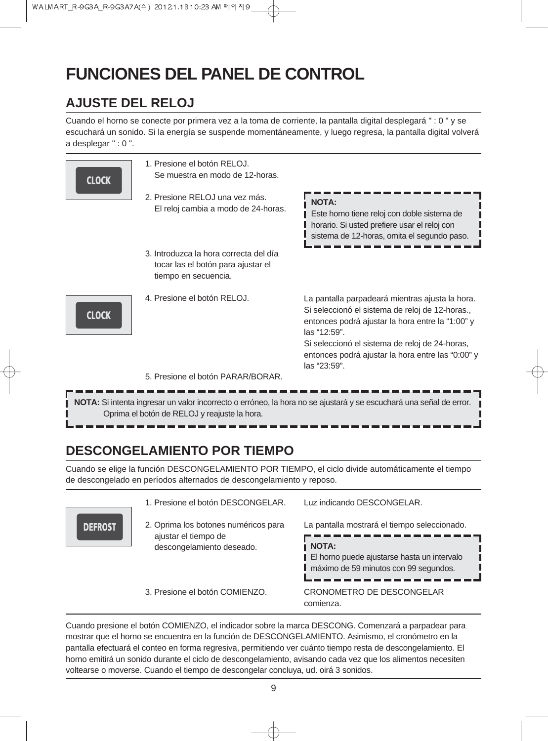# FUNCIONES DEL PANEL DE CONTROL

## AJUSTE DEL RELOJ

Cuando el horno se conecte por primera vez a la toma de corriente, la pantalla digital desplegará " : 0 " y se escuchará un sonido. Si la energía se suspende momentáneamente, y luego regresa, la pantalla digital volverá a desplegar " : 0 ".

CLOCK

1. Presione el botón RELOJ.
   Se muestra en modo de 12-horas.

2. Presione RELOJ una vez más.
   El reloj cambia a modo de 24-horas.

> **NOTA:**
> Este horno tiene reloj con doble sistema de horario. Si usted prefiere usar el reloj con sistema de 12-horas, omita el segundo paso.

3. Introduzca la hora correcta del día tocar las el botón para ajustar el tiempo en secuencia.

CLOCK

4. Presione el botón RELOJ.

La pantalla parpadeará mientras ajusta la hora. Si seleccionó el sistema de reloj de 12-horas., entonces podrá ajustar la hora entre la “1:00” y las “12:59”.
Si seleccionó el sistema de reloj de 24-horas, entonces podrá ajustar la hora entre las “0:00” y las “23:59”.

5. Presione el botón PARAR/BORAR.

> **NOTA:** Si intenta ingresar un valor incorrecto o erróneo, la hora no se ajustará y se escuchará una señal de error. Oprima el botón de RELOJ y reajuste la hora.

## DESCONGELAMIENTO POR TIEMPO

Cuando se elige la función DESCONGELAMIENTO POR TIEMPO, el ciclo divide automáticamente el tiempo de descongelado en períodos alternados de descongelamiento y reposo.

DEFROST

1. Presione el botón DESCONGELAR. — Luz indicando DESCONGELAR.

2. Oprima los botones numéricos para ajustar el tiempo de descongelamiento deseado. — La pantalla mostrará el tiempo seleccionado.

> **NOTA:**
> El horno puede ajustarse hasta un intervalo máximo de 59 minutos con 99 segundos.

3. Presione el botón COMIENZO. — CRONOMETRO DE DESCONGELAR comienza.

Cuando presione el botón COMIENZO, el indicador sobre la marca DESCONG. Comenzará a parpadear para mostrar que el horno se encuentra en la función de DESCONGELAMIENTO. Asimismo, el cronómetro en la pantalla efectuará el conteo en forma regresiva, permitiendo ver cuánto tiempo resta de descongelamiento. El horno emitirá un sonido durante el ciclo de descongelamiento, avisando cada vez que los alimentos necesiten voltearse o moverse. Cuando el tiempo de descongelar concluya, ud. oirá 3 sonidos.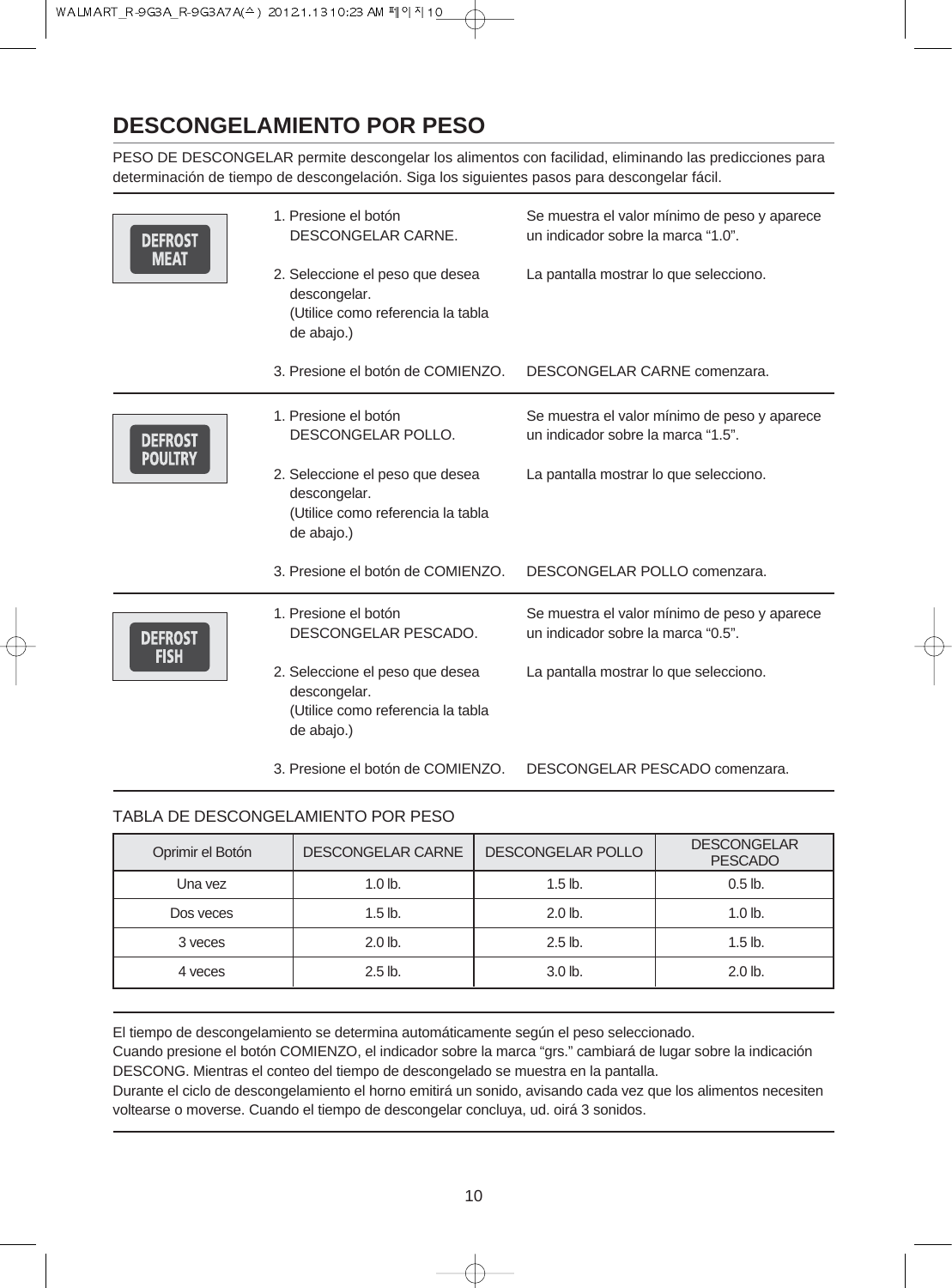# DESCONGELAMIENTO POR PESO

PESO DE DESCONGELAR permite descongelar los alimentos con facilidad, eliminando las predicciones para determinación de tiempo de descongelación. Siga los siguientes pasos para descongelar fácil.

**DEFROST MEAT**

1. Presione el botón DESCONGELAR CARNE. — Se muestra el valor mínimo de peso y aparece un indicador sobre la marca "1.0".
2. Seleccione el peso que desea descongelar. (Utilice como referencia la tabla de abajo.) — La pantalla mostrar lo que selecciono.
3. Presione el botón de COMIENZO. — DESCONGELAR CARNE comenzara.

**DEFROST POULTRY**

1. Presione el botón DESCONGELAR POLLO. — Se muestra el valor mínimo de peso y aparece un indicador sobre la marca "1.5".
2. Seleccione el peso que desea descongelar. (Utilice como referencia la tabla de abajo.) — La pantalla mostrar lo que selecciono.
3. Presione el botón de COMIENZO. — DESCONGELAR POLLO comenzara.

**DEFROST FISH**

1. Presione el botón DESCONGELAR PESCADO. — Se muestra el valor mínimo de peso y aparece un indicador sobre la marca "0.5".
2. Seleccione el peso que desea descongelar. (Utilice como referencia la tabla de abajo.) — La pantalla mostrar lo que selecciono.
3. Presione el botón de COMIENZO. — DESCONGELAR PESCADO comenzara.

TABLA DE DESCONGELAMIENTO POR PESO

| Oprimir el Botón | DESCONGELAR CARNE | DESCONGELAR POLLO | DESCONGELAR PESCADO |
|---|---|---|---|
| Una vez | 1.0 lb. | 1.5 lb. | 0.5 lb. |
| Dos veces | 1.5 lb. | 2.0 lb. | 1.0 lb. |
| 3 veces | 2.0 lb. | 2.5 lb. | 1.5 lb. |
| 4 veces | 2.5 lb. | 3.0 lb. | 2.0 lb. |

El tiempo de descongelamiento se determina automáticamente según el peso seleccionado.
Cuando presione el botón COMIENZO, el indicador sobre la marca "grs." cambiará de lugar sobre la indicación DESCONG. Mientras el conteo del tiempo de descongelado se muestra en la pantalla.
Durante el ciclo de descongelamiento el horno emitirá un sonido, avisando cada vez que los alimentos necesiten voltearse o moverse. Cuando el tiempo de descongelar concluya, ud. oirá 3 sonidos.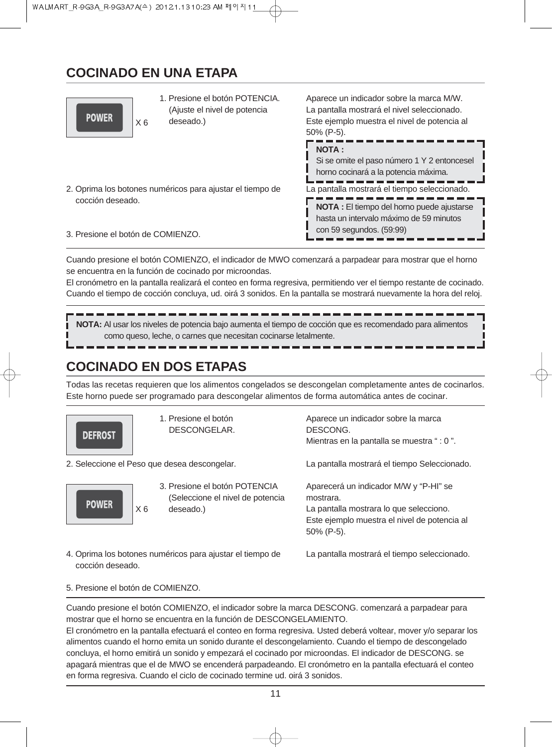## COCINADO EN UNA ETAPA

POWER X 6

1. Presione el botón POTENCIA. (Ajuste el nivel de potencia deseado.)

Aparece un indicador sobre la marca M/W. La pantalla mostrará el nivel seleccionado. Este ejemplo muestra el nivel de potencia al 50% (P-5).

**NOTA :**
Si se omite el paso número 1 Y 2 entoncesel horno cocinará a la potencia máxima.

2. Oprima los botones numéricos para ajustar el tiempo de cocción deseado.

La pantalla mostrará el tiempo seleccionado.

**NOTA :** El tiempo del horno puede ajustarse hasta un intervalo máximo de 59 minutos con 59 segundos. (59:99)

3. Presione el botón de COMIENZO.

Cuando presione el botón COMIENZO, el indicador de MWO comenzará a parpadear para mostrar que el horno se encuentra en la función de cocinado por microondas.
El cronómetro en la pantalla realizará el conteo en forma regresiva, permitiendo ver el tiempo restante de cocinado. Cuando el tiempo de cocción concluya, ud. oirá 3 sonidos. En la pantalla se mostrará nuevamente la hora del reloj.

**NOTA:** Al usar los niveles de potencia bajo aumenta el tiempo de cocción que es recomendado para alimentos como queso, leche, o carnes que necesitan cocinarse letalmente.

## COCINADO EN DOS ETAPAS

Todas las recetas requieren que los alimentos congelados se descongelan completamente antes de cocinarlos. Este horno puede ser programado para descongelar alimentos de forma automática antes de cocinar.

DEFROST

1. Presione el botón DESCONGELAR.

Aparece un indicador sobre la marca DESCONG. Mientras en la pantalla se muestra “ : 0 ”.

2. Seleccione el Peso que desea descongelar.

La pantalla mostrará el tiempo Seleccionado.

POWER X 6

3. Presione el botón POTENCIA (Seleccione el nivel de potencia deseado.)

Aparecerá un indicador M/W y “P-HI” se mostrara. La pantalla mostrara lo que selecciono. Este ejemplo muestra el nivel de potencia al 50% (P-5).

4. Oprima los botones numéricos para ajustar el tiempo de cocción deseado.

La pantalla mostrará el tiempo seleccionado.

5. Presione el botón de COMIENZO.

Cuando presione el botón COMIENZO, el indicador sobre la marca DESCONG. comenzará a parpadear para mostrar que el horno se encuentra en la función de DESCONGELAMIENTO.
El cronómetro en la pantalla efectuará el conteo en forma regresiva. Usted deberá voltear, mover y/o separar los alimentos cuando el horno emita un sonido durante el descongelamiento. Cuando el tiempo de descongelado concluya, el horno emitirá un sonido y empezará el cocinado por microondas. El indicador de DESCONG. se apagará mientras que el de MWO se encenderá parpadeando. El cronómetro en la pantalla efectuará el conteo en forma regresiva. Cuando el ciclo de cocinado termine ud. oirá 3 sonidos.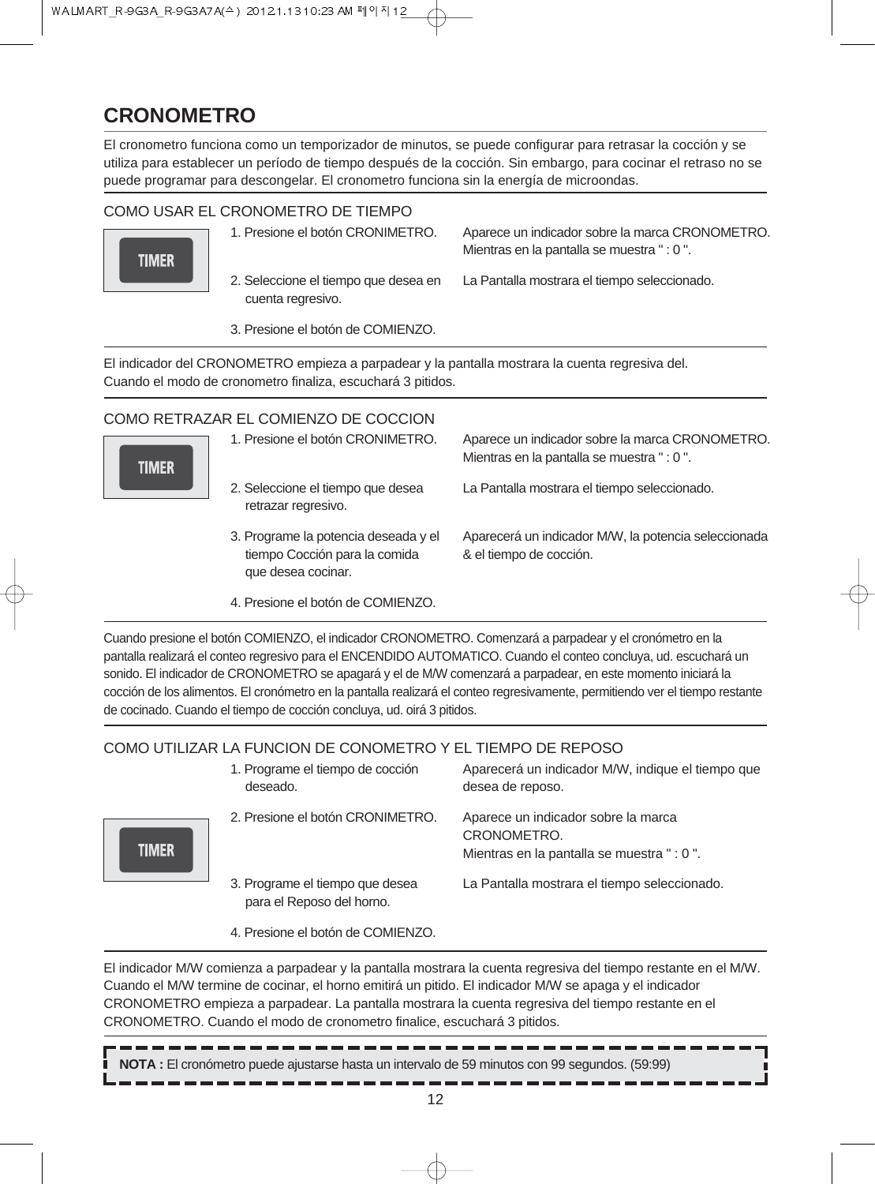# CRONOMETRO

El cronometro funciona como un temporizador de minutos, se puede configurar para retrasar la cocción y se utiliza para establecer un período de tiempo después de la cocción. Sin embargo, para cocinar el retraso no se puede programar para descongelar. El cronometro funciona sin la energía de microondas.

## COMO USAR EL CRONOMETRO DE TIEMPO

TIMER

| Paso | Resultado |
|---|---|
| 1. Presione el botón CRONIMETRO. | Aparece un indicador sobre la marca CRONOMETRO. Mientras en la pantalla se muestra " : 0 ". |
| 2. Seleccione el tiempo que desea en cuenta regresivo. | La Pantalla mostrara el tiempo seleccionado. |
| 3. Presione el botón de COMIENZO. | |

El indicador del CRONOMETRO empieza a parpadear y la pantalla mostrara la cuenta regresiva del.
Cuando el modo de cronometro finaliza, escuchará 3 pitidos.

## COMO RETRAZAR EL COMIENZO DE COCCION

TIMER

| Paso | Resultado |
|---|---|
| 1. Presione el botón CRONIMETRO. | Aparece un indicador sobre la marca CRONOMETRO. Mientras en la pantalla se muestra " : 0 ". |
| 2. Seleccione el tiempo que desea retrazar regresivo. | La Pantalla mostrara el tiempo seleccionado. |
| 3. Programe la potencia deseada y el tiempo Cocción para la comida que desea cocinar. | Aparecerá un indicador M/W, la potencia seleccionada & el tiempo de cocción. |
| 4. Presione el botón de COMIENZO. | |

Cuando presione el botón COMIENZO, el indicador CRONOMETRO. Comenzará a parpadear y el cronómetro en la pantalla realizará el conteo regresivo para el ENCENDIDO AUTOMATICO. Cuando el conteo concluya, ud. escuchará un sonido. El indicador de CRONOMETRO se apagará y el de M/W comenzará a parpadear, en este momento iniciará la cocción de los alimentos. El cronómetro en la pantalla realizará el conteo regresivamente, permitiendo ver el tiempo restante de cocinado. Cuando el tiempo de cocción concluya, ud. oirá 3 pitidos.

## COMO UTILIZAR LA FUNCION DE CONOMETRO Y EL TIEMPO DE REPOSO

TIMER

| Paso | Resultado |
|---|---|
| 1. Programe el tiempo de cocción deseado. | Aparecerá un indicador M/W, indique el tiempo que desea de reposo. |
| 2. Presione el botón CRONIMETRO. | Aparece un indicador sobre la marca CRONOMETRO. Mientras en la pantalla se muestra " : 0 ". |
| 3. Programe el tiempo que desea para el Reposo del horno. | La Pantalla mostrara el tiempo seleccionado. |
| 4. Presione el botón de COMIENZO. | |

El indicador M/W comienza a parpadear y la pantalla mostrara la cuenta regresiva del tiempo restante en el M/W. Cuando el M/W termine de cocinar, el horno emitirá un pitido. El indicador M/W se apaga y el indicador CRONOMETRO empieza a parpadear. La pantalla mostrara la cuenta regresiva del tiempo restante en el CRONOMETRO. Cuando el modo de cronometro finalice, escuchará 3 pitidos.

**NOTA :** El cronómetro puede ajustarse hasta un intervalo de 59 minutos con 99 segundos. (59:99)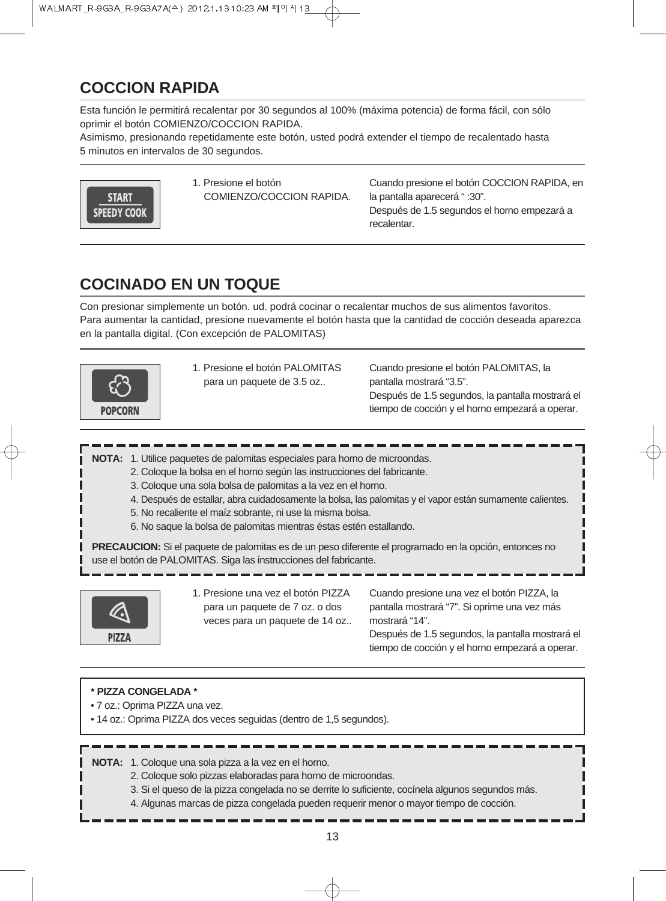## COCCION RAPIDA

Esta función le permitirá recalentar por 30 segundos al 100% (máxima potencia) de forma fácil, con sólo oprimir el botón COMIENZO/COCCION RAPIDA.
Asimismo, presionando repetidamente este botón, usted podrá extender el tiempo de recalentado hasta 5 minutos en intervalos de 30 segundos.

START SPEEDY COOK

1. Presione el botón COMIENZO/COCCION RAPIDA.

Cuando presione el botón COCCION RAPIDA, en la pantalla aparecerá " :30".
Después de 1.5 segundos el horno empezará a recalentar.

## COCINADO EN UN TOQUE

Con presionar simplemente un botón. ud. podrá cocinar o recalentar muchos de sus alimentos favoritos.
Para aumentar la cantidad, presione nuevamente el botón hasta que la cantidad de cocción deseada aparezca en la pantalla digital. (Con excepción de PALOMITAS)

POPCORN

1. Presione el botón PALOMITAS para un paquete de 3.5 oz..

Cuando presione el botón PALOMITAS, la pantalla mostrará "3.5".
Después de 1.5 segundos, la pantalla mostrará el tiempo de cocción y el horno empezará a operar.

**NOTA:**
1. Utilice paquetes de palomitas especiales para horno de microondas.
2. Coloque la bolsa en el horno según las instrucciones del fabricante.
3. Coloque una sola bolsa de palomitas a la vez en el horno.
4. Después de estallar, abra cuidadosamente la bolsa, las palomitas y el vapor están sumamente calientes.
5. No recaliente el maíz sobrante, ni use la misma bolsa.
6. No saque la bolsa de palomitas mientras éstas estén estallando.

**PRECAUCION:** Si el paquete de palomitas es de un peso diferente el programado en la opción, entonces no use el botón de PALOMITAS. Siga las instrucciones del fabricante.

PIZZA

1. Presione una vez el botón PIZZA para un paquete de 7 oz. o dos veces para un paquete de 14 oz..

Cuando presione una vez el botón PIZZA, la pantalla mostrará "7". Si oprime una vez más mostrará "14".
Después de 1.5 segundos, la pantalla mostrará el tiempo de cocción y el horno empezará a operar.

**\* PIZZA CONGELADA \***
- 7 oz.: Oprima PIZZA una vez.
- 14 oz.: Oprima PIZZA dos veces seguidas (dentro de 1,5 segundos).

**NOTA:**
1. Coloque una sola pizza a la vez en el horno.
2. Coloque solo pizzas elaboradas para horno de microondas.
3. Si el queso de la pizza congelada no se derrite lo suficiente, cocínela algunos segundos más.
4. Algunas marcas de pizza congelada pueden requerir menor o mayor tiempo de cocción.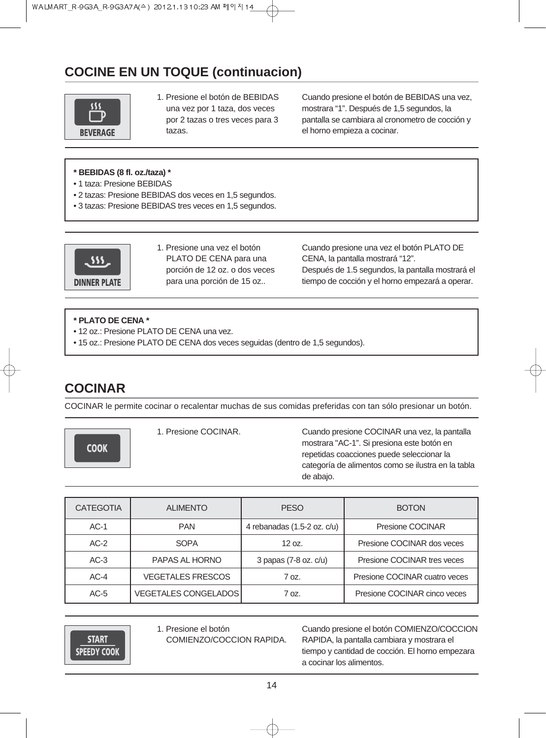## COCINE EN UN TOQUE (continuacion)

BEVERAGE

1. Presione el botón de BEBIDAS una vez por 1 taza, dos veces por 2 tazas o tres veces para 3 tazas.

Cuando presione el botón de BEBIDAS una vez, mostrara “1”. Después de 1,5 segundos, la pantalla se cambiara al cronometro de cocción y el horno empieza a cocinar.

**\* BEBIDAS (8 fl. oz./taza) \***
- 1 taza: Presione BEBIDAS
- 2 tazas: Presione BEBIDAS dos veces en 1,5 segundos.
- 3 tazas: Presione BEBIDAS tres veces en 1,5 segundos.

DINNER PLATE

1. Presione una vez el botón PLATO DE CENA para una porción de 12 oz. o dos veces para una porción de 15 oz..

Cuando presione una vez el botón PLATO DE CENA, la pantalla mostrará “12”.
Después de 1.5 segundos, la pantalla mostrará el tiempo de cocción y el horno empezará a operar.

**\* PLATO DE CENA \***
- 12 oz.: Presione PLATO DE CENA una vez.
- 15 oz.: Presione PLATO DE CENA dos veces seguidas (dentro de 1,5 segundos).

## COCINAR

COCINAR le permite cocinar o recalentar muchas de sus comidas preferidas con tan sólo presionar un botón.

COOK

1. Presione COCINAR.

Cuando presione COCINAR una vez, la pantalla mostrara "AC-1". Si presiona este botón en repetidas coacciones puede seleccionar la categoría de alimentos como se ilustra en la tabla de abajo.

| CATEGOTIA | ALIMENTO | PESO | BOTON |
|---|---|---|---|
| AC-1 | PAN | 4 rebanadas (1.5-2 oz. c/u) | Presione COCINAR |
| AC-2 | SOPA | 12 oz. | Presione COCINAR dos veces |
| AC-3 | PAPAS AL HORNO | 3 papas (7-8 oz. c/u) | Presione COCINAR tres veces |
| AC-4 | VEGETALES FRESCOS | 7 oz. | Presione COCINAR cuatro veces |
| AC-5 | VEGETALES CONGELADOS | 7 oz. | Presione COCINAR cinco veces |

START SPEEDY COOK

1. Presione el botón COMIENZO/COCCION RAPIDA.

Cuando presione el botón COMIENZO/COCCION RAPIDA, la pantalla cambiara y mostrara el tiempo y cantidad de cocción. El horno empezara a cocinar los alimentos.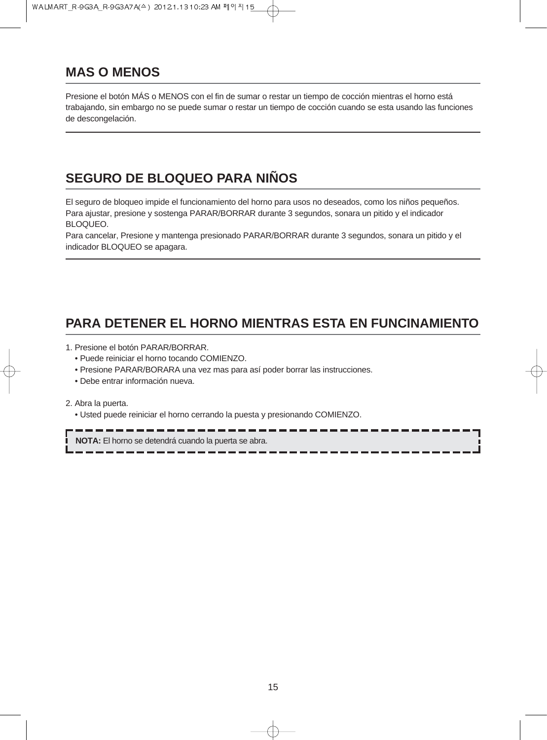## MAS O MENOS

Presione el botón MÁS o MENOS con el fin de sumar o restar un tiempo de cocción mientras el horno está trabajando, sin embargo no se puede sumar o restar un tiempo de cocción cuando se esta usando las funciones de descongelación.

## SEGURO DE BLOQUEO PARA NIÑOS

El seguro de bloqueo impide el funcionamiento del horno para usos no deseados, como los niños pequeños.
Para ajustar, presione y sostenga PARAR/BORRAR durante 3 segundos, sonara un pitido y el indicador BLOQUEO.
Para cancelar, Presione y mantenga presionado PARAR/BORRAR durante 3 segundos, sonara un pitido y el indicador BLOQUEO se apagara.

## PARA DETENER EL HORNO MIENTRAS ESTA EN FUNCINAMIENTO

1. Presione el botón PARAR/BORRAR.
   - Puede reiniciar el horno tocando COMIENZO.
   - Presione PARAR/BORARA una vez mas para así poder borrar las instrucciones.
   - Debe entrar información nueva.

2. Abra la puerta.
   - Usted puede reiniciar el horno cerrando la puesta y presionando COMIENZO.

**NOTA:** El horno se detendrá cuando la puerta se abra.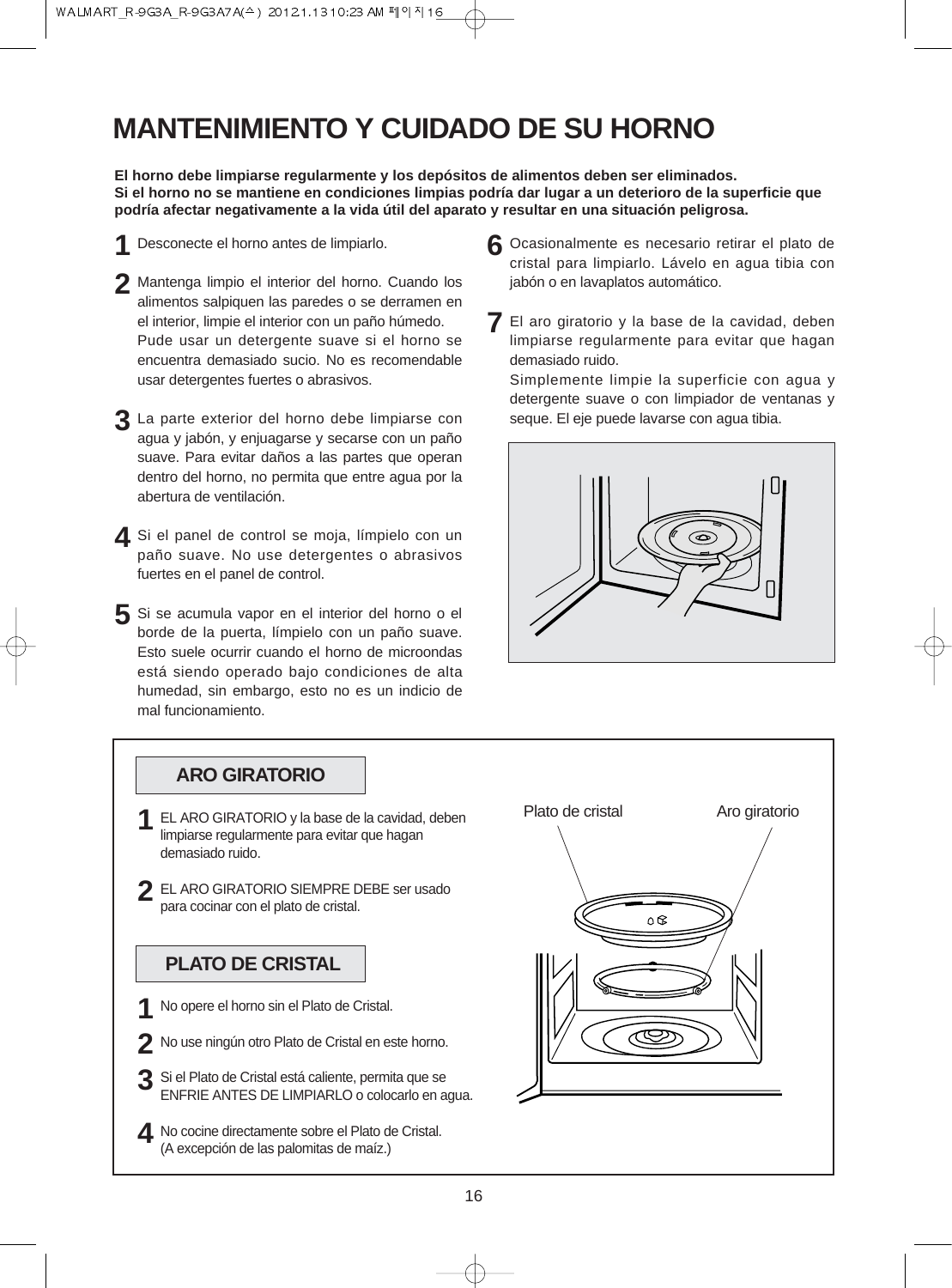# MANTENIMIENTO Y CUIDADO DE SU HORNO

**El horno debe limpiarse regularmente y los depósitos de alimentos deben ser eliminados. Si el horno no se mantiene en condiciones limpias podría dar lugar a un deterioro de la superficie que podría afectar negativamente a la vida útil del aparato y resultar en una situación peligrosa.**

**1** Desconecte el horno antes de limpiarlo.

**2** Mantenga limpio el interior del horno. Cuando los alimentos salpiquen las paredes o se derramen en el interior, limpie el interior con un paño húmedo. Pude usar un detergente suave si el horno se encuentra demasiado sucio. No es recomendable usar detergentes fuertes o abrasivos.

**3** La parte exterior del horno debe limpiarse con agua y jabón, y enjuagarse y secarse con un paño suave. Para evitar daños a las partes que operan dentro del horno, no permita que entre agua por la abertura de ventilación.

**4** Si el panel de control se moja, límpielo con un paño suave. No use detergentes o abrasivos fuertes en el panel de control.

**5** Si se acumula vapor en el interior del horno o el borde de la puerta, límpielo con un paño suave. Esto suele ocurrir cuando el horno de microondas está siendo operado bajo condiciones de alta humedad, sin embargo, esto no es un indicio de mal funcionamiento.

**6** Ocasionalmente es necesario retirar el plato de cristal para limpiarlo. Lávelo en agua tibia con jabón o en lavaplatos automático.

**7** El aro giratorio y la base de la cavidad, deben limpiarse regularmente para evitar que hagan demasiado ruido. Simplemente limpie la superficie con agua y detergente suave o con limpiador de ventanas y seque. El eje puede lavarse con agua tibia.

## ARO GIRATORIO

**1** EL ARO GIRATORIO y la base de la cavidad, deben limpiarse regularmente para evitar que hagan demasiado ruido.

**2** EL ARO GIRATORIO SIEMPRE DEBE ser usado para cocinar con el plato de cristal.

## PLATO DE CRISTAL

**1** No opere el horno sin el Plato de Cristal.

**2** No use ningún otro Plato de Cristal en este horno.

**3** Si el Plato de Cristal está caliente, permita que se ENFRIE ANTES DE LIMPIARLO o colocarlo en agua.

**4** No cocine directamente sobre el Plato de Cristal. (A excepción de las palomitas de maíz.)

Plato de cristal

Aro giratorio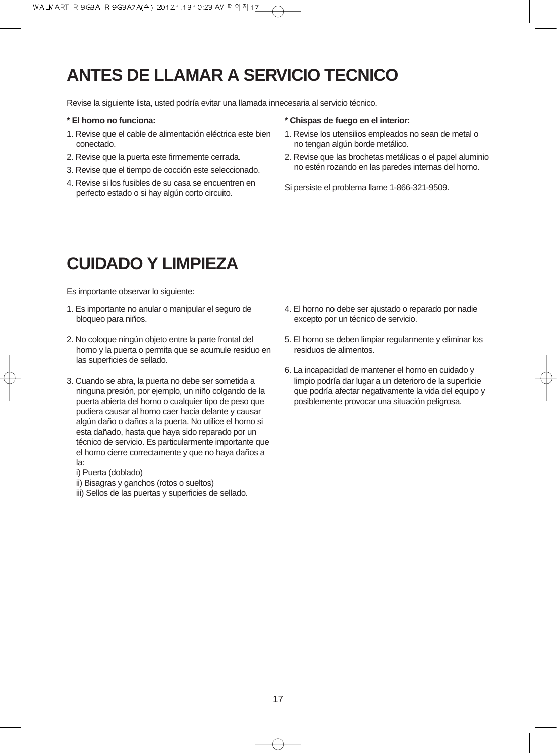# ANTES DE LLAMAR A SERVICIO TECNICO

Revise la siguiente lista, usted podría evitar una llamada innecesaria al servicio técnico.

**\* El horno no funciona:**

1. Revise que el cable de alimentación eléctrica este bien conectado.
2. Revise que la puerta este firmemente cerrada.
3. Revise que el tiempo de cocción este seleccionado.
4. Revise si los fusibles de su casa se encuentren en perfecto estado o si hay algún corto circuito.

**\* Chispas de fuego en el interior:**

1. Revise los utensilios empleados no sean de metal o no tengan algún borde metálico.
2. Revise que las brochetas metálicas o el papel aluminio no estén rozando en las paredes internas del horno.

Si persiste el problema llame 1-866-321-9509.

# CUIDADO Y LIMPIEZA

Es importante observar lo siguiente:

1. Es importante no anular o manipular el seguro de bloqueo para niños.

2. No coloque ningún objeto entre la parte frontal del horno y la puerta o permita que se acumule residuo en las superficies de sellado.

3. Cuando se abra, la puerta no debe ser sometida a ninguna presión, por ejemplo, un niño colgando de la puerta abierta del horno o cualquier tipo de peso que pudiera causar al horno caer hacia delante y causar algún daño o daños a la puerta. No utilice el horno si esta dañado, hasta que haya sido reparado por un técnico de servicio. Es particularmente importante que el horno cierre correctamente y que no haya daños a la:
   i) Puerta (doblado)
   ii) Bisagras y ganchos (rotos o sueltos)
   iii) Sellos de las puertas y superficies de sellado.

4. El horno no debe ser ajustado o reparado por nadie excepto por un técnico de servicio.

5. El horno se deben limpiar regularmente y eliminar los residuos de alimentos.

6. La incapacidad de mantener el horno en cuidado y limpio podría dar lugar a un deterioro de la superficie que podría afectar negativamente la vida del equipo y posiblemente provocar una situación peligrosa.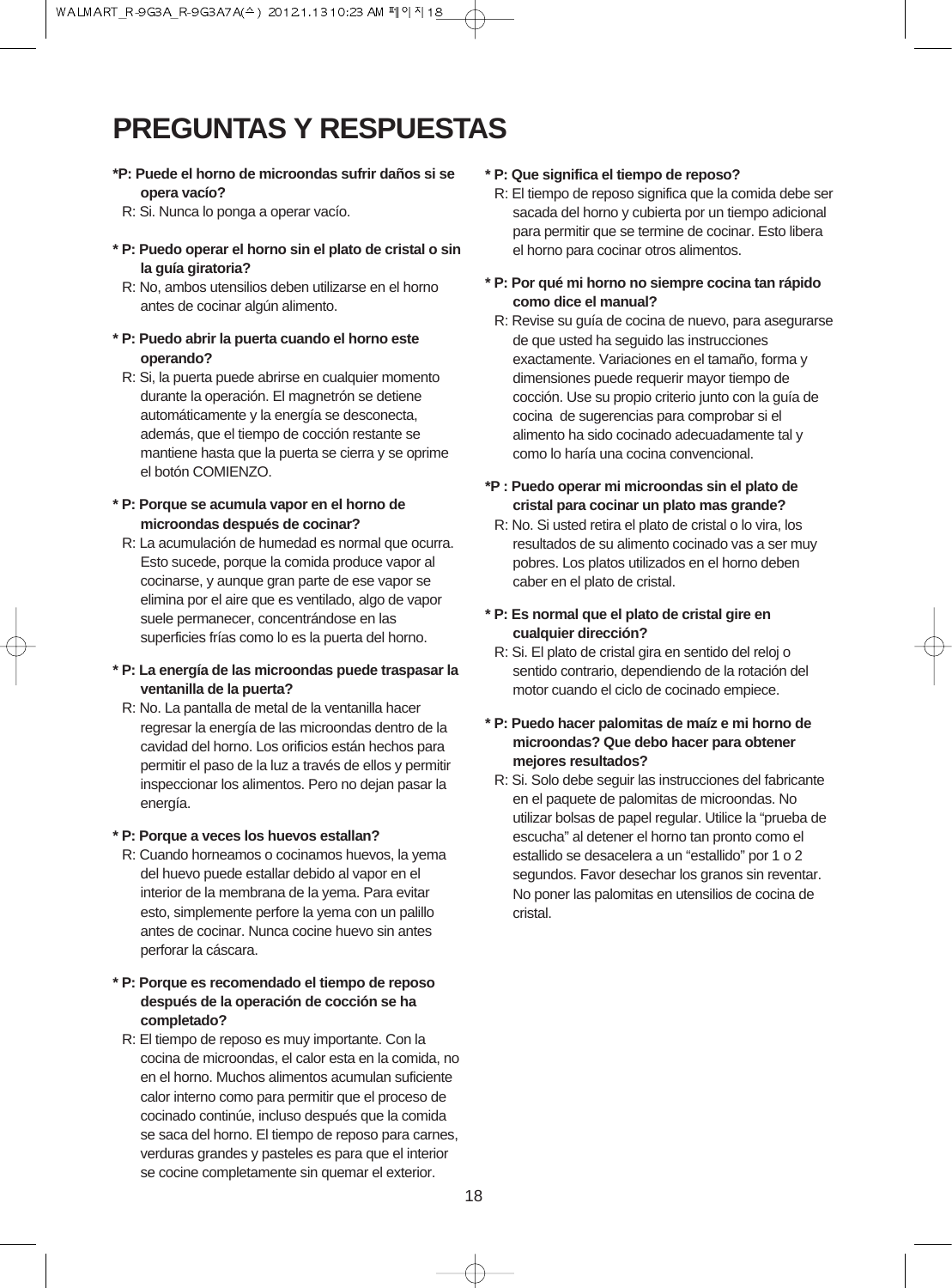# PREGUNTAS Y RESPUESTAS

**\*P: Puede el horno de microondas sufrir daños si se opera vacío?**

R: Si. Nunca lo ponga a operar vacío.

**\* P: Puedo operar el horno sin el plato de cristal o sin la guía giratoria?**

R: No, ambos utensilios deben utilizarse en el horno antes de cocinar algún alimento.

**\* P: Puedo abrir la puerta cuando el horno este operando?**

R: Si, la puerta puede abrirse en cualquier momento durante la operación. El magnetrón se detiene automáticamente y la energía se desconecta, además, que el tiempo de cocción restante se mantiene hasta que la puerta se cierra y se oprime el botón COMIENZO.

**\* P: Porque se acumula vapor en el horno de microondas después de cocinar?**

R: La acumulación de humedad es normal que ocurra. Esto sucede, porque la comida produce vapor al cocinarse, y aunque gran parte de ese vapor se elimina por el aire que es ventilado, algo de vapor suele permanecer, concentrándose en las superficies frías como lo es la puerta del horno.

**\* P: La energía de las microondas puede traspasar la ventanilla de la puerta?**

R: No. La pantalla de metal de la ventanilla hacer regresar la energía de las microondas dentro de la cavidad del horno. Los orificios están hechos para permitir el paso de la luz a través de ellos y permitir inspeccionar los alimentos. Pero no dejan pasar la energía.

**\* P: Porque a veces los huevos estallan?**

R: Cuando horneamos o cocinamos huevos, la yema del huevo puede estallar debido al vapor en el interior de la membrana de la yema. Para evitar esto, simplemente perfore la yema con un palillo antes de cocinar. Nunca cocine huevo sin antes perforar la cáscara.

**\* P: Porque es recomendado el tiempo de reposo después de la operación de cocción se ha completado?**

R: El tiempo de reposo es muy importante. Con la cocina de microondas, el calor esta en la comida, no en el horno. Muchos alimentos acumulan suficiente calor interno como para permitir que el proceso de cocinado continúe, incluso después que la comida se saca del horno. El tiempo de reposo para carnes, verduras grandes y pasteles es para que el interior se cocine completamente sin quemar el exterior.

**\* P: Que significa el tiempo de reposo?**

R: El tiempo de reposo significa que la comida debe ser sacada del horno y cubierta por un tiempo adicional para permitir que se termine de cocinar. Esto libera el horno para cocinar otros alimentos.

**\* P: Por qué mi horno no siempre cocina tan rápido como dice el manual?**

R: Revise su guía de cocina de nuevo, para asegurarse de que usted ha seguido las instrucciones exactamente. Variaciones en el tamaño, forma y dimensiones puede requerir mayor tiempo de cocción. Use su propio criterio junto con la guía de cocina de sugerencias para comprobar si el alimento ha sido cocinado adecuadamente tal y como lo haría una cocina convencional.

**\*P : Puedo operar mi microondas sin el plato de cristal para cocinar un plato mas grande?**

R: No. Si usted retira el plato de cristal o lo vira, los resultados de su alimento cocinado vas a ser muy pobres. Los platos utilizados en el horno deben caber en el plato de cristal.

**\* P: Es normal que el plato de cristal gire en cualquier dirección?**

R: Si. El plato de cristal gira en sentido del reloj o sentido contrario, dependiendo de la rotación del motor cuando el ciclo de cocinado empiece.

**\* P: Puedo hacer palomitas de maíz e mi horno de microondas? Que debo hacer para obtener mejores resultados?**

R: Si. Solo debe seguir las instrucciones del fabricante en el paquete de palomitas de microondas. No utilizar bolsas de papel regular. Utilice la "prueba de escucha" al detener el horno tan pronto como el estallido se desacelera a un "estallido" por 1 o 2 segundos. Favor desechar los granos sin reventar. No poner las palomitas en utensilios de cocina de cristal.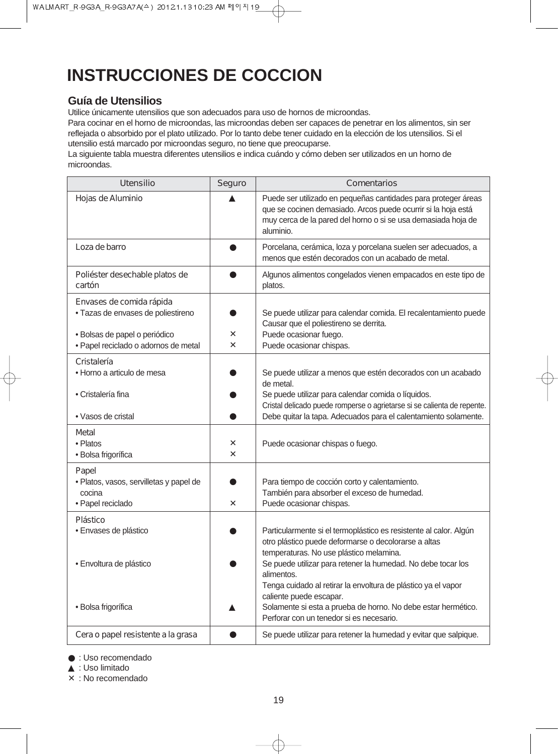# INSTRUCCIONES DE COCCION

## Guía de Utensilios

Utilice únicamente utensilios que son adecuados para uso de hornos de microondas.
Para cocinar en el horno de microondas, las microondas deben ser capaces de penetrar en los alimentos, sin ser reflejada o absorbido por el plato utilizado. Por lo tanto debe tener cuidado en la elección de los utensilios. Si el utensilio está marcado por microondas seguro, no tiene que preocuparse.
La siguiente tabla muestra diferentes utensilios e indica cuándo y cómo deben ser utilizados en un horno de microondas.

| Utensilio | Seguro | Comentarios |
|---|---|---|
| Hojas de Aluminio | ▲ | Puede ser utilizado en pequeñas cantidades para proteger áreas que se cocinen demasiado. Arcos puede ocurrir si la hoja está muy cerca de la pared del horno o si se usa demasiada hoja de aluminio. |
| Loza de barro | ● | Porcelana, cerámica, loza y porcelana suelen ser adecuados, a menos que estén decorados con un acabado de metal. |
| Poliéster desechable platos de cartón | ● | Algunos alimentos congelados vienen empacados en este tipo de platos. |
| Envases de comida rápida | | |
| • Tazas de envases de poliestireno | ● | Se puede utilizar para calendar comida. El recalentamiento puede Causar que el poliestireno se derrita. |
| • Bolsas de papel o periódico | × | Puede ocasionar fuego. |
| • Papel reciclado o adornos de metal | × | Puede ocasionar chispas. |
| Cristalería | | |
| • Horno a articulo de mesa | ● | Se puede utilizar a menos que estén decorados con un acabado de metal. |
| • Cristalería fina | ● | Se puede utilizar para calendar comida o líquidos. Cristal delicado puede romperse o agrietarse si se calienta de repente. |
| • Vasos de cristal | ● | Debe quitar la tapa. Adecuados para el calentamiento solamente. |
| Metal | | |
| • Platos | × | Puede ocasionar chispas o fuego. |
| • Bolsa frigorífica | × | |
| Papel | | |
| • Platos, vasos, servilletas y papel de cocina | ● | Para tiempo de cocción corto y calentamiento. También para absorber el exceso de humedad. |
| • Papel reciclado | × | Puede ocasionar chispas. |
| Plástico | | |
| • Envases de plástico | ● | Particularmente si el termoplástico es resistente al calor. Algún otro plástico puede deformarse o decolorarse a altas temperaturas. No use plástico melamina. |
| • Envoltura de plástico | ● | Se puede utilizar para retener la humedad. No debe tocar los alimentos. Tenga cuidado al retirar la envoltura de plástico ya el vapor caliente puede escapar. |
| • Bolsa frigorífica | ▲ | Solamente si esta a prueba de horno. No debe estar hermético. Perforar con un tenedor si es necesario. |
| Cera o papel resistente a la grasa | ● | Se puede utilizar para retener la humedad y evitar que salpique. |

● : Uso recomendado
▲ : Uso limitado
× : No recomendado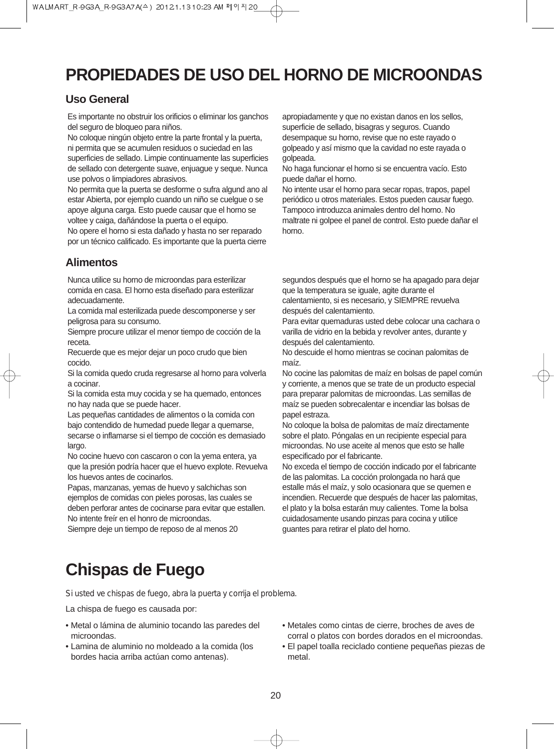# PROPIEDADES DE USO DEL HORNO DE MICROONDAS

## Uso General

Es importante no obstruir los orificios o eliminar los ganchos del seguro de bloqueo para niños.
No coloque ningún objeto entre la parte frontal y la puerta, ni permita que se acumulen residuos o suciedad en las superficies de sellado. Limpie continuamente las superficies de sellado con detergente suave, enjuague y seque. Nunca use polvos o limpiadores abrasivos.
No permita que la puerta se desforme o sufra algund ano al estar Abierta, por ejemplo cuando un niño se cuelgue o se apoye alguna carga. Esto puede causar que el horno se voltee y caiga, dañándose la puerta o el equipo.
No opere el horno si esta dañado y hasta no ser reparado por un técnico calificado. Es importante que la puerta cierre apropiadamente y que no existan danos en los sellos, superficie de sellado, bisagras y seguros. Cuando desempaque su horno, revise que no este rayado o golpeado y así mismo que la cavidad no este rayada o golpeada.
No haga funcionar el horno si se encuentra vacío. Esto puede dañar el horno.
No intente usar el horno para secar ropas, trapos, papel periódico u otros materiales. Estos pueden causar fuego. Tampoco introduzca animales dentro del horno. No maltrate ni golpee el panel de control. Esto puede dañar el horno.

## Alimentos

Nunca utilice su horno de microondas para esterilizar comida en casa. El horno esta diseñado para esterilizar adecuadamente.
La comida mal esterilizada puede descomponerse y ser peligrosa para su consumo.
Siempre procure utilizar el menor tiempo de cocción de la receta.
Recuerde que es mejor dejar un poco crudo que bien cocido.
Si la comida quedo cruda regresarse al horno para volverla a cocinar.
Si la comida esta muy cocida y se ha quemado, entonces no hay nada que se puede hacer.
Las pequeñas cantidades de alimentos o la comida con bajo contendido de humedad puede llegar a quemarse, secarse o inflamarse si el tiempo de cocción es demasiado largo.
No cocine huevo con cascaron o con la yema entera, ya que la presión podría hacer que el huevo explote. Revuelva los huevos antes de cocinarlos.
Papas, manzanas, yemas de huevo y salchichas son ejemplos de comidas con pieles porosas, las cuales se deben perforar antes de cocinarse para evitar que estallen.
No intente freír en el honro de microondas.
Siempre deje un tiempo de reposo de al menos 20 segundos después que el horno se ha apagado para dejar que la temperatura se iguale, agite durante el calentamiento, si es necesario, y SIEMPRE revuelva después del calentamiento.
Para evitar quemaduras usted debe colocar una cachara o varilla de vidrio en la bebida y revolver antes, durante y después del calentamiento.
No descuide el horno mientras se cocinan palomitas de maíz.
No cocine las palomitas de maíz en bolsas de papel común y corriente, a menos que se trate de un producto especial para preparar palomitas de microondas. Las semillas de maíz se pueden sobrecalentar e incendiar las bolsas de papel estraza.
No coloque la bolsa de palomitas de maíz directamente sobre el plato. Póngalas en un recipiente especial para microondas. No use aceite al menos que esto se halle especificado por el fabricante.
No exceda el tiempo de cocción indicado por el fabricante de las palomitas. La cocción prolongada no hará que estalle más el maíz, y solo ocasionara que se quemen e incendien. Recuerde que después de hacer las palomitas, el plato y la bolsa estarán muy calientes. Tome la bolsa cuidadosamente usando pinzas para cocina y utilice guantes para retirar el plato del horno.

# Chispas de Fuego

*Si usted ve chispas de fuego, abra la puerta y corrija el problema.*

La chispa de fuego es causada por:

- Metal o lámina de aluminio tocando las paredes del microondas.
- Lamina de aluminio no moldeado a la comida (los bordes hacia arriba actúan como antenas).
- Metales como cintas de cierre, broches de aves de corral o platos con bordes dorados en el microondas.
- El papel toalla reciclado contiene pequeñas piezas de metal.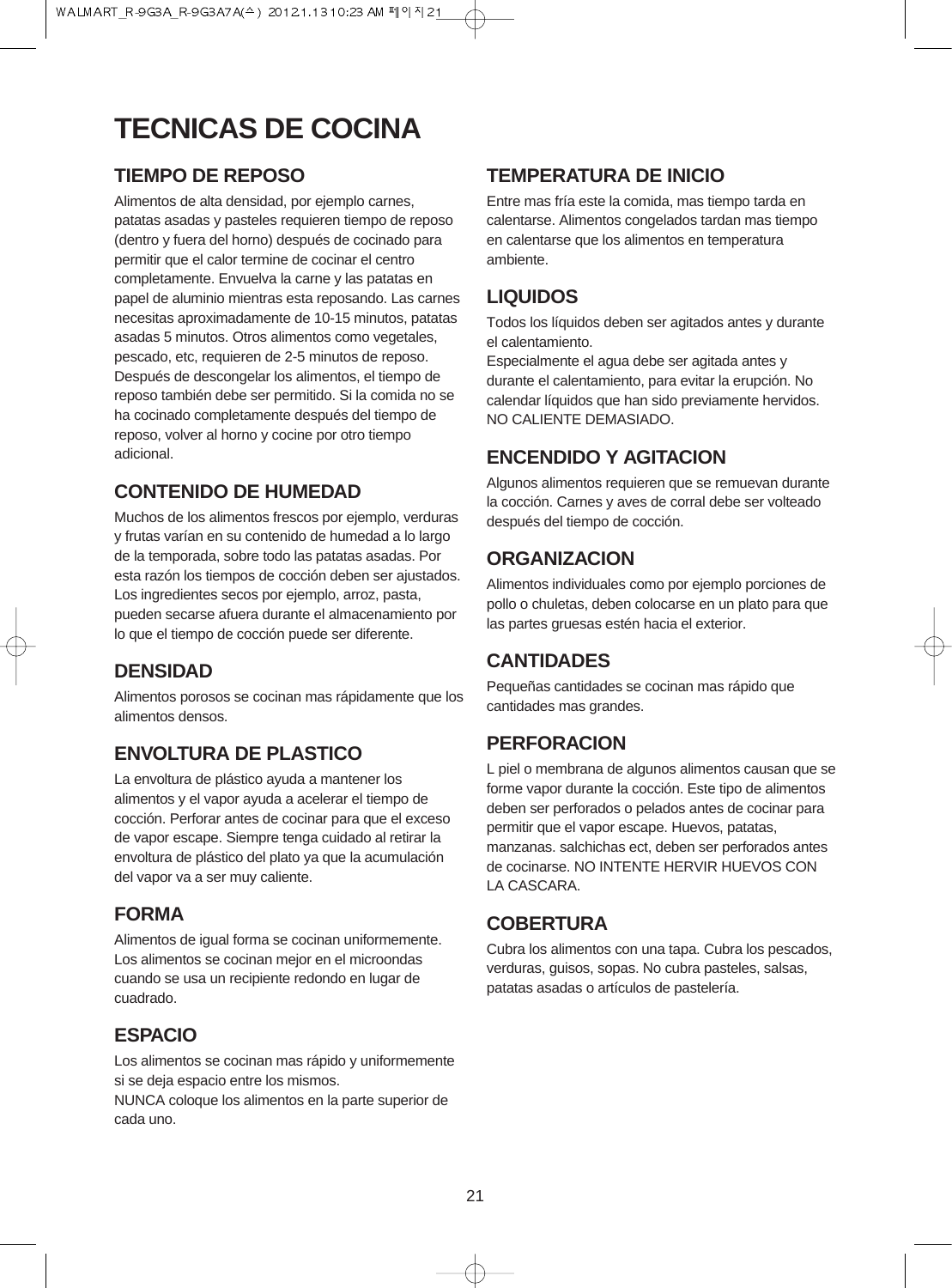# TECNICAS DE COCINA

## TIEMPO DE REPOSO

Alimentos de alta densidad, por ejemplo carnes, patatas asadas y pasteles requieren tiempo de reposo (dentro y fuera del horno) después de cocinado para permitir que el calor termine de cocinar el centro completamente. Envuelva la carne y las patatas en papel de aluminio mientras esta reposando. Las carnes necesitas aproximadamente de 10-15 minutos, patatas asadas 5 minutos. Otros alimentos como vegetales, pescado, etc, requieren de 2-5 minutos de reposo. Después de descongelar los alimentos, el tiempo de reposo también debe ser permitido. Si la comida no se ha cocinado completamente después del tiempo de reposo, volver al horno y cocine por otro tiempo adicional.

## CONTENIDO DE HUMEDAD

Muchos de los alimentos frescos por ejemplo, verduras y frutas varían en su contenido de humedad a lo largo de la temporada, sobre todo las patatas asadas. Por esta razón los tiempos de cocción deben ser ajustados. Los ingredientes secos por ejemplo, arroz, pasta, pueden secarse afuera durante el almacenamiento por lo que el tiempo de cocción puede ser diferente.

## DENSIDAD

Alimentos porosos se cocinan mas rápidamente que los alimentos densos.

## ENVOLTURA DE PLASTICO

La envoltura de plástico ayuda a mantener los alimentos y el vapor ayuda a acelerar el tiempo de cocción. Perforar antes de cocinar para que el exceso de vapor escape. Siempre tenga cuidado al retirar la envoltura de plástico del plato ya que la acumulación del vapor va a ser muy caliente.

## FORMA

Alimentos de igual forma se cocinan uniformemente. Los alimentos se cocinan mejor en el microondas cuando se usa un recipiente redondo en lugar de cuadrado.

## ESPACIO

Los alimentos se cocinan mas rápido y uniformemente si se deja espacio entre los mismos.
NUNCA coloque los alimentos en la parte superior de cada uno.

## TEMPERATURA DE INICIO

Entre mas fría este la comida, mas tiempo tarda en calentarse. Alimentos congelados tardan mas tiempo en calentarse que los alimentos en temperatura ambiente.

## LIQUIDOS

Todos los líquidos deben ser agitados antes y durante el calentamiento.
Especialmente el agua debe ser agitada antes y durante el calentamiento, para evitar la erupción. No calendar líquidos que han sido previamente hervidos. NO CALIENTE DEMASIADO.

## ENCENDIDO Y AGITACION

Algunos alimentos requieren que se remuevan durante la cocción. Carnes y aves de corral debe ser volteado después del tiempo de cocción.

## ORGANIZACION

Alimentos individuales como por ejemplo porciones de pollo o chuletas, deben colocarse en un plato para que las partes gruesas estén hacia el exterior.

## CANTIDADES

Pequeñas cantidades se cocinan mas rápido que cantidades mas grandes.

## PERFORACION

L piel o membrana de algunos alimentos causan que se forme vapor durante la cocción. Este tipo de alimentos deben ser perforados o pelados antes de cocinar para permitir que el vapor escape. Huevos, patatas, manzanas. salchichas ect, deben ser perforados antes de cocinarse. NO INTENTE HERVIR HUEVOS CON LA CASCARA.

## COBERTURA

Cubra los alimentos con una tapa. Cubra los pescados, verduras, guisos, sopas. No cubra pasteles, salsas, patatas asadas o artículos de pastelería.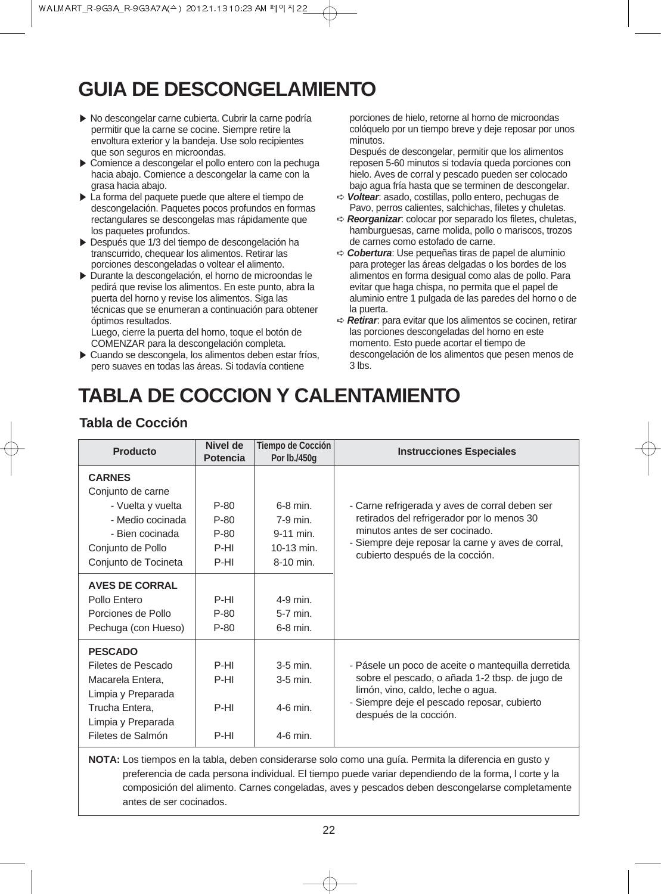# GUIA DE DESCONGELAMIENTO

- ▶ No descongelar carne cubierta. Cubrir la carne podría permitir que la carne se cocine. Siempre retire la envoltura exterior y la bandeja. Use solo recipientes que son seguros en microondas.
- ▶ Comience a descongelar el pollo entero con la pechuga hacia abajo. Comience a descongelar la carne con la grasa hacia abajo.
- ▶ La forma del paquete puede que altere el tiempo de descongelación. Paquetes pocos profundos en formas rectangulares se descongelas mas rápidamente que los paquetes profundos.
- ▶ Después que 1/3 del tiempo de descongelación ha transcurrido, chequear los alimentos. Retirar las porciones descongeladas o voltear el alimento.
- ▶ Durante la descongelación, el horno de microondas le pedirá que revise los alimentos. En este punto, abra la puerta del horno y revise los alimentos. Siga las técnicas que se enumeran a continuación para obtener óptimos resultados.
  Luego, cierre la puerta del horno, toque el botón de COMENZAR para la descongelación completa.
- ▶ Cuando se descongela, los alimentos deben estar fríos, pero suaves en todas las áreas. Si todavía contiene porciones de hielo, retorne al horno de microondas colóquelo por un tiempo breve y deje reposar por unos minutos.
  Después de descongelar, permitir que los alimentos reposen 5-60 minutos si todavía queda porciones con hielo. Aves de corral y pescado pueden ser colocado bajo agua fría hasta que se terminen de descongelar.
- ➪ ***Voltear***: asado, costillas, pollo entero, pechugas de Pavo, perros calientes, salchichas, filetes y chuletas.
- ➪ ***Reorganizar***: colocar por separado los filetes, chuletas, hamburguesas, carne molida, pollo o mariscos, trozos de carnes como estofado de carne.
- ➪ ***Cobertura***: Use pequeñas tiras de papel de aluminio para proteger las áreas delgadas o los bordes de los alimentos en forma desigual como alas de pollo. Para evitar que haga chispa, no permita que el papel de aluminio entre 1 pulgada de las paredes del horno o de la puerta.
- ➪ ***Retirar***: para evitar que los alimentos se cocinen, retirar las porciones descongeladas del horno en este momento. Esto puede acortar el tiempo de descongelación de los alimentos que pesen menos de 3 lbs.

# TABLA DE COCCION Y CALENTAMIENTO

## Tabla de Cocción

| Producto | Nivel de Potencia | Tiempo de Cocción Por lb./450g | Instrucciones Especiales |
|---|---|---|---|
| **CARNES** | | | |
| Conjunto de carne | | | |
| - Vuelta y vuelta | P-80 | 6-8 min. | - Carne refrigerada y aves de corral deben ser retirados del refrigerador por lo menos 30 minutos antes de ser cocinado. |
| - Medio cocinada | P-80 | 7-9 min. | - Siempre deje reposar la carne y aves de corral, cubierto después de la cocción. |
| - Bien cocinada | P-80 | 9-11 min. | |
| Conjunto de Pollo | P-HI | 10-13 min. | |
| Conjunto de Tocineta | P-HI | 8-10 min. | |
| **AVES DE CORRAL** | | | |
| Pollo Entero | P-HI | 4-9 min. | |
| Porciones de Pollo | P-80 | 5-7 min. | |
| Pechuga (con Hueso) | P-80 | 6-8 min. | |
| **PESCADO** | | | |
| Filetes de Pescado | P-HI | 3-5 min. | - Pásele un poco de aceite o mantequilla derretida sobre el pescado, o añada 1-2 tbsp. de jugo de limón, vino, caldo, leche o agua. |
| Macarela Entera, Limpia y Preparada | P-HI | 3-5 min. | - Siempre deje el pescado reposar, cubierto después de la cocción. |
| Trucha Entera, Limpia y Preparada | P-HI | 4-6 min. | |
| Filetes de Salmón | P-HI | 4-6 min. | |

**NOTA:** Los tiempos en la tabla, deben considerarse solo como una guía. Permita la diferencia en gusto y preferencia de cada persona individual. El tiempo puede variar dependiendo de la forma, l corte y la composición del alimento. Carnes congeladas, aves y pescados deben descongelarse completamente antes de ser cocinados.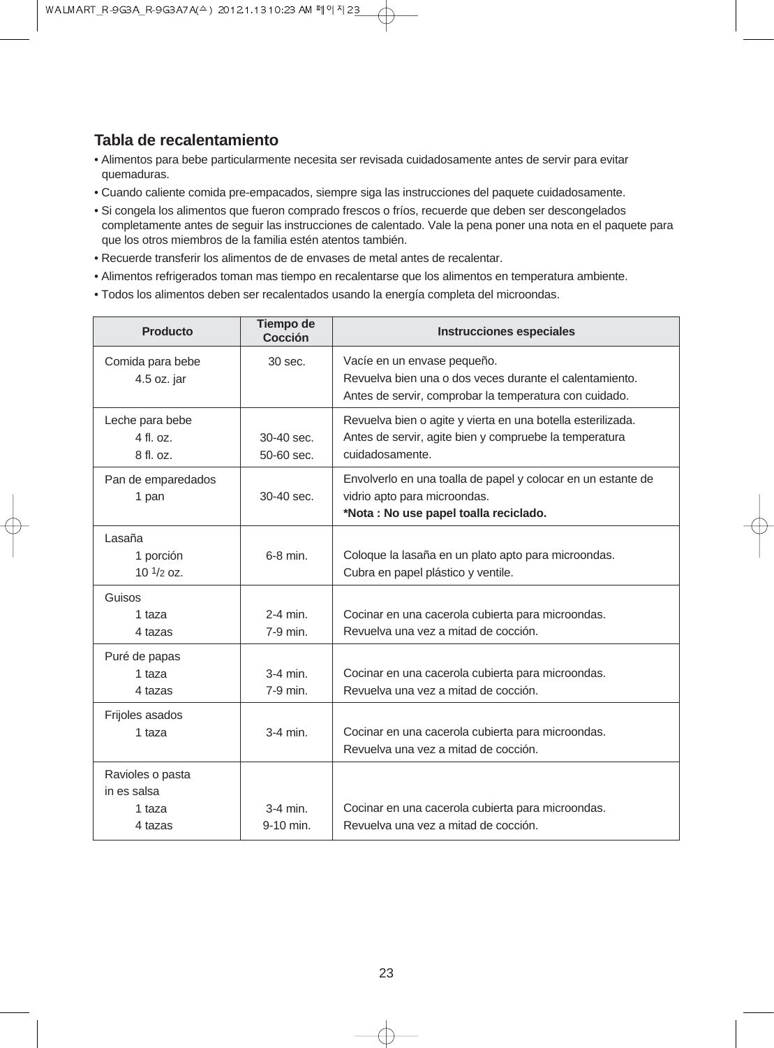## Tabla de recalentamiento

- Alimentos para bebe particularmente necesita ser revisada cuidadosamente antes de servir para evitar quemaduras.
- Cuando caliente comida pre-empacados, siempre siga las instrucciones del paquete cuidadosamente.
- Si congela los alimentos que fueron comprado frescos o fríos, recuerde que deben ser descongelados completamente antes de seguir las instrucciones de calentado. Vale la pena poner una nota en el paquete para que los otros miembros de la familia estén atentos también.
- Recuerde transferir los alimentos de de envases de metal antes de recalentar.
- Alimentos refrigerados toman mas tiempo en recalentarse que los alimentos en temperatura ambiente.
- Todos los alimentos deben ser recalentados usando la energía completa del microondas.

| Producto | Tiempo de Cocción | Instrucciones especiales |
|---|---|---|
| Comida para bebe<br>4.5 oz. jar | 30 sec. | Vacíe en un envase pequeño.<br>Revuelva bien una o dos veces durante el calentamiento.<br>Antes de servir, comprobar la temperatura con cuidado. |
| Leche para bebe<br>4 fl. oz.<br>8 fl. oz. | <br>30-40 sec.<br>50-60 sec. | Revuelva bien o agite y vierta en una botella esterilizada.<br>Antes de servir, agite bien y compruebe la temperatura cuidadosamente. |
| Pan de emparedados<br>1 pan | 30-40 sec. | Envolverlo en una toalla de papel y colocar en un estante de vidrio apto para microondas.<br>**\*Nota : No use papel toalla reciclado.** |
| Lasaña<br>1 porción<br>10 1/2 oz. | 6-8 min. | Coloque la lasaña en un plato apto para microondas.<br>Cubra en papel plástico y ventile. |
| Guisos<br>1 taza<br>4 tazas | <br>2-4 min.<br>7-9 min. | Cocinar en una cacerola cubierta para microondas.<br>Revuelva una vez a mitad de cocción. |
| Puré de papas<br>1 taza<br>4 tazas | <br>3-4 min.<br>7-9 min. | Cocinar en una cacerola cubierta para microondas.<br>Revuelva una vez a mitad de cocción. |
| Frijoles asados<br>1 taza | 3-4 min. | Cocinar en una cacerola cubierta para microondas.<br>Revuelva una vez a mitad de cocción. |
| Ravioles o pasta in es salsa<br>1 taza<br>4 tazas | <br>3-4 min.<br>9-10 min. | Cocinar en una cacerola cubierta para microondas.<br>Revuelva una vez a mitad de cocción. |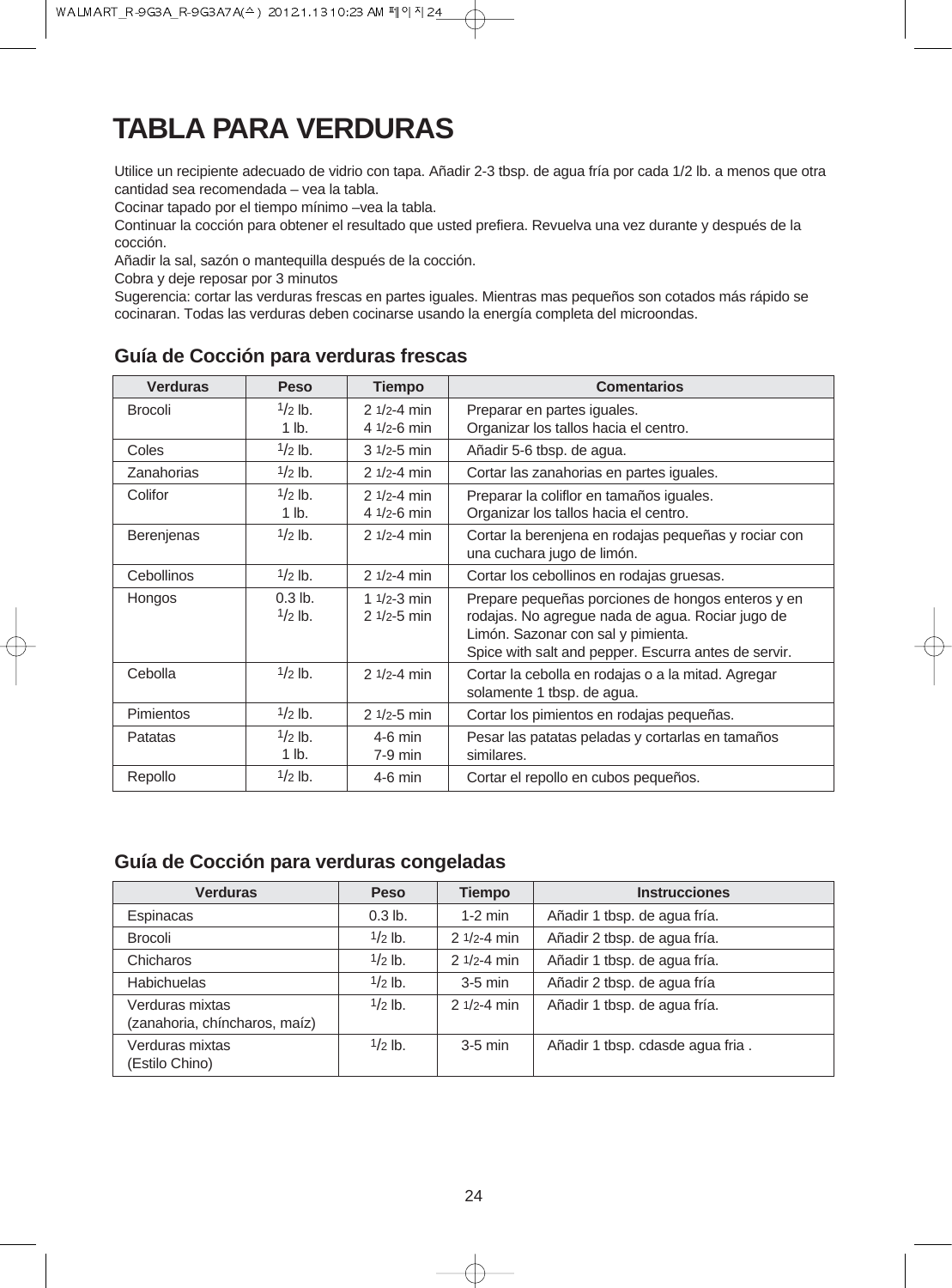# TABLA PARA VERDURAS

Utilice un recipiente adecuado de vidrio con tapa. Añadir 2-3 tbsp. de agua fría por cada 1/2 lb. a menos que otra cantidad sea recomendada – vea la tabla.
Cocinar tapado por el tiempo mínimo –vea la tabla.
Continuar la cocción para obtener el resultado que usted prefiera. Revuelva una vez durante y después de la cocción.
Añadir la sal, sazón o mantequilla después de la cocción.
Cobra y deje reposar por 3 minutos
Sugerencia: cortar las verduras frescas en partes iguales. Mientras mas pequeños son cotados más rápido se cocinaran. Todas las verduras deben cocinarse usando la energía completa del microondas.

## Guía de Cocción para verduras frescas

| Verduras | Peso | Tiempo | Comentarios |
|---|---|---|---|
| Brocoli | 1/2 lb.<br>1 lb. | 2 1/2-4 min<br>4 1/2-6 min | Preparar en partes iguales.<br>Organizar los tallos hacia el centro. |
| Coles | 1/2 lb. | 3 1/2-5 min | Añadir 5-6 tbsp. de agua. |
| Zanahorias | 1/2 lb. | 2 1/2-4 min | Cortar las zanahorias en partes iguales. |
| Colifor | 1/2 lb.<br>1 lb. | 2 1/2-4 min<br>4 1/2-6 min | Preparar la coliflor en tamaños iguales.<br>Organizar los tallos hacia el centro. |
| Berenjenas | 1/2 lb. | 2 1/2-4 min | Cortar la berenjena en rodajas pequeñas y rociar con una cuchara jugo de limón. |
| Cebollinos | 1/2 lb. | 2 1/2-4 min | Cortar los cebollinos en rodajas gruesas. |
| Hongos | 0.3 lb.<br>1/2 lb. | 1 1/2-3 min<br>2 1/2-5 min | Prepare pequeñas porciones de hongos enteros y en rodajas. No agregue nada de agua. Rociar jugo de Limón. Sazonar con sal y pimienta.<br>Spice with salt and pepper. Escurra antes de servir. |
| Cebolla | 1/2 lb. | 2 1/2-4 min | Cortar la cebolla en rodajas o a la mitad. Agregar solamente 1 tbsp. de agua. |
| Pimientos | 1/2 lb. | 2 1/2-5 min | Cortar los pimientos en rodajas pequeñas. |
| Patatas | 1/2 lb.<br>1 lb. | 4-6 min<br>7-9 min | Pesar las patatas peladas y cortarlas en tamaños similares. |
| Repollo | 1/2 lb. | 4-6 min | Cortar el repollo en cubos pequeños. |

## Guía de Cocción para verduras congeladas

| Verduras | Peso | Tiempo | Instrucciones |
|---|---|---|---|
| Espinacas | 0.3 lb. | 1-2 min | Añadir 1 tbsp. de agua fría. |
| Brocoli | 1/2 lb. | 2 1/2-4 min | Añadir 2 tbsp. de agua fría. |
| Chicharos | 1/2 lb. | 2 1/2-4 min | Añadir 1 tbsp. de agua fría. |
| Habichuelas | 1/2 lb. | 3-5 min | Añadir 2 tbsp. de agua fría |
| Verduras mixtas<br>(zanahoria, chíncharos, maíz) | 1/2 lb. | 2 1/2-4 min | Añadir 1 tbsp. de agua fría. |
| Verduras mixtas<br>(Estilo Chino) | 1/2 lb. | 3-5 min | Añadir 1 tbsp. cdasde agua fria . |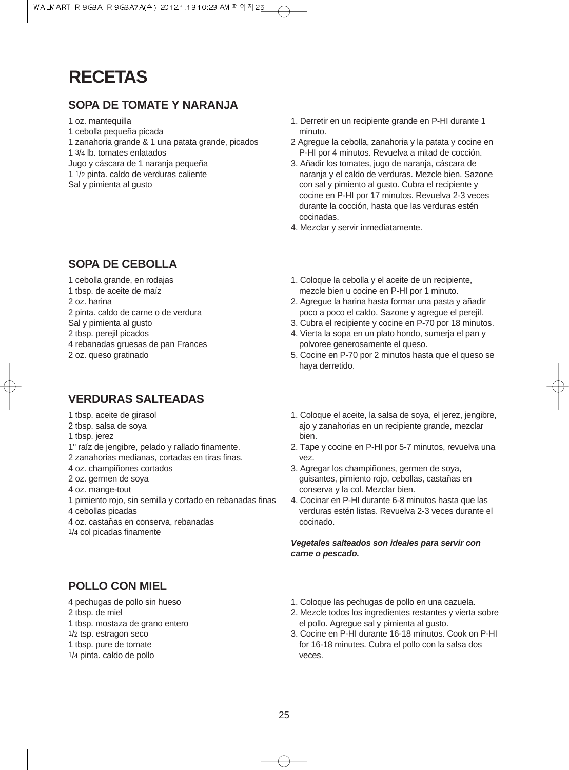# RECETAS

## SOPA DE TOMATE Y NARANJA

1 oz. mantequilla
1 cebolla pequeña picada
1 zanahoria grande & 1 una patata grande, picados
1 3/4 lb. tomates enlatados
Jugo y cáscara de 1 naranja pequeña
1 1/2 pinta. caldo de verduras caliente
Sal y pimienta al gusto

1. Derretir en un recipiente grande en P-HI durante 1 minuto.
2 Agregue la cebolla, zanahoria y la patata y cocine en P-HI por 4 minutos. Revuelva a mitad de cocción.
3. Añadir los tomates, jugo de naranja, cáscara de naranja y el caldo de verduras. Mezcle bien. Sazone con sal y pimiento al gusto. Cubra el recipiente y cocine en P-HI por 17 minutos. Revuelva 2-3 veces durante la cocción, hasta que las verduras estén cocinadas.
4. Mezclar y servir inmediatamente.

## SOPA DE CEBOLLA

1 cebolla grande, en rodajas
1 tbsp. de aceite de maíz
2 oz. harina
2 pinta. caldo de carne o de verdura
Sal y pimienta al gusto
2 tbsp. perejil picados
4 rebanadas gruesas de pan Frances
2 oz. queso gratinado

1. Coloque la cebolla y el aceite de un recipiente, mezcle bien u cocine en P-HI por 1 minuto.
2. Agregue la harina hasta formar una pasta y añadir poco a poco el caldo. Sazone y agregue el perejil.
3. Cubra el recipiente y cocine en P-70 por 18 minutos.
4. Vierta la sopa en un plato hondo, sumerja el pan y polvoree generosamente el queso.
5. Cocine en P-70 por 2 minutos hasta que el queso se haya derretido.

## VERDURAS SALTEADAS

1 tbsp. aceite de girasol
2 tbsp. salsa de soya
1 tbsp. jerez
1" raíz de jengibre, pelado y rallado finamente.
2 zanahorias medianas, cortadas en tiras finas.
4 oz. champiñones cortados
2 oz. germen de soya
4 oz. mange-tout
1 pimiento rojo, sin semilla y cortado en rebanadas finas
4 cebollas picadas
4 oz. castañas en conserva, rebanadas
1/4 col picadas finamente

1. Coloque el aceite, la salsa de soya, el jerez, jengibre, ajo y zanahorias en un recipiente grande, mezclar bien.
2. Tape y cocine en P-HI por 5-7 minutos, revuelva una vez.
3. Agregar los champiñones, germen de soya, guisantes, pimiento rojo, cebollas, castañas en conserva y la col. Mezclar bien.
4. Cocinar en P-HI durante 6-8 minutos hasta que las verduras estén listas. Revuelva 2-3 veces durante el cocinado.

***Vegetales salteados son ideales para servir con carne o pescado.***

## POLLO CON MIEL

4 pechugas de pollo sin hueso
2 tbsp. de miel
1 tbsp. mostaza de grano entero
1/2 tsp. estragon seco
1 tbsp. pure de tomate
1/4 pinta. caldo de pollo

1. Coloque las pechugas de pollo en una cazuela.
2. Mezcle todos los ingredientes restantes y vierta sobre el pollo. Agregue sal y pimienta al gusto.
3. Cocine en P-HI durante 16-18 minutos. Cook on P-HI for 16-18 minutes. Cubra el pollo con la salsa dos veces.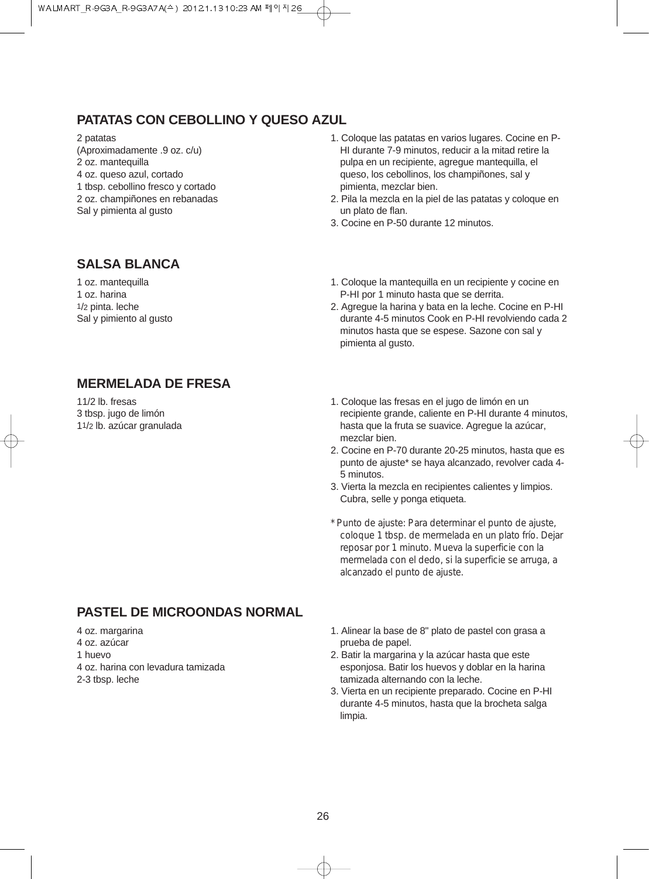## PATATAS CON CEBOLLINO Y QUESO AZUL

2 patatas
(Aproximadamente .9 oz. c/u)
2 oz. mantequilla
4 oz. queso azul, cortado
1 tbsp. cebollino fresco y cortado
2 oz. champiñones en rebanadas
Sal y pimienta al gusto

1. Coloque las patatas en varios lugares. Cocine en P-HI durante 7-9 minutos, reducir a la mitad retire la pulpa en un recipiente, agregue mantequilla, el queso, los cebollinos, los champiñones, sal y pimienta, mezclar bien.
2. Pila la mezcla en la piel de las patatas y coloque en un plato de flan.
3. Cocine en P-50 durante 12 minutos.

## SALSA BLANCA

1 oz. mantequilla
1 oz. harina
1/2 pinta. leche
Sal y pimiento al gusto

1. Coloque la mantequilla en un recipiente y cocine en P-HI por 1 minuto hasta que se derrita.
2. Agregue la harina y bata en la leche. Cocine en P-HI durante 4-5 minutos Cook en P-HI revolviendo cada 2 minutos hasta que se espese. Sazone con sal y pimienta al gusto.

## MERMELADA DE FRESA

11/2 lb. fresas
3 tbsp. jugo de limón
11/2 lb. azúcar granulada

1. Coloque las fresas en el jugo de limón en un recipiente grande, caliente en P-HI durante 4 minutos, hasta que la fruta se suavice. Agregue la azúcar, mezclar bien.
2. Cocine en P-70 durante 20-25 minutos, hasta que es punto de ajuste* se haya alcanzado, revolver cada 4-5 minutos.
3. Vierta la mezcla en recipientes calientes y limpios. Cubra, selle y ponga etiqueta.

*Punto de ajuste: Para determinar el punto de ajuste, coloque 1 tbsp. de mermelada en un plato frío. Dejar reposar por 1 minuto. Mueva la superficie con la mermelada con el dedo, si la superficie se arruga, a alcanzado el punto de ajuste.

## PASTEL DE MICROONDAS NORMAL

4 oz. margarina
4 oz. azúcar
1 huevo
4 oz. harina con levadura tamizada
2-3 tbsp. leche

1. Alinear la base de 8" plato de pastel con grasa a prueba de papel.
2. Batir la margarina y la azúcar hasta que este esponjosa. Batir los huevos y doblar en la harina tamizada alternando con la leche.
3. Vierta en un recipiente preparado. Cocine en P-HI durante 4-5 minutos, hasta que la brocheta salga limpia.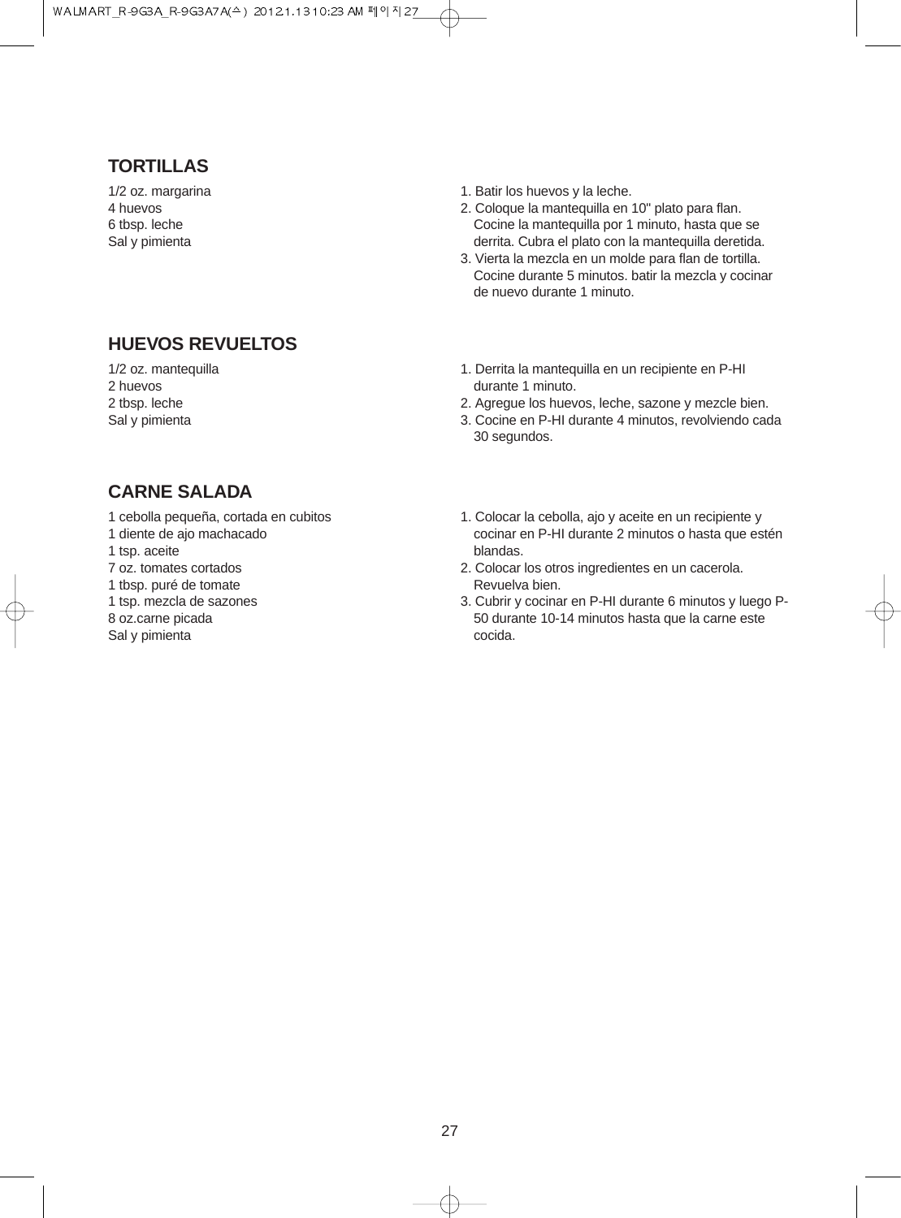## TORTILLAS

1/2 oz. margarina
4 huevos
6 tbsp. leche
Sal y pimienta

1. Batir los huevos y la leche.
2. Coloque la mantequilla en 10" plato para flan. Cocine la mantequilla por 1 minuto, hasta que se derrita. Cubra el plato con la mantequilla deretida.
3. Vierta la mezcla en un molde para flan de tortilla. Cocine durante 5 minutos. batir la mezcla y cocinar de nuevo durante 1 minuto.

## HUEVOS REVUELTOS

1/2 oz. mantequilla
2 huevos
2 tbsp. leche
Sal y pimienta

1. Derrita la mantequilla en un recipiente en P-HI durante 1 minuto.
2. Agregue los huevos, leche, sazone y mezcle bien.
3. Cocine en P-HI durante 4 minutos, revolviendo cada 30 segundos.

## CARNE SALADA

1 cebolla pequeña, cortada en cubitos
1 diente de ajo machacado
1 tsp. aceite
7 oz. tomates cortados
1 tbsp. puré de tomate
1 tsp. mezcla de sazones
8 oz.carne picada
Sal y pimienta

1. Colocar la cebolla, ajo y aceite en un recipiente y cocinar en P-HI durante 2 minutos o hasta que estén blandas.
2. Colocar los otros ingredientes en un cacerola. Revuelva bien.
3. Cubrir y cocinar en P-HI durante 6 minutos y luego P-50 durante 10-14 minutos hasta que la carne este cocida.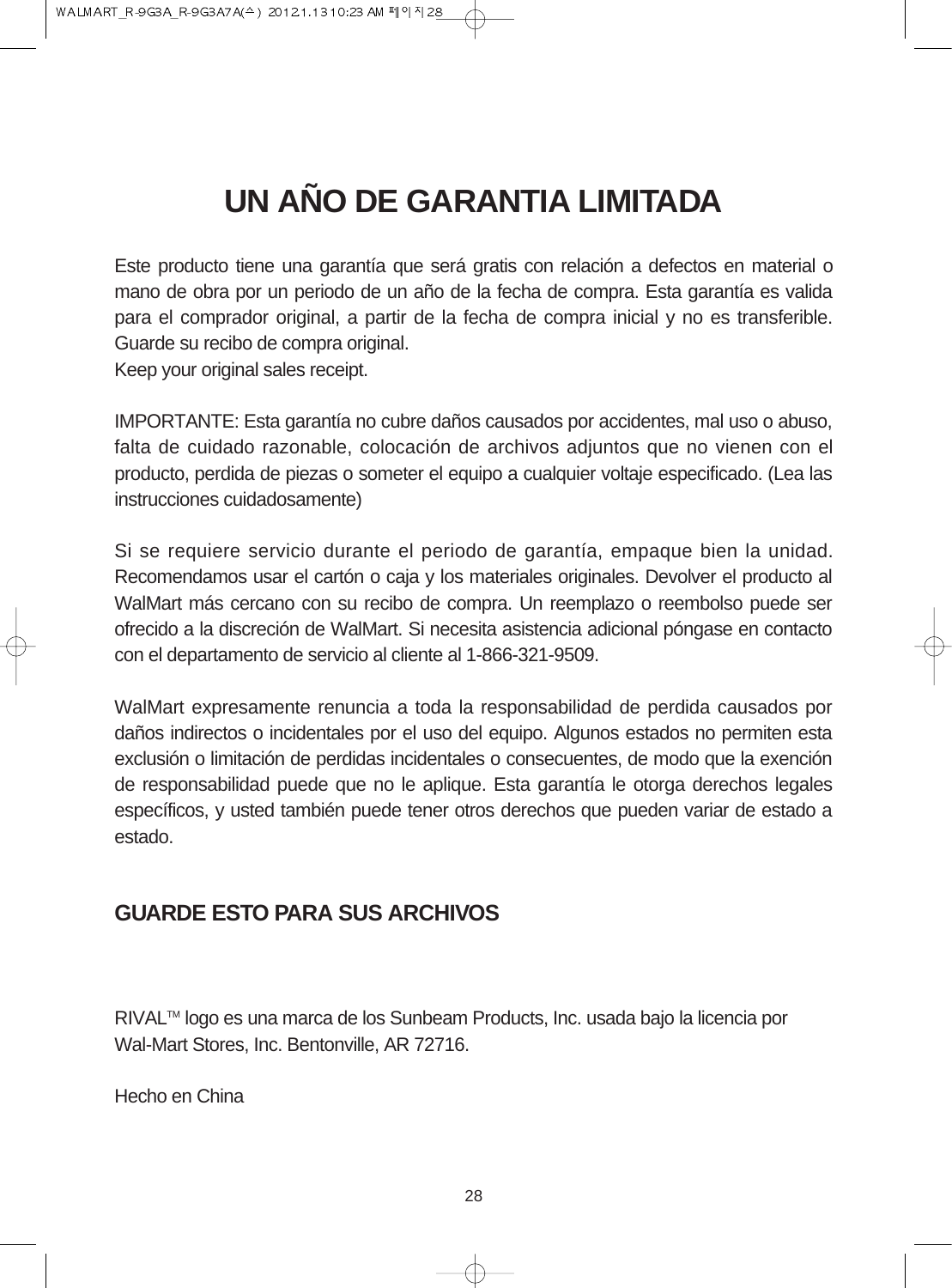# UN AÑO DE GARANTIA LIMITADA

Este producto tiene una garantía que será gratis con relación a defectos en material o mano de obra por un periodo de un año de la fecha de compra. Esta garantía es valida para el comprador original, a partir de la fecha de compra inicial y no es transferible. Guarde su recibo de compra original.
Keep your original sales receipt.

IMPORTANTE: Esta garantía no cubre daños causados por accidentes, mal uso o abuso, falta de cuidado razonable, colocación de archivos adjuntos que no vienen con el producto, perdida de piezas o someter el equipo a cualquier voltaje especificado. (Lea las instrucciones cuidadosamente)

Si se requiere servicio durante el periodo de garantía, empaque bien la unidad. Recomendamos usar el cartón o caja y los materiales originales. Devolver el producto al WalMart más cercano con su recibo de compra. Un reemplazo o reembolso puede ser ofrecido a la discreción de WalMart. Si necesita asistencia adicional póngase en contacto con el departamento de servicio al cliente al 1-866-321-9509.

WalMart expresamente renuncia a toda la responsabilidad de perdida causados por daños indirectos o incidentales por el uso del equipo. Algunos estados no permiten esta exclusión o limitación de perdidas incidentales o consecuentes, de modo que la exención de responsabilidad puede que no le aplique. Esta garantía le otorga derechos legales específicos, y usted también puede tener otros derechos que pueden variar de estado a estado.

**GUARDE ESTO PARA SUS ARCHIVOS**

RIVAL™ logo es una marca de los Sunbeam Products, Inc. usada bajo la licencia por
Wal-Mart Stores, Inc. Bentonville, AR 72716.

Hecho en China